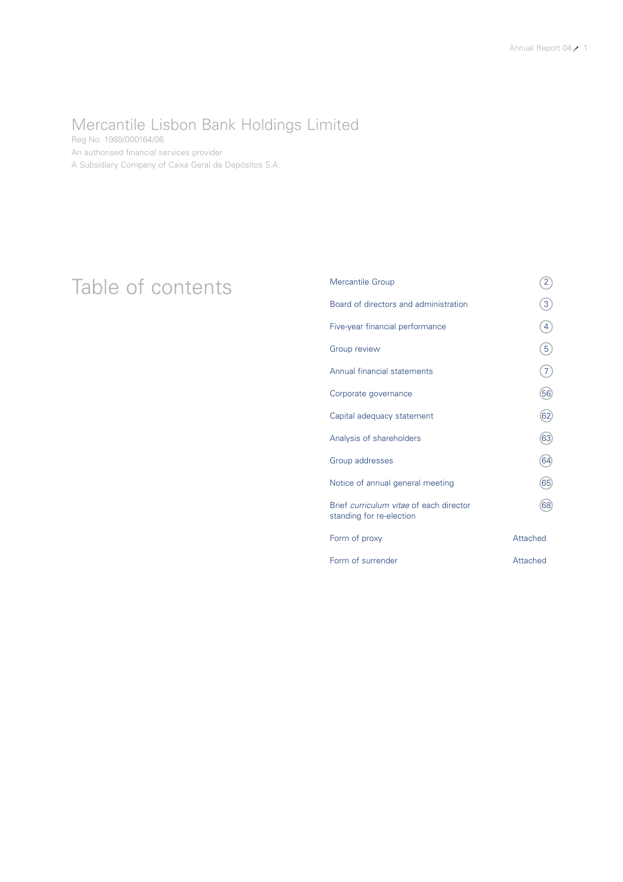# Mercantile Lisbon Bank Holdings Limited

Reg No. 1989/000164/06

An authorised financial services provider

A Subsidiary Company of Caixa Geral de Depósitos S.A.

## Table of contents

| | |
|---|---|
| Mercantile Group | 2 |
| Board of directors and administration | 3 |
| Five-year financial performance | 4 |
| Group review | 5 |
| Annual financial statements | 7 |
| Corporate governance | 56 |
| Capital adequacy statement | 62 |
| Analysis of shareholders | 63 |
| Group addresses | 64 |
| Notice of annual general meeting | 65 |
| Brief *curriculum vitae* of each director standing for re-election | 68 |
| Form of proxy | Attached |
| Form of surrender | Attached |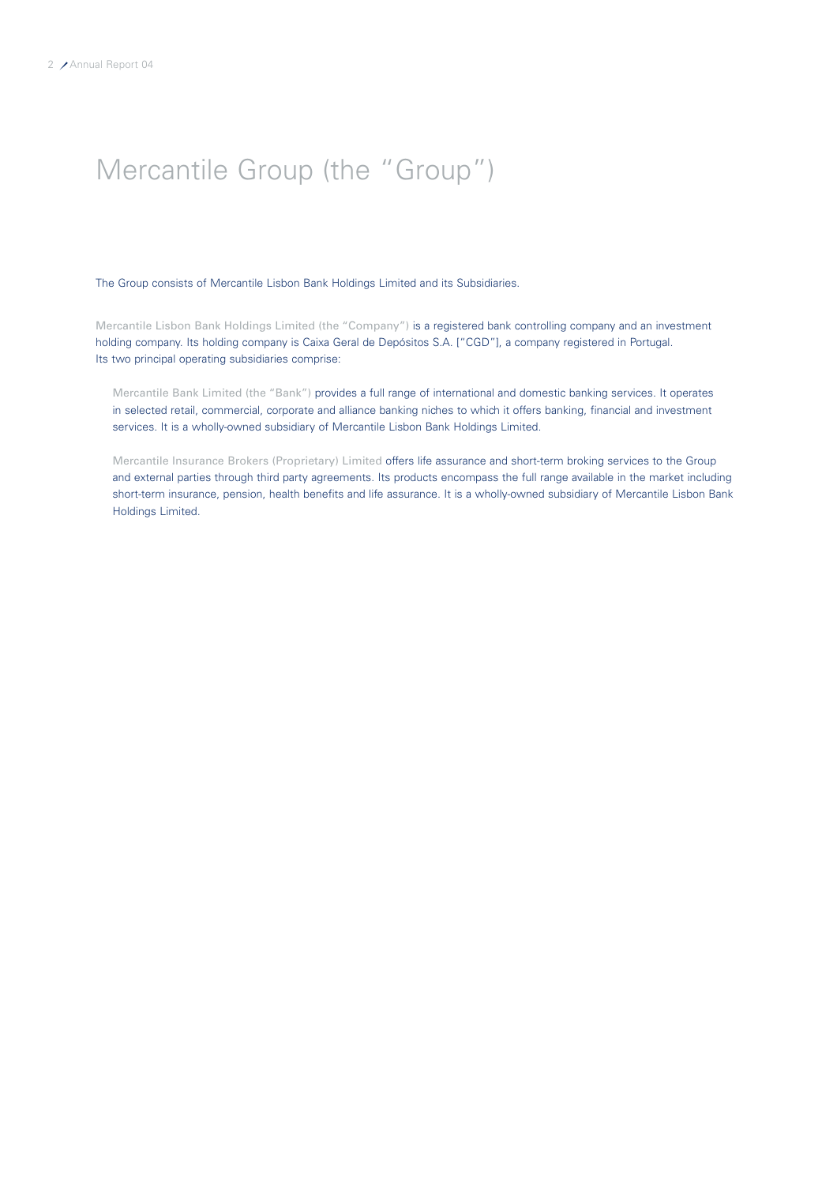# Mercantile Group (the "Group")

The Group consists of Mercantile Lisbon Bank Holdings Limited and its Subsidiaries.

Mercantile Lisbon Bank Holdings Limited (the "Company") is a registered bank controlling company and an investment holding company. Its holding company is Caixa Geral de Depósitos S.A. ["CGD"], a company registered in Portugal. Its two principal operating subsidiaries comprise:

Mercantile Bank Limited (the "Bank") provides a full range of international and domestic banking services. It operates in selected retail, commercial, corporate and alliance banking niches to which it offers banking, financial and investment services. It is a wholly-owned subsidiary of Mercantile Lisbon Bank Holdings Limited.

Mercantile Insurance Brokers (Proprietary) Limited offers life assurance and short-term broking services to the Group and external parties through third party agreements. Its products encompass the full range available in the market including short-term insurance, pension, health benefits and life assurance. It is a wholly-owned subsidiary of Mercantile Lisbon Bank Holdings Limited.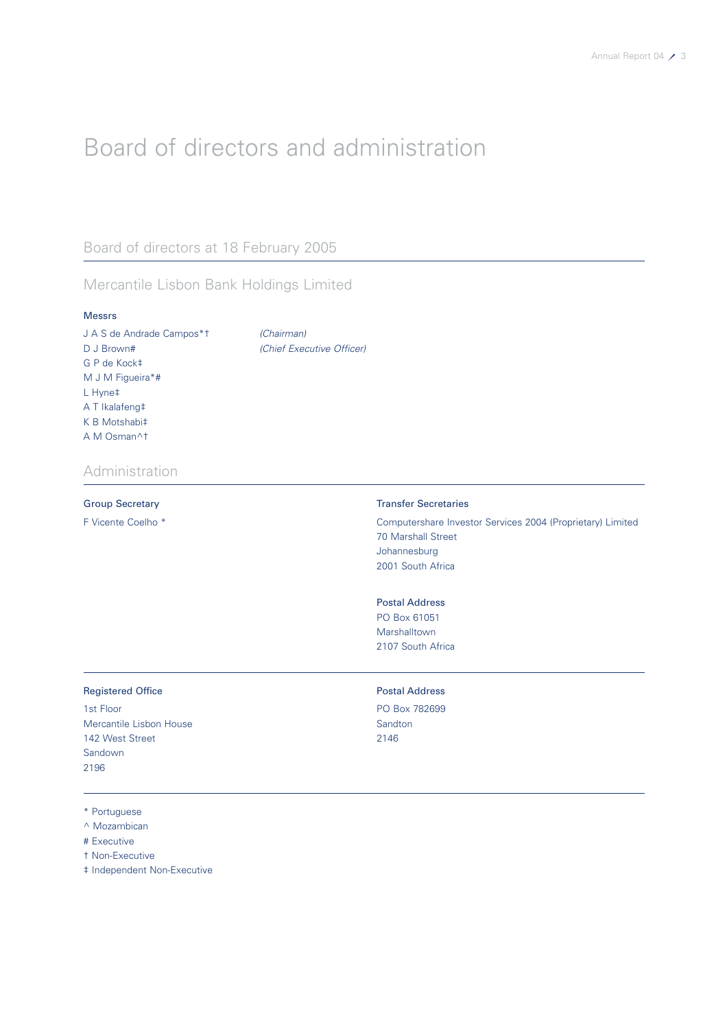# Board of directors and administration

## Board of directors at 18 February 2005

## Mercantile Lisbon Bank Holdings Limited

**Messrs**

J A S de Andrade Campos*† *(Chairman)*
D J Brown# *(Chief Executive Officer)*
G P de Kock‡
M J M Figueira*#
L Hyne‡
A T Ikalafeng‡
K B Motshabi‡
A M Osman^†

## Administration

**Group Secretary**

F Vicente Coelho *

**Transfer Secretaries**

Computershare Investor Services 2004 (Proprietary) Limited
70 Marshall Street
Johannesburg
2001 South Africa

**Postal Address**

PO Box 61051
Marshalltown
2107 South Africa

**Registered Office**

1st Floor
Mercantile Lisbon House
142 West Street
Sandown
2196

**Postal Address**

PO Box 782699
Sandton
2146

\* Portuguese
^ Mozambican
\# Executive
† Non-Executive
‡ Independent Non-Executive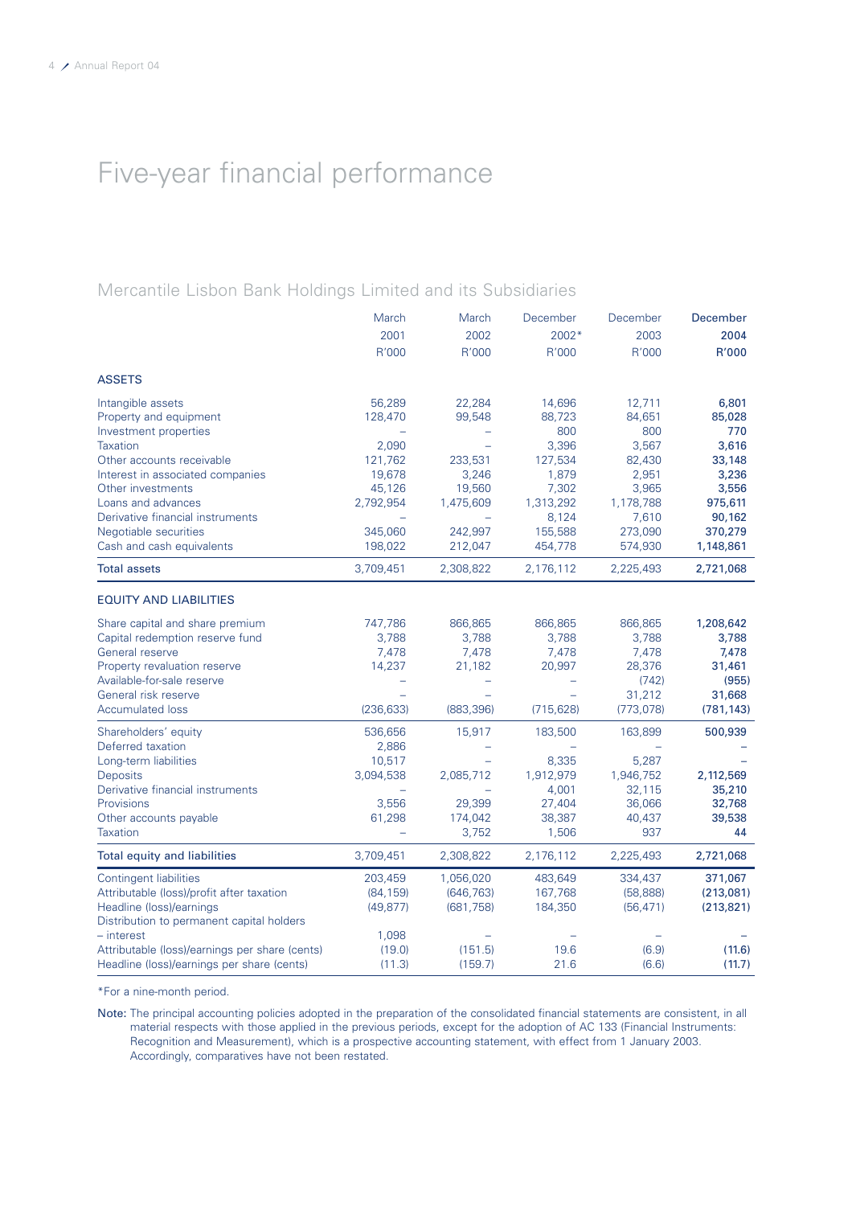# Five-year financial performance

## Mercantile Lisbon Bank Holdings Limited and its Subsidiaries

| | March 2001 R'000 | March 2002 R'000 | December 2002* R'000 | December 2003 R'000 | **December 2004 R'000** |
|---|---|---|---|---|---|
| **ASSETS** | | | | | |
| Intangible assets | 56,289 | 22,284 | 14,696 | 12,711 | **6,801** |
| Property and equipment | 128,470 | 99,548 | 88,723 | 84,651 | **85,028** |
| Investment properties | – | – | 800 | 800 | **770** |
| Taxation | 2,090 | – | 3,396 | 3,567 | **3,616** |
| Other accounts receivable | 121,762 | 233,531 | 127,534 | 82,430 | **33,148** |
| Interest in associated companies | 19,678 | 3,246 | 1,879 | 2,951 | **3,236** |
| Other investments | 45,126 | 19,560 | 7,302 | 3,965 | **3,556** |
| Loans and advances | 2,792,954 | 1,475,609 | 1,313,292 | 1,178,788 | **975,611** |
| Derivative financial instruments | – | – | 8,124 | 7,610 | **90,162** |
| Negotiable securities | 345,060 | 242,997 | 155,588 | 273,090 | **370,279** |
| Cash and cash equivalents | 198,022 | 212,047 | 454,778 | 574,930 | **1,148,861** |
| **Total assets** | 3,709,451 | 2,308,822 | 2,176,112 | 2,225,493 | **2,721,068** |
| **EQUITY AND LIABILITIES** | | | | | |
| Share capital and share premium | 747,786 | 866,865 | 866,865 | 866,865 | **1,208,642** |
| Capital redemption reserve fund | 3,788 | 3,788 | 3,788 | 3,788 | **3,788** |
| General reserve | 7,478 | 7,478 | 7,478 | 7,478 | **7,478** |
| Property revaluation reserve | 14,237 | 21,182 | 20,997 | 28,376 | **31,461** |
| Available-for-sale reserve | – | – | – | (742) | **(955)** |
| General risk reserve | – | – | – | 31,212 | **31,668** |
| Accumulated loss | (236,633) | (883,396) | (715,628) | (773,078) | **(781,143)** |
| Shareholders' equity | 536,656 | 15,917 | 183,500 | 163,899 | **500,939** |
| Deferred taxation | 2,886 | – | – | – | **–** |
| Long-term liabilities | 10,517 | – | 8,335 | 5,287 | **–** |
| Deposits | 3,094,538 | 2,085,712 | 1,912,979 | 1,946,752 | **2,112,569** |
| Derivative financial instruments | – | – | 4,001 | 32,115 | **35,210** |
| Provisions | 3,556 | 29,399 | 27,404 | 36,066 | **32,768** |
| Other accounts payable | 61,298 | 174,042 | 38,387 | 40,437 | **39,538** |
| Taxation | – | 3,752 | 1,506 | 937 | **44** |
| **Total equity and liabilities** | 3,709,451 | 2,308,822 | 2,176,112 | 2,225,493 | **2,721,068** |
| Contingent liabilities | 203,459 | 1,056,020 | 483,649 | 334,437 | **371,067** |
| Attributable (loss)/profit after taxation | (84,159) | (646,763) | 167,768 | (58,888) | **(213,081)** |
| Headline (loss)/earnings | (49,877) | (681,758) | 184,350 | (56,471) | **(213,821)** |
| Distribution to permanent capital holders – interest | 1,098 | – | – | – | **–** |
| Attributable (loss)/earnings per share (cents) | (19.0) | (151.5) | 19.6 | (6.9) | **(11.6)** |
| Headline (loss)/earnings per share (cents) | (11.3) | (159.7) | 21.6 | (6.6) | **(11.7)** |

*For a nine-month period.

**Note:** The principal accounting policies adopted in the preparation of the consolidated financial statements are consistent, in all material respects with those applied in the previous periods, except for the adoption of AC 133 (Financial Instruments: Recognition and Measurement), which is a prospective accounting statement, with effect from 1 January 2003. Accordingly, comparatives have not been restated.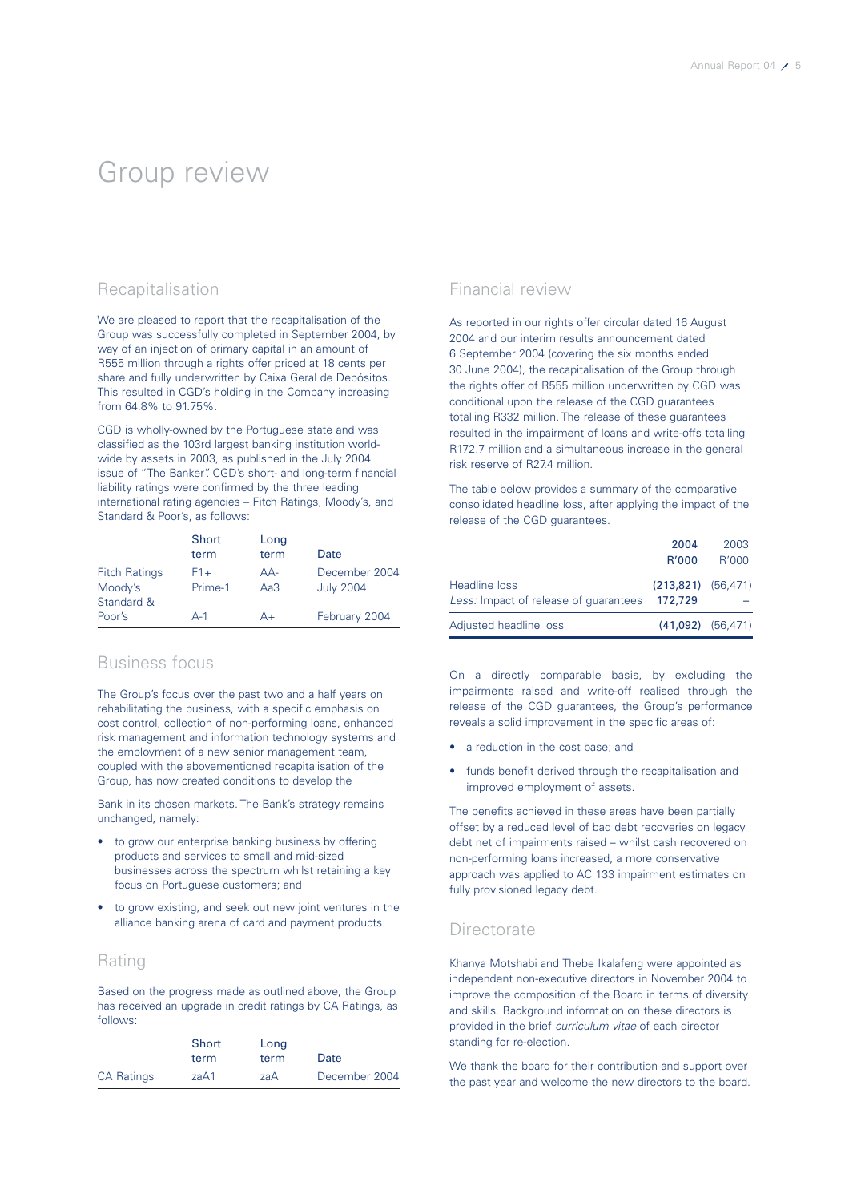# Group review

## Recapitalisation

We are pleased to report that the recapitalisation of the Group was successfully completed in September 2004, by way of an injection of primary capital in an amount of R555 million through a rights offer priced at 18 cents per share and fully underwritten by Caixa Geral de Depósitos. This resulted in CGD's holding in the Company increasing from 64.8% to 91.75%.

CGD is wholly-owned by the Portuguese state and was classified as the 103rd largest banking institution world-wide by assets in 2003, as published in the July 2004 issue of "The Banker". CGD's short- and long-term financial liability ratings were confirmed by the three leading international rating agencies – Fitch Ratings, Moody's, and Standard & Poor's, as follows:

| | Short term | Long term | Date |
|---|---|---|---|
| Fitch Ratings | F1+ | AA- | December 2004 |
| Moody's | Prime-1 | Aa3 | July 2004 |
| Standard & Poor's | A-1 | A+ | February 2004 |

## Business focus

The Group's focus over the past two and a half years on rehabilitating the business, with a specific emphasis on cost control, collection of non-performing loans, enhanced risk management and information technology systems and the employment of a new senior management team, coupled with the abovementioned recapitalisation of the Group, has now created conditions to develop the Bank in its chosen markets. The Bank's strategy remains unchanged, namely:

- to grow our enterprise banking business by offering products and services to small and mid-sized businesses across the spectrum whilst retaining a key focus on Portuguese customers; and
- to grow existing, and seek out new joint ventures in the alliance banking arena of card and payment products.

## Rating

Based on the progress made as outlined above, the Group has received an upgrade in credit ratings by CA Ratings, as follows:

| | Short term | Long term | Date |
|---|---|---|---|
| CA Ratings | zaA1 | zaA | December 2004 |

## Financial review

As reported in our rights offer circular dated 16 August 2004 and our interim results announcement dated 6 September 2004 (covering the six months ended 30 June 2004), the recapitalisation of the Group through the rights offer of R555 million underwritten by CGD was conditional upon the release of the CGD guarantees totalling R332 million. The release of these guarantees resulted in the impairment of loans and write-offs totalling R172.7 million and a simultaneous increase in the general risk reserve of R27.4 million.

The table below provides a summary of the comparative consolidated headline loss, after applying the impact of the release of the CGD guarantees.

| | 2004 R'000 | 2003 R'000 |
|---|---|---|
| Headline loss | (213,821) | (56,471) |
| *Less:* Impact of release of guarantees | 172,729 | – |
| Adjusted headline loss | (41,092) | (56,471) |

On a directly comparable basis, by excluding the impairments raised and write-off realised through the release of the CGD guarantees, the Group's performance reveals a solid improvement in the specific areas of:

- a reduction in the cost base; and
- funds benefit derived through the recapitalisation and improved employment of assets.

The benefits achieved in these areas have been partially offset by a reduced level of bad debt recoveries on legacy debt net of impairments raised – whilst cash recovered on non-performing loans increased, a more conservative approach was applied to AC 133 impairment estimates on fully provisioned legacy debt.

## Directorate

Khanya Motshabi and Thebe Ikalafeng were appointed as independent non-executive directors in November 2004 to improve the composition of the Board in terms of diversity and skills. Background information on these directors is provided in the brief *curriculum vitae* of each director standing for re-election.

We thank the board for their contribution and support over the past year and welcome the new directors to the board.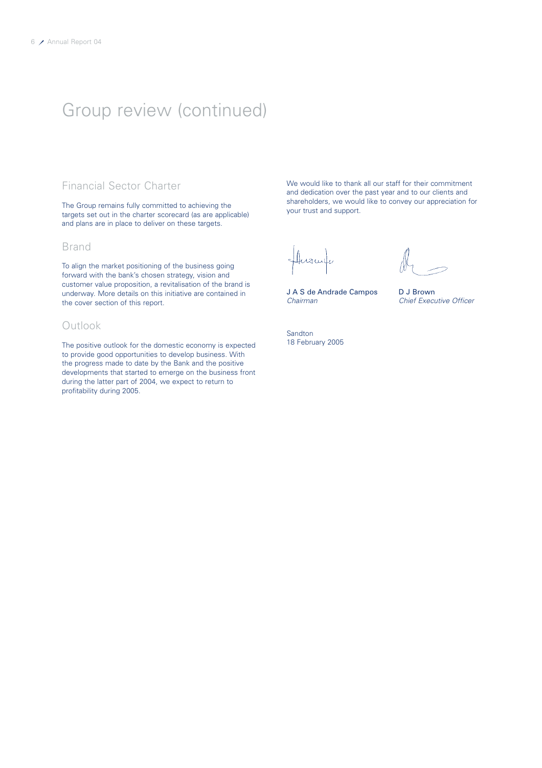# Group review (continued)

## Financial Sector Charter

The Group remains fully committed to achieving the targets set out in the charter scorecard (as are applicable) and plans are in place to deliver on these targets.

## Brand

To align the market positioning of the business going forward with the bank's chosen strategy, vision and customer value proposition, a revitalisation of the brand is underway. More details on this initiative are contained in the cover section of this report.

## Outlook

The positive outlook for the domestic economy is expected to provide good opportunities to develop business. With the progress made to date by the Bank and the positive developments that started to emerge on the business front during the latter part of 2004, we expect to return to profitability during 2005.

We would like to thank all our staff for their commitment and dedication over the past year and to our clients and shareholders, we would like to convey our appreciation for your trust and support.

J A S de Andrade Campos
*Chairman*

D J Brown
*Chief Executive Officer*

Sandton
18 February 2005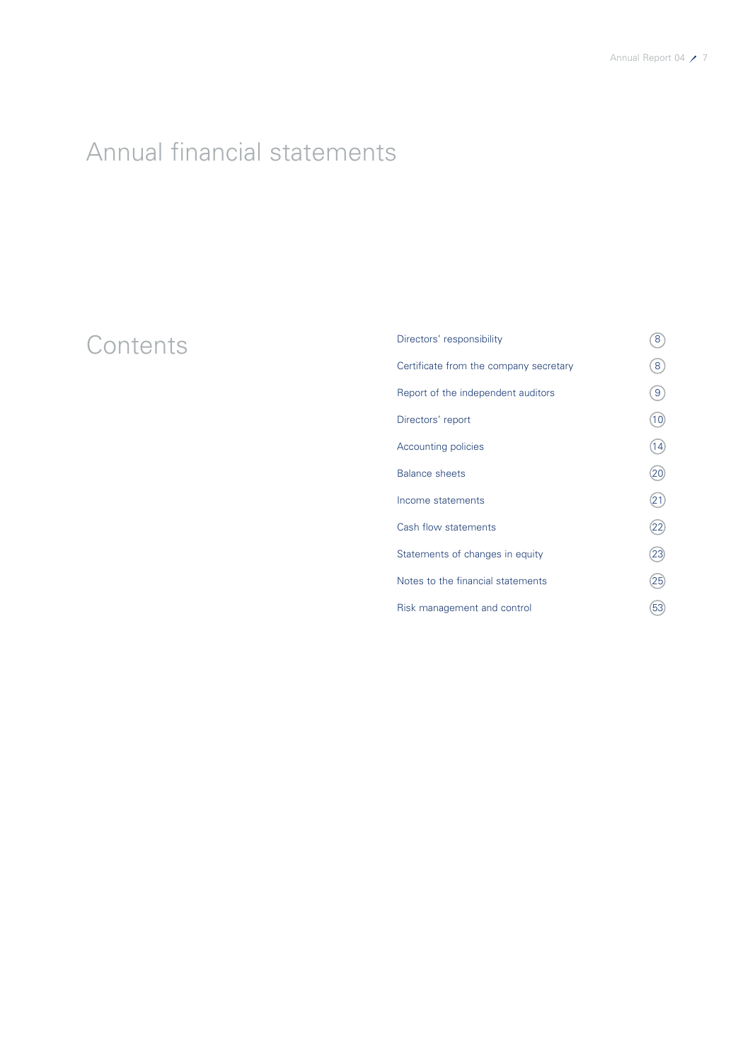# Annual financial statements

## Contents

| | |
|---|---|
| Directors' responsibility | 8 |
| Certificate from the company secretary | 8 |
| Report of the independent auditors | 9 |
| Directors' report | 10 |
| Accounting policies | 14 |
| Balance sheets | 20 |
| Income statements | 21 |
| Cash flow statements | 22 |
| Statements of changes in equity | 23 |
| Notes to the financial statements | 25 |
| Risk management and control | 53 |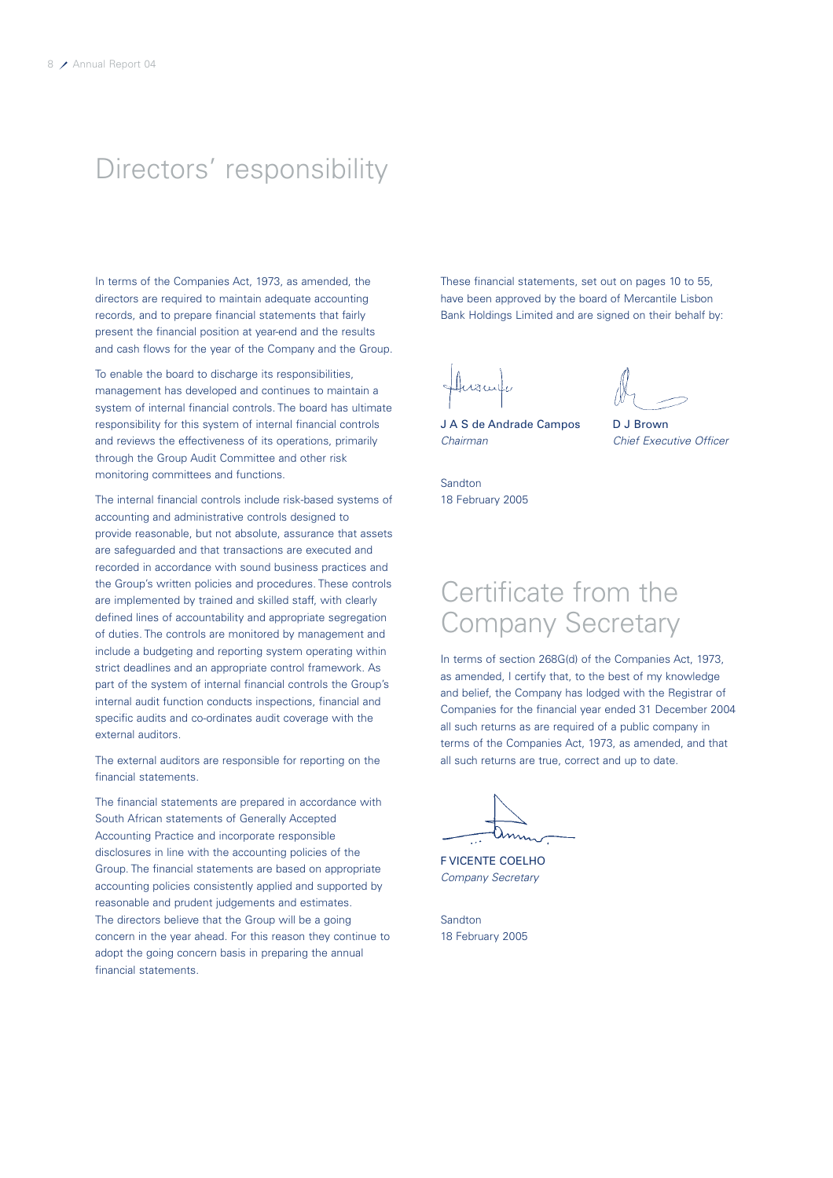# Directors' responsibility

In terms of the Companies Act, 1973, as amended, the directors are required to maintain adequate accounting records, and to prepare financial statements that fairly present the financial position at year-end and the results and cash flows for the year of the Company and the Group.

To enable the board to discharge its responsibilities, management has developed and continues to maintain a system of internal financial controls. The board has ultimate responsibility for this system of internal financial controls and reviews the effectiveness of its operations, primarily through the Group Audit Committee and other risk monitoring committees and functions.

The internal financial controls include risk-based systems of accounting and administrative controls designed to provide reasonable, but not absolute, assurance that assets are safeguarded and that transactions are executed and recorded in accordance with sound business practices and the Group's written policies and procedures. These controls are implemented by trained and skilled staff, with clearly defined lines of accountability and appropriate segregation of duties. The controls are monitored by management and include a budgeting and reporting system operating within strict deadlines and an appropriate control framework. As part of the system of internal financial controls the Group's internal audit function conducts inspections, financial and specific audits and co-ordinates audit coverage with the external auditors.

The external auditors are responsible for reporting on the financial statements.

The financial statements are prepared in accordance with South African statements of Generally Accepted Accounting Practice and incorporate responsible disclosures in line with the accounting policies of the Group. The financial statements are based on appropriate accounting policies consistently applied and supported by reasonable and prudent judgements and estimates. The directors believe that the Group will be a going concern in the year ahead. For this reason they continue to adopt the going concern basis in preparing the annual financial statements.

These financial statements, set out on pages 10 to 55, have been approved by the board of Mercantile Lisbon Bank Holdings Limited and are signed on their behalf by:

J A S de Andrade Campos
*Chairman*

D J Brown
*Chief Executive Officer*

Sandton
18 February 2005

# Certificate from the Company Secretary

In terms of section 268G(d) of the Companies Act, 1973, as amended, I certify that, to the best of my knowledge and belief, the Company has lodged with the Registrar of Companies for the financial year ended 31 December 2004 all such returns as are required of a public company in terms of the Companies Act, 1973, as amended, and that all such returns are true, correct and up to date.

F VICENTE COELHO
*Company Secretary*

Sandton
18 February 2005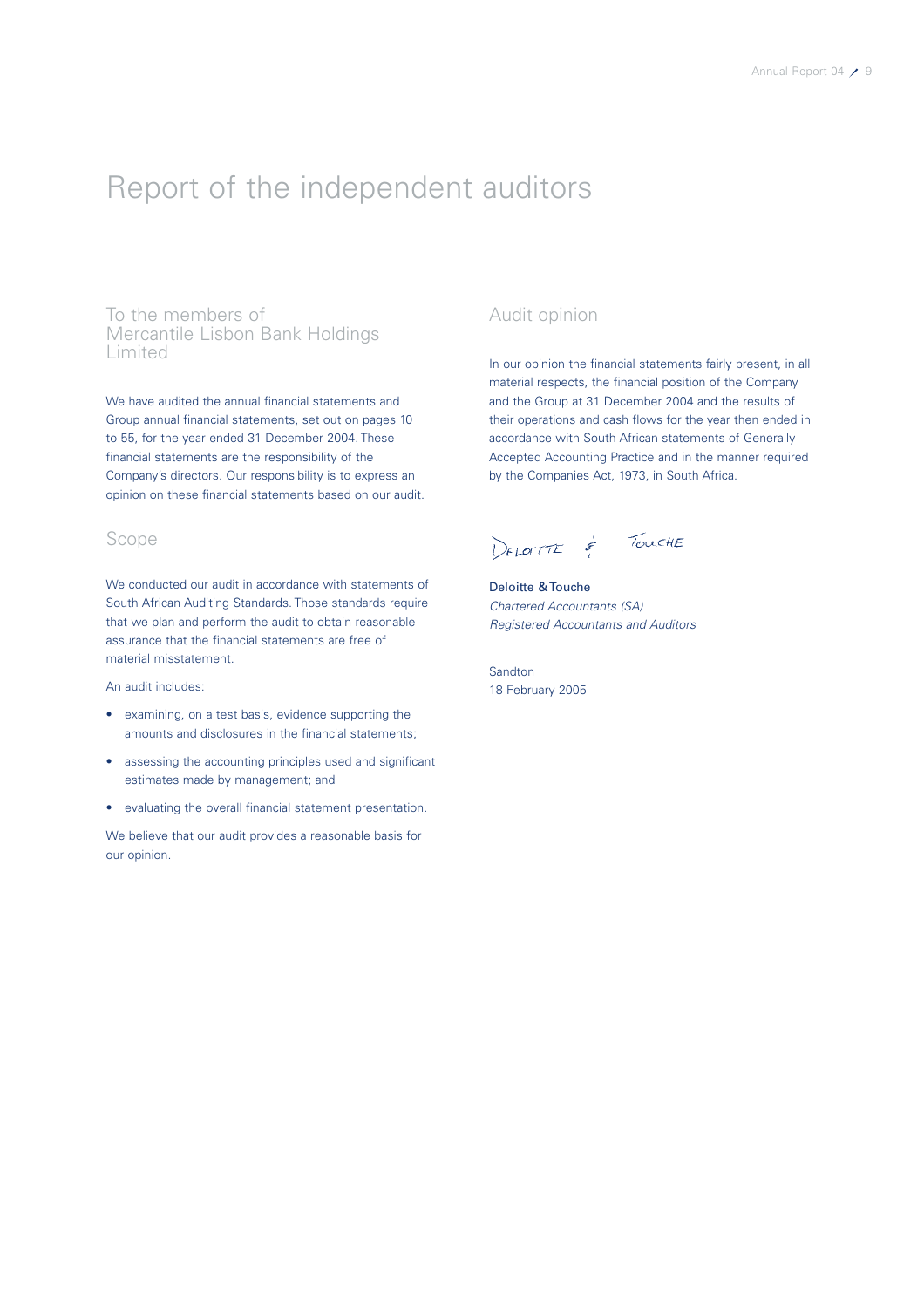# Report of the independent auditors

## To the members of Mercantile Lisbon Bank Holdings Limited

We have audited the annual financial statements and Group annual financial statements, set out on pages 10 to 55, for the year ended 31 December 2004. These financial statements are the responsibility of the Company's directors. Our responsibility is to express an opinion on these financial statements based on our audit.

## Scope

We conducted our audit in accordance with statements of South African Auditing Standards. Those standards require that we plan and perform the audit to obtain reasonable assurance that the financial statements are free of material misstatement.

An audit includes:

- examining, on a test basis, evidence supporting the amounts and disclosures in the financial statements;
- assessing the accounting principles used and significant estimates made by management; and
- evaluating the overall financial statement presentation.

We believe that our audit provides a reasonable basis for our opinion.

## Audit opinion

In our opinion the financial statements fairly present, in all material respects, the financial position of the Company and the Group at 31 December 2004 and the results of their operations and cash flows for the year then ended in accordance with South African statements of Generally Accepted Accounting Practice and in the manner required by the Companies Act, 1973, in South Africa.

Deloitte & Touche

Deloitte & Touche
*Chartered Accountants (SA)*
*Registered Accountants and Auditors*

Sandton
18 February 2005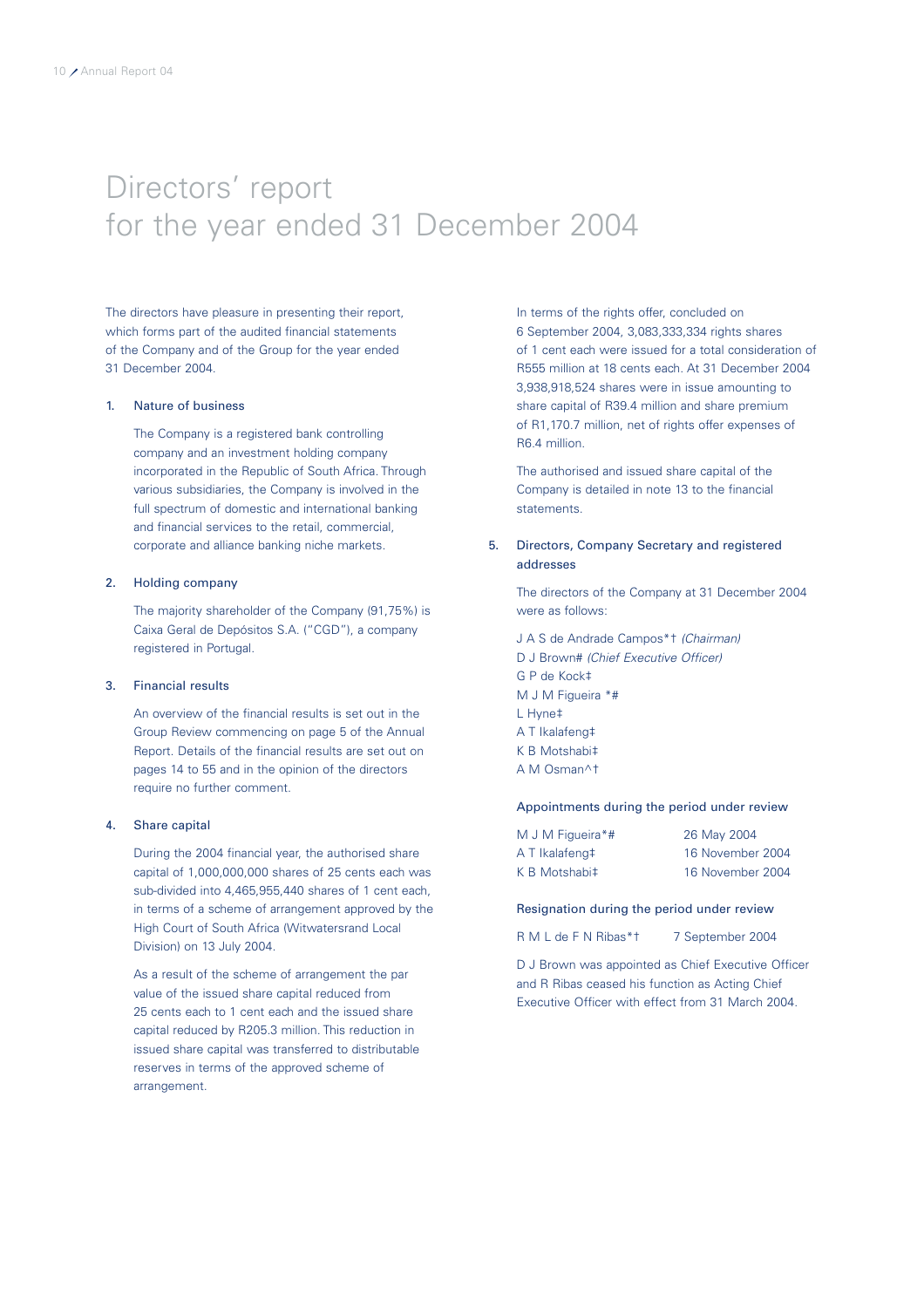# Directors' report for the year ended 31 December 2004

The directors have pleasure in presenting their report, which forms part of the audited financial statements of the Company and of the Group for the year ended 31 December 2004.

## 1. Nature of business

The Company is a registered bank controlling company and an investment holding company incorporated in the Republic of South Africa. Through various subsidiaries, the Company is involved in the full spectrum of domestic and international banking and financial services to the retail, commercial, corporate and alliance banking niche markets.

## 2. Holding company

The majority shareholder of the Company (91,75%) is Caixa Geral de Depósitos S.A. ("CGD"), a company registered in Portugal.

## 3. Financial results

An overview of the financial results is set out in the Group Review commencing on page 5 of the Annual Report. Details of the financial results are set out on pages 14 to 55 and in the opinion of the directors require no further comment.

## 4. Share capital

During the 2004 financial year, the authorised share capital of 1,000,000,000 shares of 25 cents each was sub-divided into 4,465,955,440 shares of 1 cent each, in terms of a scheme of arrangement approved by the High Court of South Africa (Witwatersrand Local Division) on 13 July 2004.

As a result of the scheme of arrangement the par value of the issued share capital reduced from 25 cents each to 1 cent each and the issued share capital reduced by R205.3 million. This reduction in issued share capital was transferred to distributable reserves in terms of the approved scheme of arrangement.

In terms of the rights offer, concluded on 6 September 2004, 3,083,333,334 rights shares of 1 cent each were issued for a total consideration of R555 million at 18 cents each. At 31 December 2004 3,938,918,524 shares were in issue amounting to share capital of R39.4 million and share premium of R1,170.7 million, net of rights offer expenses of R6.4 million.

The authorised and issued share capital of the Company is detailed in note 13 to the financial statements.

## 5. Directors, Company Secretary and registered addresses

The directors of the Company at 31 December 2004 were as follows:

J A S de Andrade Campos*† *(Chairman)*
D J Brown# *(Chief Executive Officer)*
G P de Kock‡
M J M Figueira *#
L Hyne‡
A T Ikalafeng‡
K B Motshabi‡
A M Osman^†

### Appointments during the period under review

| | |
|---|---|
| M J M Figueira*# | 26 May 2004 |
| A T Ikalafeng‡ | 16 November 2004 |
| K B Motshabi‡ | 16 November 2004 |

### Resignation during the period under review

| | |
|---|---|
| R M L de F N Ribas*† | 7 September 2004 |

D J Brown was appointed as Chief Executive Officer and R Ribas ceased his function as Acting Chief Executive Officer with effect from 31 March 2004.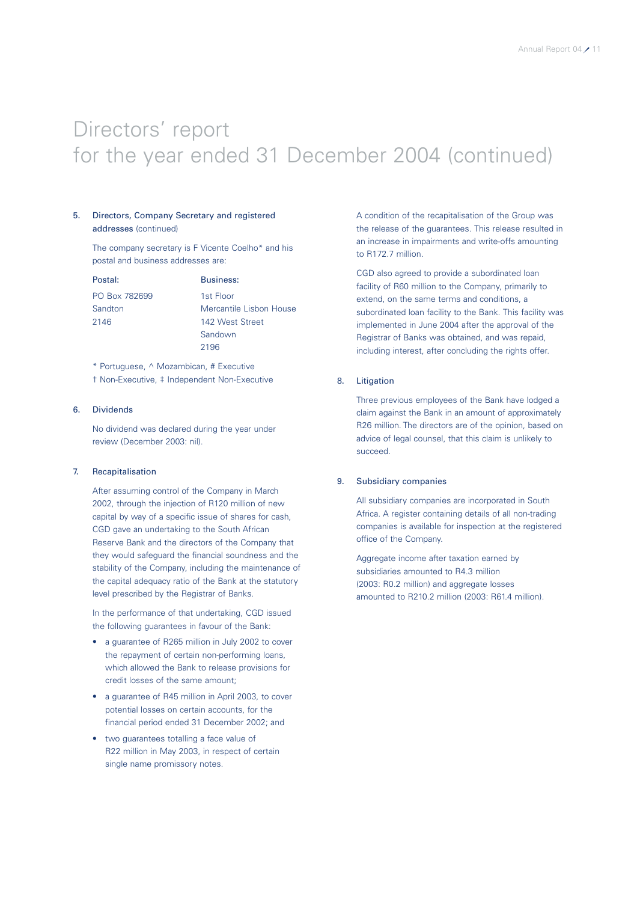# Directors' report for the year ended 31 December 2004 (continued)

## 5. Directors, Company Secretary and registered addresses (continued)

The company secretary is F Vicente Coelho* and his postal and business addresses are:

| Postal: | Business: |
|---|---|
| PO Box 782699 | 1st Floor |
| Sandton | Mercantile Lisbon House |
| 2146 | 142 West Street |
| | Sandown |
| | 2196 |

\* Portuguese, ^ Mozambican, # Executive
† Non-Executive, ‡ Independent Non-Executive

## 6. Dividends

No dividend was declared during the year under review (December 2003: nil).

## 7. Recapitalisation

After assuming control of the Company in March 2002, through the injection of R120 million of new capital by way of a specific issue of shares for cash, CGD gave an undertaking to the South African Reserve Bank and the directors of the Company that they would safeguard the financial soundness and the stability of the Company, including the maintenance of the capital adequacy ratio of the Bank at the statutory level prescribed by the Registrar of Banks.

In the performance of that undertaking, CGD issued the following guarantees in favour of the Bank:

- a guarantee of R265 million in July 2002 to cover the repayment of certain non-performing loans, which allowed the Bank to release provisions for credit losses of the same amount;
- a guarantee of R45 million in April 2003, to cover potential losses on certain accounts, for the financial period ended 31 December 2002; and
- two guarantees totalling a face value of R22 million in May 2003, in respect of certain single name promissory notes.

A condition of the recapitalisation of the Group was the release of the guarantees. This release resulted in an increase in impairments and write-offs amounting to R172.7 million.

CGD also agreed to provide a subordinated loan facility of R60 million to the Company, primarily to extend, on the same terms and conditions, a subordinated loan facility to the Bank. This facility was implemented in June 2004 after the approval of the Registrar of Banks was obtained, and was repaid, including interest, after concluding the rights offer.

## 8. Litigation

Three previous employees of the Bank have lodged a claim against the Bank in an amount of approximately R26 million. The directors are of the opinion, based on advice of legal counsel, that this claim is unlikely to succeed.

## 9. Subsidiary companies

All subsidiary companies are incorporated in South Africa. A register containing details of all non-trading companies is available for inspection at the registered office of the Company.

Aggregate income after taxation earned by subsidiaries amounted to R4.3 million (2003: R0.2 million) and aggregate losses amounted to R210.2 million (2003: R61.4 million).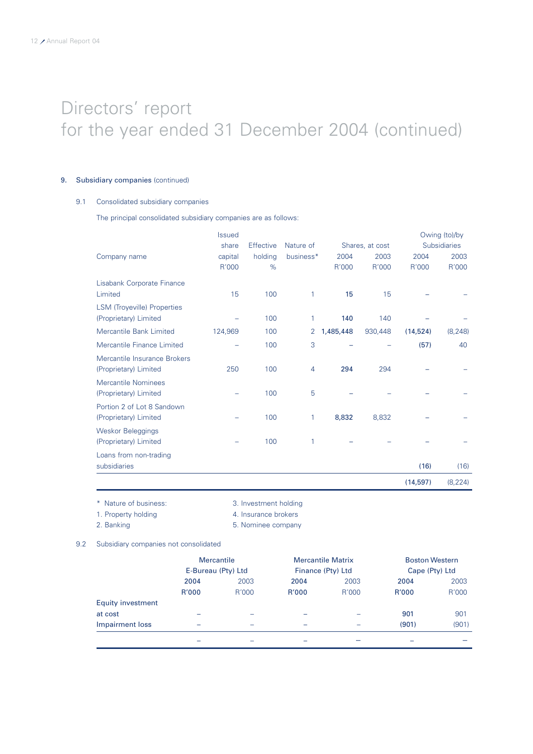# Directors' report
# for the year ended 31 December 2004 (continued)

## 9. Subsidiary companies (continued)

### 9.1 Consolidated subsidiary companies

The principal consolidated subsidiary companies are as follows:

| Company name | Issued share capital R'000 | Effective holding % | Nature of business* | Shares, at cost 2004 R'000 | Shares, at cost 2003 R'000 | Owing (to)/by Subsidiaries 2004 R'000 | Owing (to)/by Subsidiaries 2003 R'000 |
|---|---|---|---|---|---|---|---|
| Lisabank Corporate Finance Limited | 15 | 100 | 1 | **15** | 15 | – | – |
| LSM (Troyeville) Properties (Proprietary) Limited | – | 100 | 1 | **140** | 140 | – | – |
| Mercantile Bank Limited | 124,969 | 100 | 2 | **1,485,448** | 930,448 | **(14,524)** | (8,248) |
| Mercantile Finance Limited | – | 100 | 3 | – | – | **(57)** | 40 |
| Mercantile Insurance Brokers (Proprietary) Limited | 250 | 100 | 4 | **294** | 294 | – | – |
| Mercantile Nominees (Proprietary) Limited | – | 100 | 5 | – | – | – | – |
| Portion 2 of Lot 8 Sandown (Proprietary) Limited | – | 100 | 1 | **8,832** | 8,832 | – | – |
| Weskor Beleggings (Proprietary) Limited | – | 100 | 1 | – | – | – | – |
| Loans from non-trading subsidiaries | | | | | | **(16)** | (16) |
| | | | | | | **(14,597)** | (8,224) |

\* Nature of business:
1. Property holding
2. Banking
3. Investment holding
4. Insurance brokers
5. Nominee company

### 9.2 Subsidiary companies not consolidated

| | Mercantile E-Bureau (Pty) Ltd 2004 R'000 | Mercantile E-Bureau (Pty) Ltd 2003 R'000 | Mercantile Matrix Finance (Pty) Ltd 2004 R'000 | Mercantile Matrix Finance (Pty) Ltd 2003 R'000 | Boston Western Cape (Pty) Ltd 2004 R'000 | Boston Western Cape (Pty) Ltd 2003 R'000 |
|---|---|---|---|---|---|---|
| Equity investment at cost | – | – | – | – | **901** | 901 |
| Impairment loss | – | – | – | – | **(901)** | (901) |
| | – | – | – | – | – | – |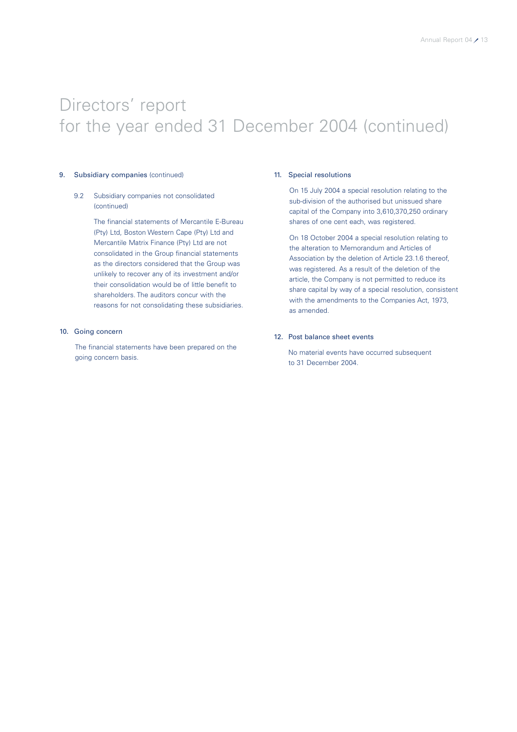# Directors' report
# for the year ended 31 December 2004 (continued)

## 9. Subsidiary companies (continued)

### 9.2 Subsidiary companies not consolidated (continued)

The financial statements of Mercantile E-Bureau (Pty) Ltd, Boston Western Cape (Pty) Ltd and Mercantile Matrix Finance (Pty) Ltd are not consolidated in the Group financial statements as the directors considered that the Group was unlikely to recover any of its investment and/or their consolidation would be of little benefit to shareholders. The auditors concur with the reasons for not consolidating these subsidiaries.

## 10. Going concern

The financial statements have been prepared on the going concern basis.

## 11. Special resolutions

On 15 July 2004 a special resolution relating to the sub-division of the authorised but unissued share capital of the Company into 3,610,370,250 ordinary shares of one cent each, was registered.

On 18 October 2004 a special resolution relating to the alteration to Memorandum and Articles of Association by the deletion of Article 23.1.6 thereof, was registered. As a result of the deletion of the article, the Company is not permitted to reduce its share capital by way of a special resolution, consistent with the amendments to the Companies Act, 1973, as amended.

## 12. Post balance sheet events

No material events have occurred subsequent to 31 December 2004.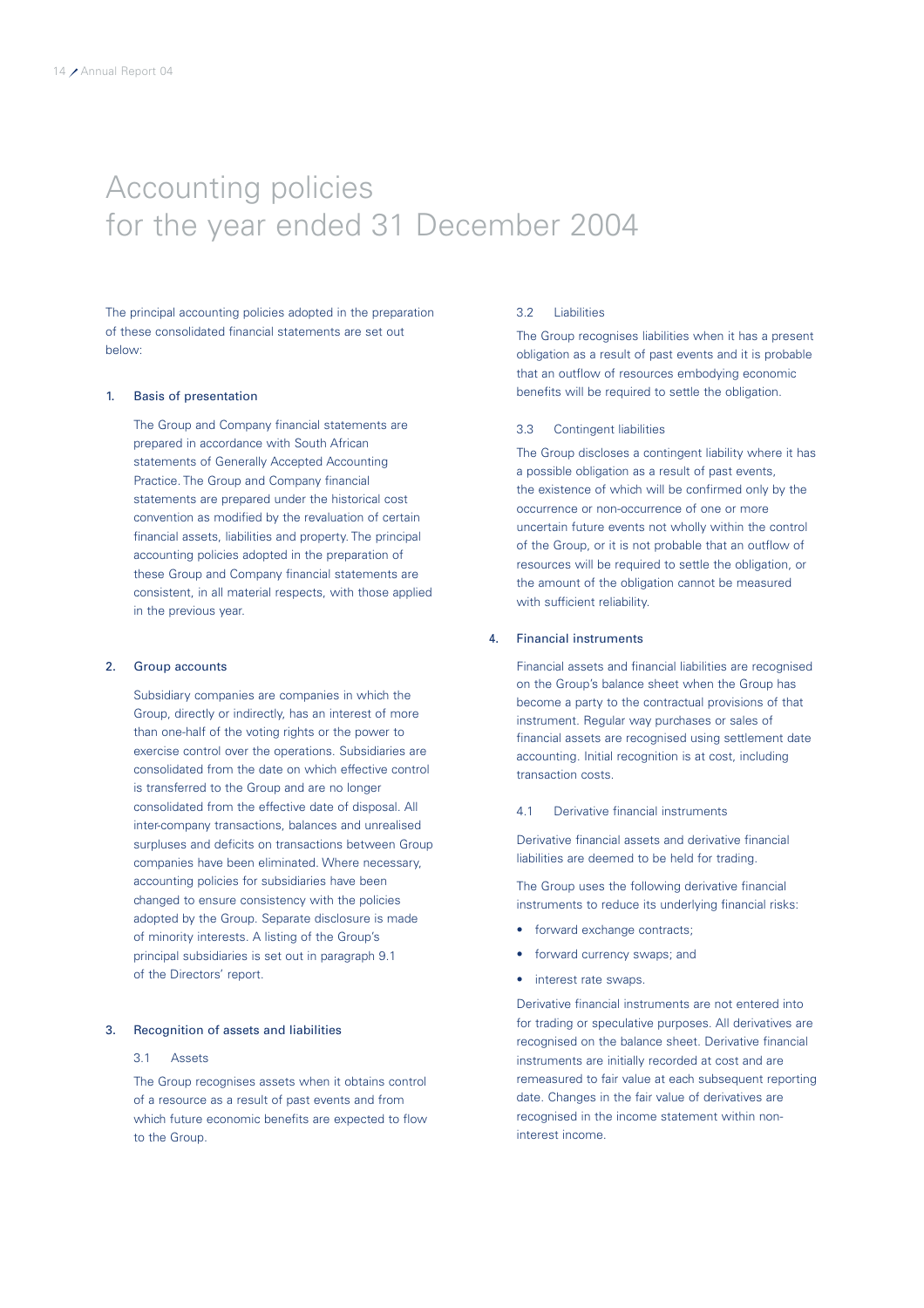# Accounting policies for the year ended 31 December 2004

The principal accounting policies adopted in the preparation of these consolidated financial statements are set out below:

## 1. Basis of presentation

The Group and Company financial statements are prepared in accordance with South African statements of Generally Accepted Accounting Practice. The Group and Company financial statements are prepared under the historical cost convention as modified by the revaluation of certain financial assets, liabilities and property. The principal accounting policies adopted in the preparation of these Group and Company financial statements are consistent, in all material respects, with those applied in the previous year.

## 2. Group accounts

Subsidiary companies are companies in which the Group, directly or indirectly, has an interest of more than one-half of the voting rights or the power to exercise control over the operations. Subsidiaries are consolidated from the date on which effective control is transferred to the Group and are no longer consolidated from the effective date of disposal. All inter-company transactions, balances and unrealised surpluses and deficits on transactions between Group companies have been eliminated. Where necessary, accounting policies for subsidiaries have been changed to ensure consistency with the policies adopted by the Group. Separate disclosure is made of minority interests. A listing of the Group's principal subsidiaries is set out in paragraph 9.1 of the Directors' report.

## 3. Recognition of assets and liabilities

### 3.1 Assets

The Group recognises assets when it obtains control of a resource as a result of past events and from which future economic benefits are expected to flow to the Group.

### 3.2 Liabilities

The Group recognises liabilities when it has a present obligation as a result of past events and it is probable that an outflow of resources embodying economic benefits will be required to settle the obligation.

### 3.3 Contingent liabilities

The Group discloses a contingent liability where it has a possible obligation as a result of past events, the existence of which will be confirmed only by the occurrence or non-occurrence of one or more uncertain future events not wholly within the control of the Group, or it is not probable that an outflow of resources will be required to settle the obligation, or the amount of the obligation cannot be measured with sufficient reliability.

## 4. Financial instruments

Financial assets and financial liabilities are recognised on the Group's balance sheet when the Group has become a party to the contractual provisions of that instrument. Regular way purchases or sales of financial assets are recognised using settlement date accounting. Initial recognition is at cost, including transaction costs.

### 4.1 Derivative financial instruments

Derivative financial assets and derivative financial liabilities are deemed to be held for trading.

The Group uses the following derivative financial instruments to reduce its underlying financial risks:

- forward exchange contracts;
- forward currency swaps; and
- interest rate swaps.

Derivative financial instruments are not entered into for trading or speculative purposes. All derivatives are recognised on the balance sheet. Derivative financial instruments are initially recorded at cost and are remeasured to fair value at each subsequent reporting date. Changes in the fair value of derivatives are recognised in the income statement within non-interest income.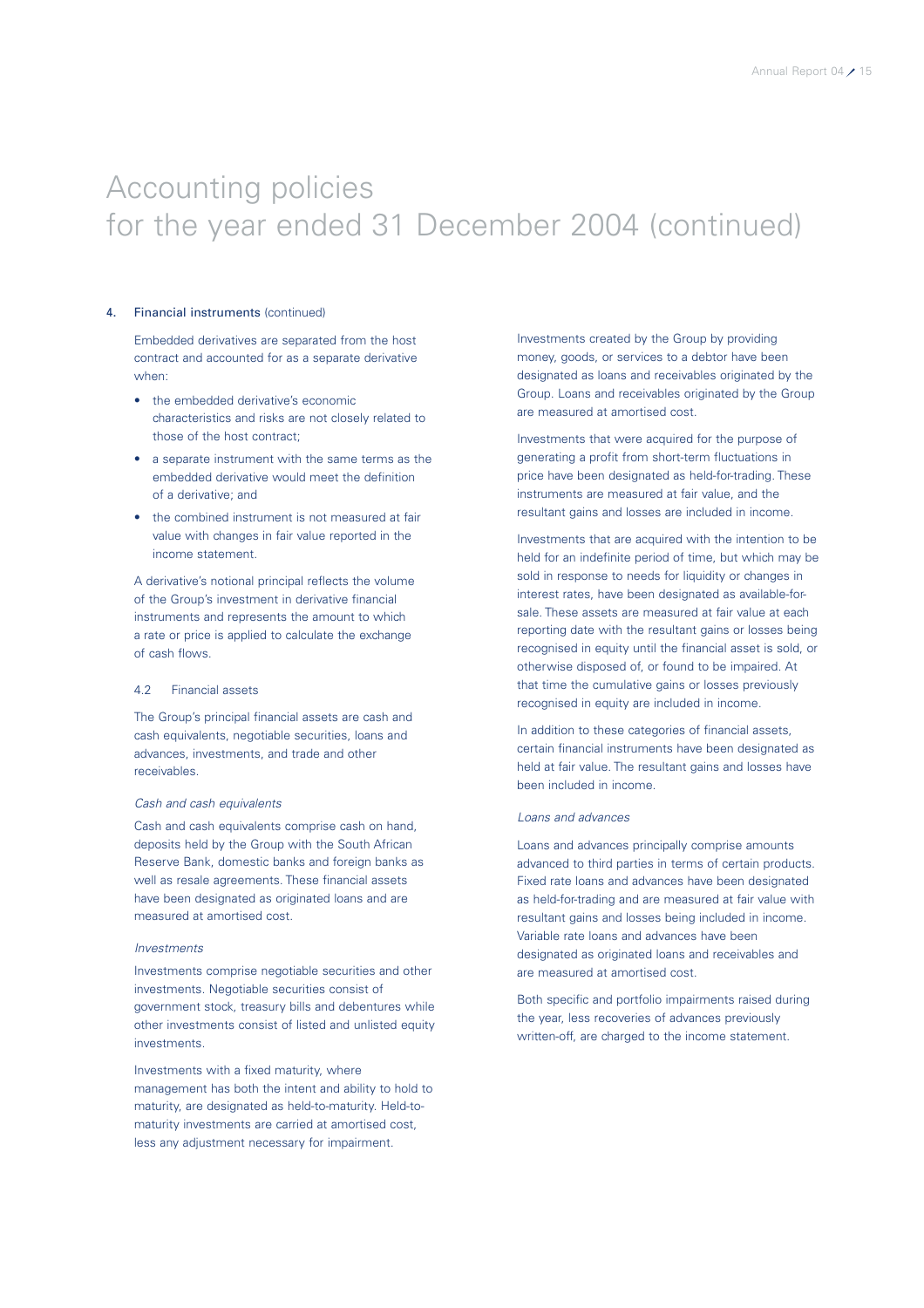# Accounting policies for the year ended 31 December 2004 (continued)

**4. Financial instruments** (continued)

Embedded derivatives are separated from the host contract and accounted for as a separate derivative when:

- the embedded derivative's economic characteristics and risks are not closely related to those of the host contract;
- a separate instrument with the same terms as the embedded derivative would meet the definition of a derivative; and
- the combined instrument is not measured at fair value with changes in fair value reported in the income statement.

A derivative's notional principal reflects the volume of the Group's investment in derivative financial instruments and represents the amount to which a rate or price is applied to calculate the exchange of cash flows.

### 4.2 Financial assets

The Group's principal financial assets are cash and cash equivalents, negotiable securities, loans and advances, investments, and trade and other receivables.

*Cash and cash equivalents*

Cash and cash equivalents comprise cash on hand, deposits held by the Group with the South African Reserve Bank, domestic banks and foreign banks as well as resale agreements. These financial assets have been designated as originated loans and are measured at amortised cost.

*Investments*

Investments comprise negotiable securities and other investments. Negotiable securities consist of government stock, treasury bills and debentures while other investments consist of listed and unlisted equity investments.

Investments with a fixed maturity, where management has both the intent and ability to hold to maturity, are designated as held-to-maturity. Held-to-maturity investments are carried at amortised cost, less any adjustment necessary for impairment.

Investments created by the Group by providing money, goods, or services to a debtor have been designated as loans and receivables originated by the Group. Loans and receivables originated by the Group are measured at amortised cost.

Investments that were acquired for the purpose of generating a profit from short-term fluctuations in price have been designated as held-for-trading. These instruments are measured at fair value, and the resultant gains and losses are included in income.

Investments that are acquired with the intention to be held for an indefinite period of time, but which may be sold in response to needs for liquidity or changes in interest rates, have been designated as available-for-sale. These assets are measured at fair value at each reporting date with the resultant gains or losses being recognised in equity until the financial asset is sold, or otherwise disposed of, or found to be impaired. At that time the cumulative gains or losses previously recognised in equity are included in income.

In addition to these categories of financial assets, certain financial instruments have been designated as held at fair value. The resultant gains and losses have been included in income.

*Loans and advances*

Loans and advances principally comprise amounts advanced to third parties in terms of certain products. Fixed rate loans and advances have been designated as held-for-trading and are measured at fair value with resultant gains and losses being included in income. Variable rate loans and advances have been designated as originated loans and receivables and are measured at amortised cost.

Both specific and portfolio impairments raised during the year, less recoveries of advances previously written-off, are charged to the income statement.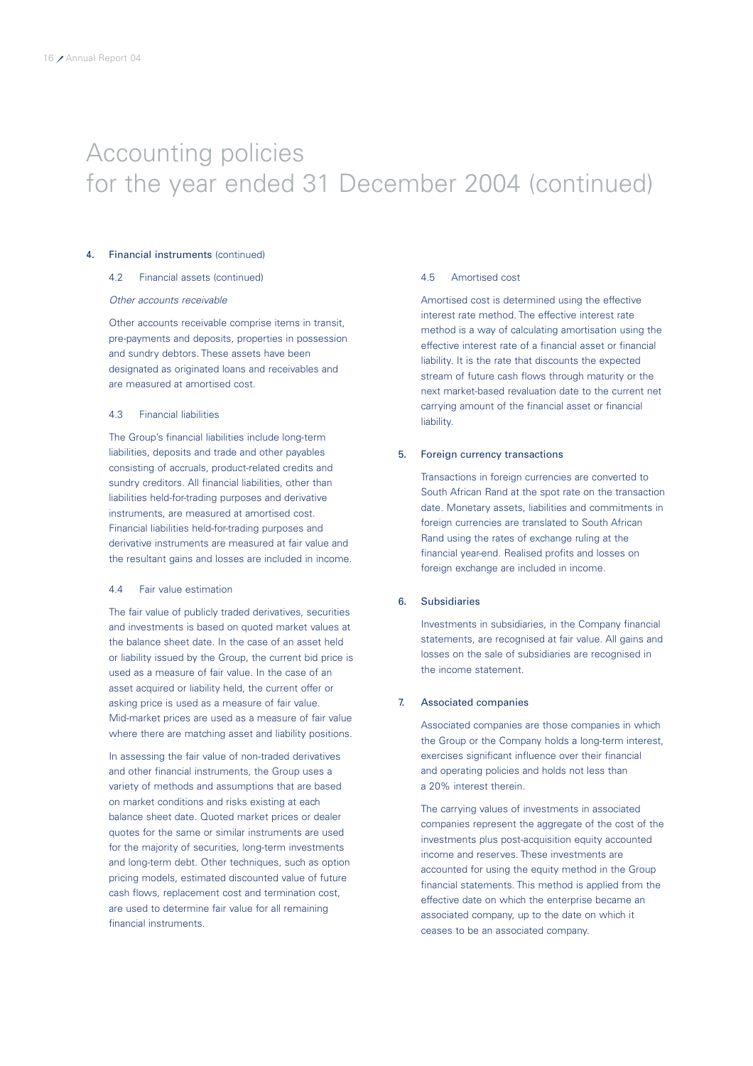# Accounting policies for the year ended 31 December 2004 (continued)

## 4. Financial instruments (continued)

### 4.2 Financial assets (continued)

*Other accounts receivable*

Other accounts receivable comprise items in transit, pre-payments and deposits, properties in possession and sundry debtors. These assets have been designated as originated loans and receivables and are measured at amortised cost.

### 4.3 Financial liabilities

The Group's financial liabilities include long-term liabilities, deposits and trade and other payables consisting of accruals, product-related credits and sundry creditors. All financial liabilities, other than liabilities held-for-trading purposes and derivative instruments, are measured at amortised cost. Financial liabilities held-for-trading purposes and derivative instruments are measured at fair value and the resultant gains and losses are included in income.

### 4.4 Fair value estimation

The fair value of publicly traded derivatives, securities and investments is based on quoted market values at the balance sheet date. In the case of an asset held or liability issued by the Group, the current bid price is used as a measure of fair value. In the case of an asset acquired or liability held, the current offer or asking price is used as a measure of fair value. Mid-market prices are used as a measure of fair value where there are matching asset and liability positions.

In assessing the fair value of non-traded derivatives and other financial instruments, the Group uses a variety of methods and assumptions that are based on market conditions and risks existing at each balance sheet date. Quoted market prices or dealer quotes for the same or similar instruments are used for the majority of securities, long-term investments and long-term debt. Other techniques, such as option pricing models, estimated discounted value of future cash flows, replacement cost and termination cost, are used to determine fair value for all remaining financial instruments.

### 4.5 Amortised cost

Amortised cost is determined using the effective interest rate method. The effective interest rate method is a way of calculating amortisation using the effective interest rate of a financial asset or financial liability. It is the rate that discounts the expected stream of future cash flows through maturity or the next market-based revaluation date to the current net carrying amount of the financial asset or financial liability.

## 5. Foreign currency transactions

Transactions in foreign currencies are converted to South African Rand at the spot rate on the transaction date. Monetary assets, liabilities and commitments in foreign currencies are translated to South African Rand using the rates of exchange ruling at the financial year-end. Realised profits and losses on foreign exchange are included in income.

## 6. Subsidiaries

Investments in subsidiaries, in the Company financial statements, are recognised at fair value. All gains and losses on the sale of subsidiaries are recognised in the income statement.

## 7. Associated companies

Associated companies are those companies in which the Group or the Company holds a long-term interest, exercises significant influence over their financial and operating policies and holds not less than a 20% interest therein.

The carrying values of investments in associated companies represent the aggregate of the cost of the investments plus post-acquisition equity accounted income and reserves. These investments are accounted for using the equity method in the Group financial statements. This method is applied from the effective date on which the enterprise became an associated company, up to the date on which it ceases to be an associated company.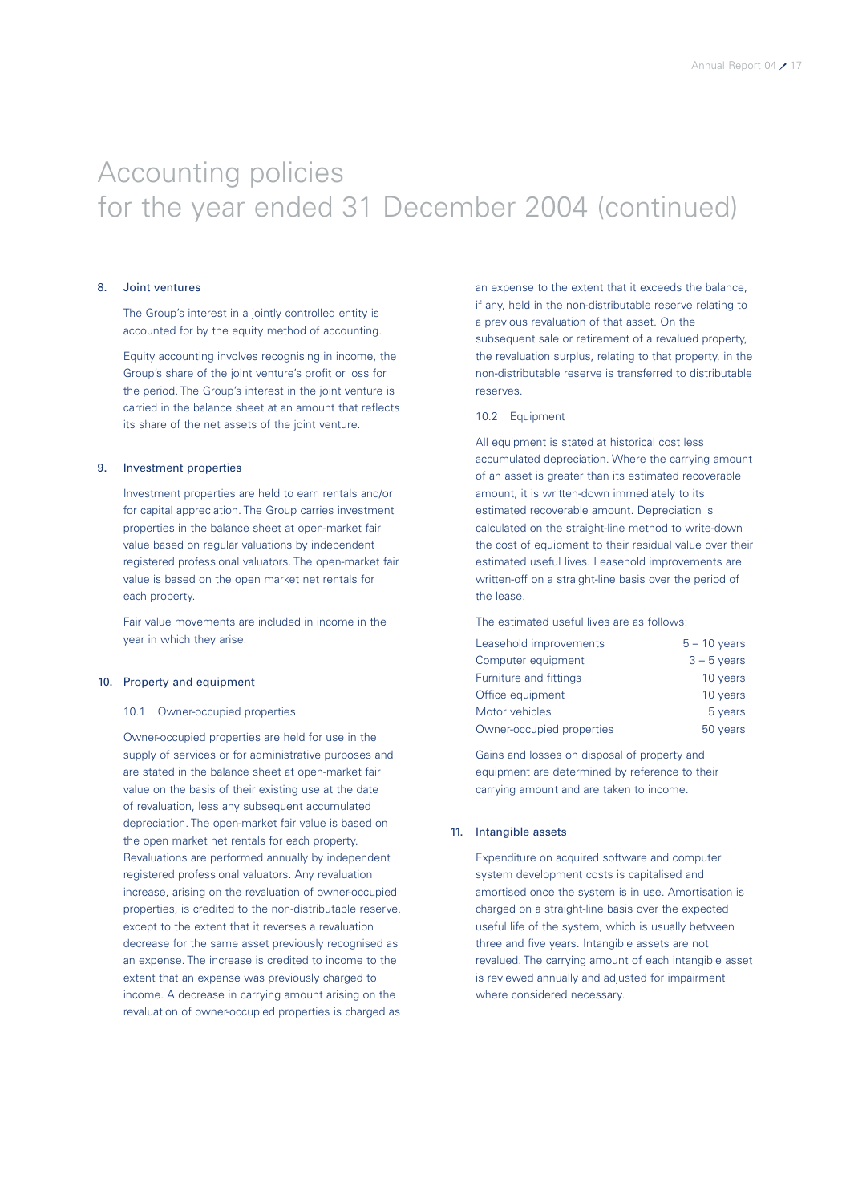# Accounting policies for the year ended 31 December 2004 (continued)

## 8. Joint ventures

The Group's interest in a jointly controlled entity is accounted for by the equity method of accounting.

Equity accounting involves recognising in income, the Group's share of the joint venture's profit or loss for the period. The Group's interest in the joint venture is carried in the balance sheet at an amount that reflects its share of the net assets of the joint venture.

## 9. Investment properties

Investment properties are held to earn rentals and/or for capital appreciation. The Group carries investment properties in the balance sheet at open-market fair value based on regular valuations by independent registered professional valuators. The open-market fair value is based on the open market net rentals for each property.

Fair value movements are included in income in the year in which they arise.

## 10. Property and equipment

### 10.1 Owner-occupied properties

Owner-occupied properties are held for use in the supply of services or for administrative purposes and are stated in the balance sheet at open-market fair value on the basis of their existing use at the date of revaluation, less any subsequent accumulated depreciation. The open-market fair value is based on the open market net rentals for each property. Revaluations are performed annually by independent registered professional valuators. Any revaluation increase, arising on the revaluation of owner-occupied properties, is credited to the non-distributable reserve, except to the extent that it reverses a revaluation decrease for the same asset previously recognised as an expense. The increase is credited to income to the extent that an expense was previously charged to income. A decrease in carrying amount arising on the revaluation of owner-occupied properties is charged as an expense to the extent that it exceeds the balance, if any, held in the non-distributable reserve relating to a previous revaluation of that asset. On the subsequent sale or retirement of a revalued property, the revaluation surplus, relating to that property, in the non-distributable reserve is transferred to distributable reserves.

### 10.2 Equipment

All equipment is stated at historical cost less accumulated depreciation. Where the carrying amount of an asset is greater than its estimated recoverable amount, it is written-down immediately to its estimated recoverable amount. Depreciation is calculated on the straight-line method to write-down the cost of equipment to their residual value over their estimated useful lives. Leasehold improvements are written-off on a straight-line basis over the period of the lease.

The estimated useful lives are as follows:

| | |
|---|---|
| Leasehold improvements | 5 – 10 years |
| Computer equipment | 3 – 5 years |
| Furniture and fittings | 10 years |
| Office equipment | 10 years |
| Motor vehicles | 5 years |
| Owner-occupied properties | 50 years |

Gains and losses on disposal of property and equipment are determined by reference to their carrying amount and are taken to income.

## 11. Intangible assets

Expenditure on acquired software and computer system development costs is capitalised and amortised once the system is in use. Amortisation is charged on a straight-line basis over the expected useful life of the system, which is usually between three and five years. Intangible assets are not revalued. The carrying amount of each intangible asset is reviewed annually and adjusted for impairment where considered necessary.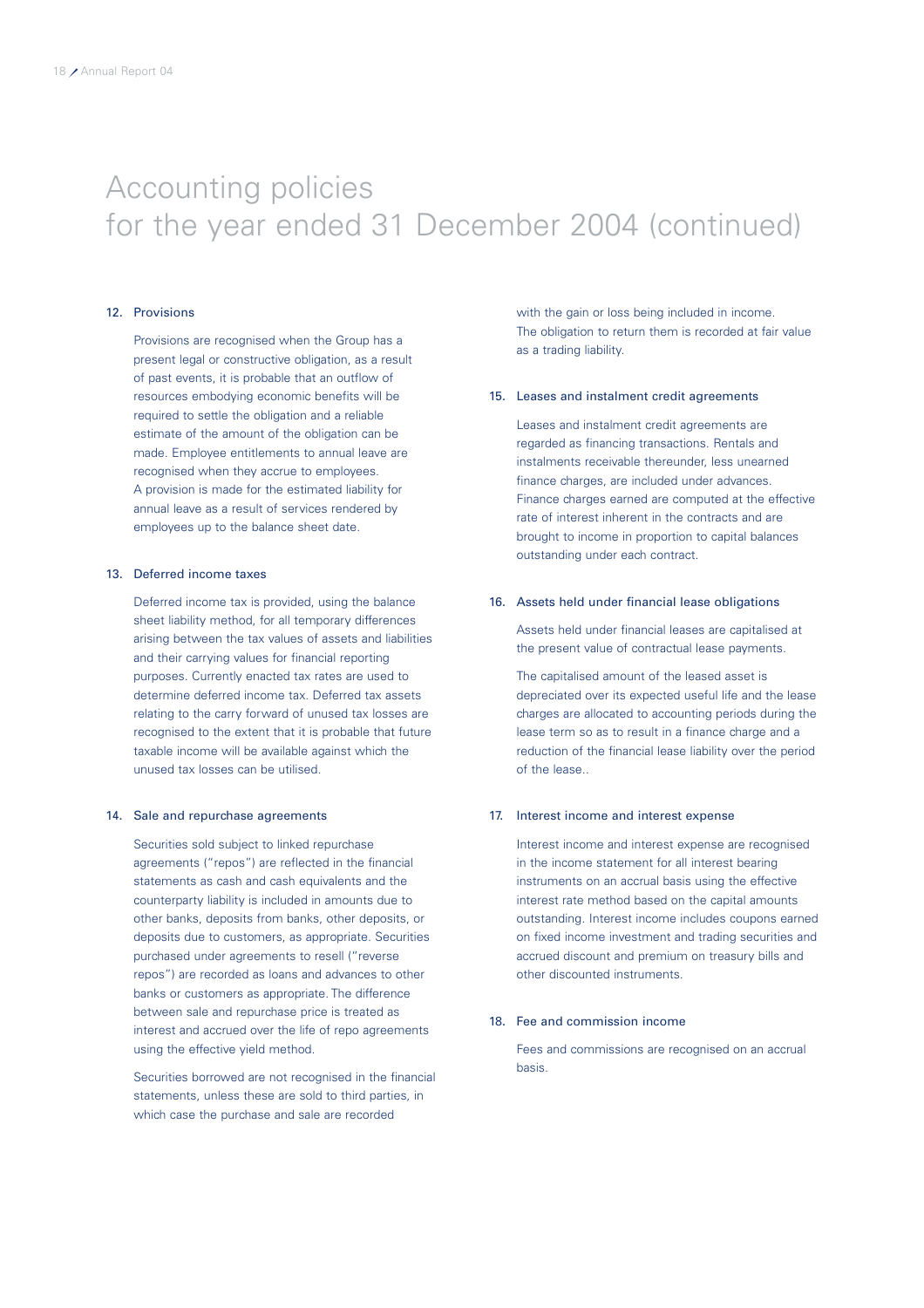# Accounting policies
# for the year ended 31 December 2004 (continued)

### 12. Provisions

Provisions are recognised when the Group has a present legal or constructive obligation, as a result of past events, it is probable that an outflow of resources embodying economic benefits will be required to settle the obligation and a reliable estimate of the amount of the obligation can be made. Employee entitlements to annual leave are recognised when they accrue to employees. A provision is made for the estimated liability for annual leave as a result of services rendered by employees up to the balance sheet date.

### 13. Deferred income taxes

Deferred income tax is provided, using the balance sheet liability method, for all temporary differences arising between the tax values of assets and liabilities and their carrying values for financial reporting purposes. Currently enacted tax rates are used to determine deferred income tax. Deferred tax assets relating to the carry forward of unused tax losses are recognised to the extent that it is probable that future taxable income will be available against which the unused tax losses can be utilised.

### 14. Sale and repurchase agreements

Securities sold subject to linked repurchase agreements ("repos") are reflected in the financial statements as cash and cash equivalents and the counterparty liability is included in amounts due to other banks, deposits from banks, other deposits, or deposits due to customers, as appropriate. Securities purchased under agreements to resell ("reverse repos") are recorded as loans and advances to other banks or customers as appropriate. The difference between sale and repurchase price is treated as interest and accrued over the life of repo agreements using the effective yield method.

Securities borrowed are not recognised in the financial statements, unless these are sold to third parties, in which case the purchase and sale are recorded with the gain or loss being included in income. The obligation to return them is recorded at fair value as a trading liability.

### 15. Leases and instalment credit agreements

Leases and instalment credit agreements are regarded as financing transactions. Rentals and instalments receivable thereunder, less unearned finance charges, are included under advances. Finance charges earned are computed at the effective rate of interest inherent in the contracts and are brought to income in proportion to capital balances outstanding under each contract.

### 16. Assets held under financial lease obligations

Assets held under financial leases are capitalised at the present value of contractual lease payments.

The capitalised amount of the leased asset is depreciated over its expected useful life and the lease charges are allocated to accounting periods during the lease term so as to result in a finance charge and a reduction of the financial lease liability over the period of the lease..

### 17. Interest income and interest expense

Interest income and interest expense are recognised in the income statement for all interest bearing instruments on an accrual basis using the effective interest rate method based on the capital amounts outstanding. Interest income includes coupons earned on fixed income investment and trading securities and accrued discount and premium on treasury bills and other discounted instruments.

### 18. Fee and commission income

Fees and commissions are recognised on an accrual basis.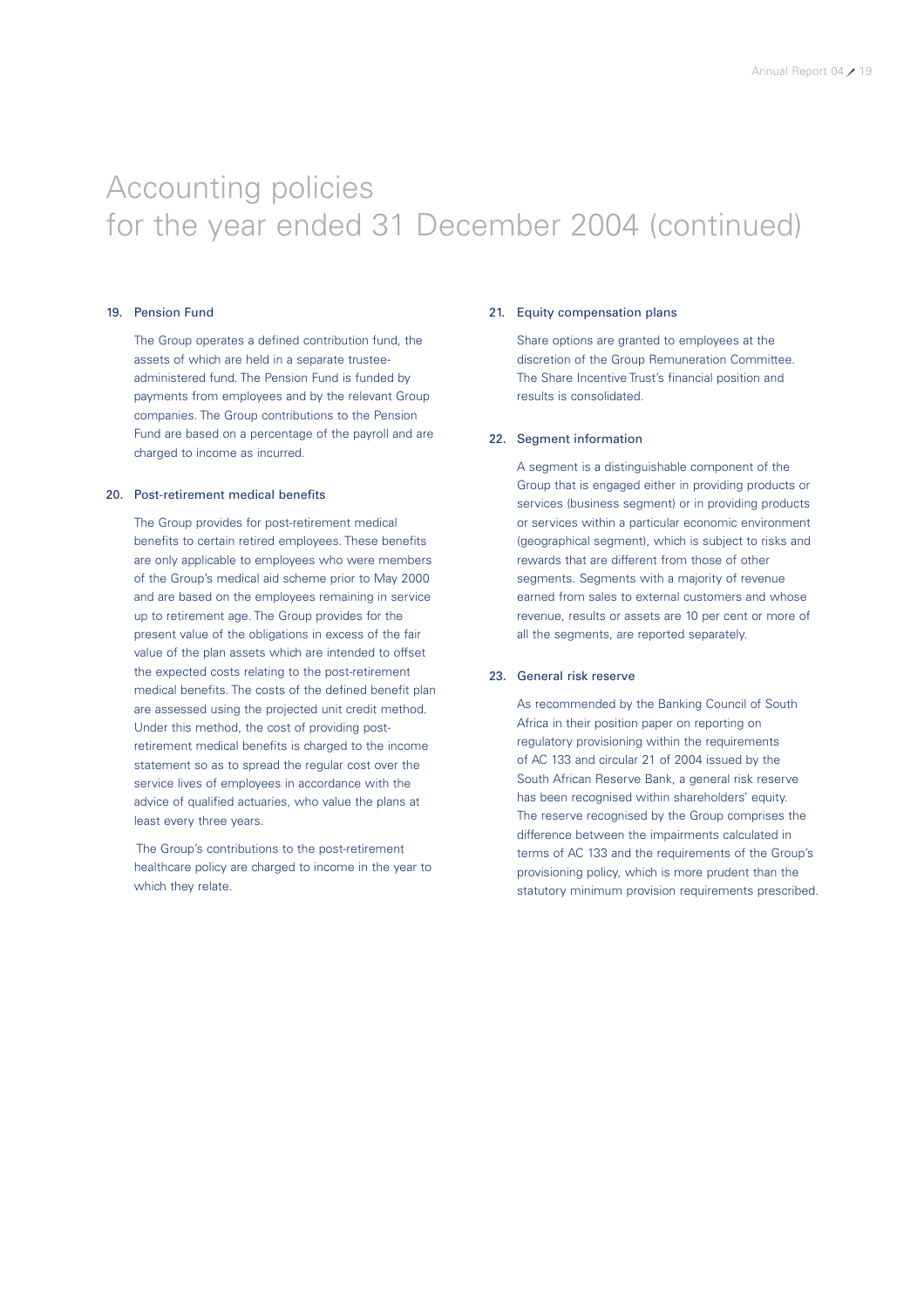# Accounting policies
# for the year ended 31 December 2004 (continued)

## 19. Pension Fund

The Group operates a defined contribution fund, the assets of which are held in a separate trustee-administered fund. The Pension Fund is funded by payments from employees and by the relevant Group companies. The Group contributions to the Pension Fund are based on a percentage of the payroll and are charged to income as incurred.

## 20. Post-retirement medical benefits

The Group provides for post-retirement medical benefits to certain retired employees. These benefits are only applicable to employees who were members of the Group's medical aid scheme prior to May 2000 and are based on the employees remaining in service up to retirement age. The Group provides for the present value of the obligations in excess of the fair value of the plan assets which are intended to offset the expected costs relating to the post-retirement medical benefits. The costs of the defined benefit plan are assessed using the projected unit credit method. Under this method, the cost of providing post-retirement medical benefits is charged to the income statement so as to spread the regular cost over the service lives of employees in accordance with the advice of qualified actuaries, who value the plans at least every three years.

The Group's contributions to the post-retirement healthcare policy are charged to income in the year to which they relate.

## 21. Equity compensation plans

Share options are granted to employees at the discretion of the Group Remuneration Committee. The Share Incentive Trust's financial position and results is consolidated.

## 22. Segment information

A segment is a distinguishable component of the Group that is engaged either in providing products or services (business segment) or in providing products or services within a particular economic environment (geographical segment), which is subject to risks and rewards that are different from those of other segments. Segments with a majority of revenue earned from sales to external customers and whose revenue, results or assets are 10 per cent or more of all the segments, are reported separately.

## 23. General risk reserve

As recommended by the Banking Council of South Africa in their position paper on reporting on regulatory provisioning within the requirements of AC 133 and circular 21 of 2004 issued by the South African Reserve Bank, a general risk reserve has been recognised within shareholders' equity. The reserve recognised by the Group comprises the difference between the impairments calculated in terms of AC 133 and the requirements of the Group's provisioning policy, which is more prudent than the statutory minimum provision requirements prescribed.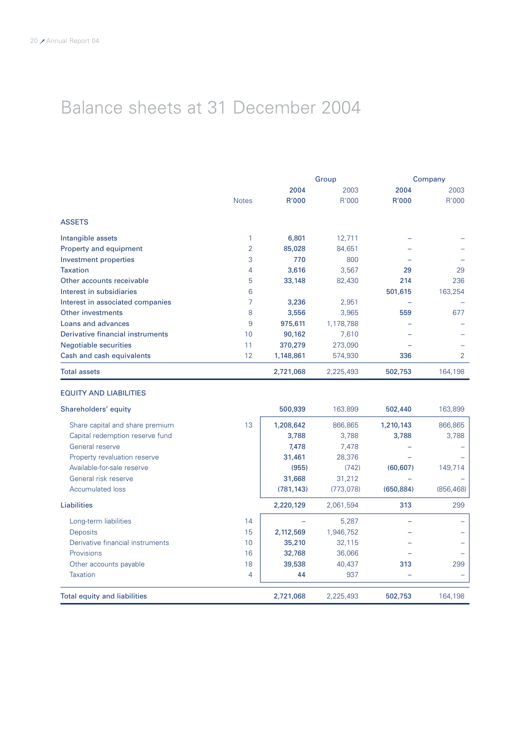# Balance sheets at 31 December 2004

| | Notes | Group | | Company | |
|---|---|---|---|---|---|
| | | 2004 R'000 | 2003 R'000 | 2004 R'000 | 2003 R'000 |
| **ASSETS** | | | | | |
| Intangible assets | 1 | 6,801 | 12,711 | – | – |
| Property and equipment | 2 | 85,028 | 84,651 | – | – |
| Investment properties | 3 | 770 | 800 | – | – |
| Taxation | 4 | 3,616 | 3,567 | 29 | 29 |
| Other accounts receivable | 5 | 33,148 | 82,430 | 214 | 236 |
| Interest in subsidiaries | 6 | | | 501,615 | 163,254 |
| Interest in associated companies | 7 | 3,236 | 2,951 | – | – |
| Other investments | 8 | 3,556 | 3,965 | 559 | 677 |
| Loans and advances | 9 | 975,611 | 1,178,788 | – | – |
| Derivative financial instruments | 10 | 90,162 | 7,610 | – | – |
| Negotiable securities | 11 | 370,279 | 273,090 | – | – |
| Cash and cash equivalents | 12 | 1,148,861 | 574,930 | 336 | 2 |
| Total assets | | 2,721,068 | 2,225,493 | 502,753 | 164,198 |
| **EQUITY AND LIABILITIES** | | | | | |
| Shareholders' equity | | 500,939 | 163,899 | 502,440 | 163,899 |
| Share capital and share premium | 13 | 1,208,642 | 866,865 | 1,210,143 | 866,865 |
| Capital redemption reserve fund | | 3,788 | 3,788 | 3,788 | 3,788 |
| General reserve | | 7,478 | 7,478 | – | – |
| Property revaluation reserve | | 31,461 | 28,376 | – | – |
| Available-for-sale reserve | | (955) | (742) | (60,607) | 149,714 |
| General risk reserve | | 31,668 | 31,212 | – | – |
| Accumulated loss | | (781,143) | (773,078) | (650,884) | (856,468) |
| Liabilities | | 2,220,129 | 2,061,594 | 313 | 299 |
| Long-term liabilities | 14 | – | 5,287 | – | – |
| Deposits | 15 | 2,112,569 | 1,946,752 | – | – |
| Derivative financial instruments | 10 | 35,210 | 32,115 | – | – |
| Provisions | 16 | 32,768 | 36,066 | – | – |
| Other accounts payable | 18 | 39,538 | 40,437 | 313 | 299 |
| Taxation | 4 | 44 | 937 | – | – |
| Total equity and liabilities | | 2,721,068 | 2,225,493 | 502,753 | 164,198 |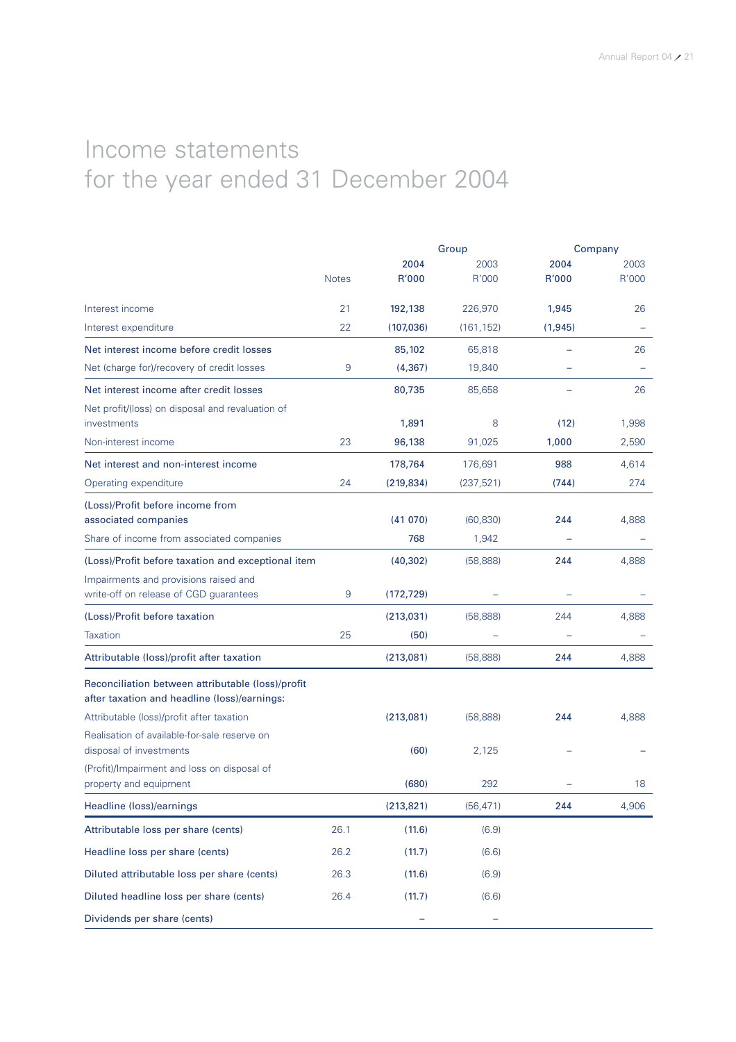# Income statements
# for the year ended 31 December 2004

| | | Group | | Company | |
|---|---|---|---|---|---|
| | Notes | **2004 R'000** | 2003 R'000 | **2004 R'000** | 2003 R'000 |
| Interest income | 21 | **192,138** | 226,970 | **1,945** | 26 |
| Interest expenditure | 22 | **(107,036)** | (161,152) | **(1,945)** | – |
| Net interest income before credit losses | | **85,102** | 65,818 | **–** | 26 |
| Net (charge for)/recovery of credit losses | 9 | **(4,367)** | 19,840 | **–** | – |
| Net interest income after credit losses | | **80,735** | 85,658 | **–** | 26 |
| Net profit/(loss) on disposal and revaluation of investments | | **1,891** | 8 | **(12)** | 1,998 |
| Non-interest income | 23 | **96,138** | 91,025 | **1,000** | 2,590 |
| Net interest and non-interest income | | **178,764** | 176,691 | **988** | 4,614 |
| Operating expenditure | 24 | **(219,834)** | (237,521) | **(744)** | 274 |
| (Loss)/Profit before income from associated companies | | **(41 070)** | (60,830) | **244** | 4,888 |
| Share of income from associated companies | | **768** | 1,942 | **–** | – |
| (Loss)/Profit before taxation and exceptional item | | **(40,302)** | (58,888) | **244** | 4,888 |
| Impairments and provisions raised and write-off on release of CGD guarantees | 9 | **(172,729)** | – | **–** | – |
| (Loss)/Profit before taxation | | **(213,031)** | (58,888) | 244 | 4,888 |
| Taxation | 25 | **(50)** | – | **–** | – |
| Attributable (loss)/profit after taxation | | **(213,081)** | (58,888) | **244** | 4,888 |
| Reconciliation between attributable (loss)/profit after taxation and headline (loss)/earnings: | | | | | |
| Attributable (loss)/profit after taxation | | **(213,081)** | (58,888) | **244** | 4,888 |
| Realisation of available-for-sale reserve on disposal of investments | | **(60)** | 2,125 | **–** | – |
| (Profit)/Impairment and loss on disposal of property and equipment | | **(680)** | 292 | **–** | 18 |
| Headline (loss)/earnings | | **(213,821)** | (56,471) | **244** | 4,906 |
| Attributable loss per share (cents) | 26.1 | **(11.6)** | (6.9) | | |
| Headline loss per share (cents) | 26.2 | **(11.7)** | (6.6) | | |
| Diluted attributable loss per share (cents) | 26.3 | **(11.6)** | (6.9) | | |
| Diluted headline loss per share (cents) | 26.4 | **(11.7)** | (6.6) | | |
| Dividends per share (cents) | | **–** | – | | |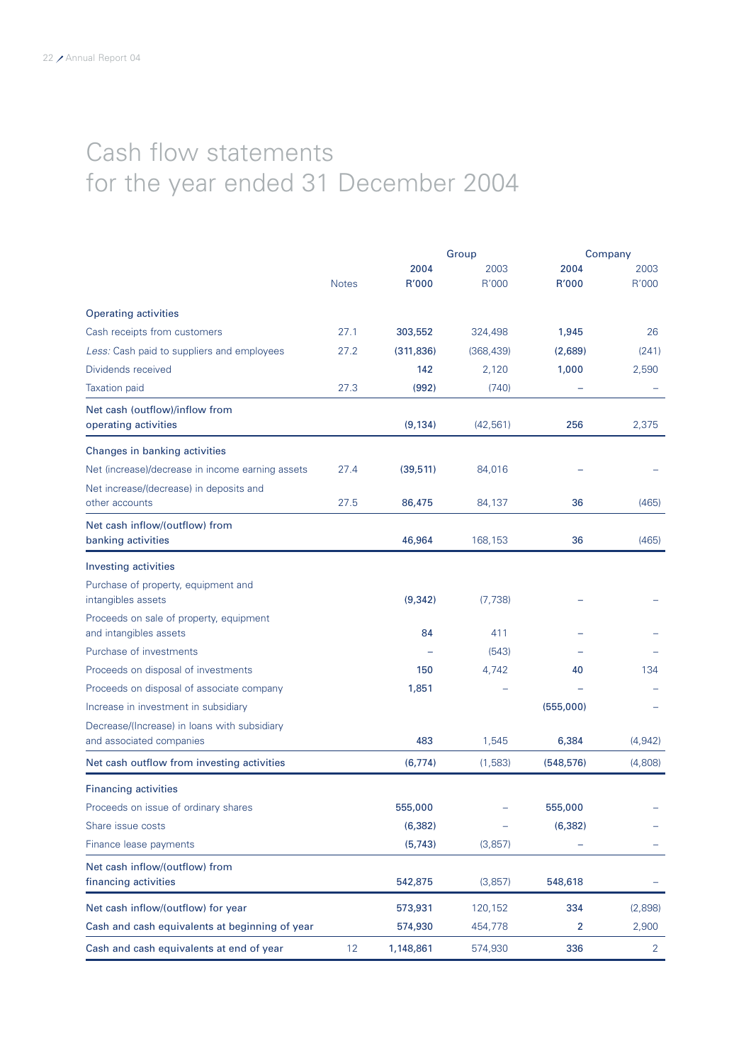# Cash flow statements for the year ended 31 December 2004

| | Notes | Group 2004 R'000 | Group 2003 R'000 | Company 2004 R'000 | Company 2003 R'000 |
|---|---|---|---|---|---|
| **Operating activities** | | | | | |
| Cash receipts from customers | 27.1 | **303,552** | 324,498 | **1,945** | 26 |
| *Less:* Cash paid to suppliers and employees | 27.2 | **(311,836)** | (368,439) | **(2,689)** | (241) |
| Dividends received | | **142** | 2,120 | **1,000** | 2,590 |
| Taxation paid | 27.3 | **(992)** | (740) | **–** | – |
| **Net cash (outflow)/inflow from operating activities** | | **(9,134)** | (42,561) | **256** | 2,375 |
| **Changes in banking activities** | | | | | |
| Net (increase)/decrease in income earning assets | 27.4 | **(39,511)** | 84,016 | **–** | – |
| Net increase/(decrease) in deposits and other accounts | 27.5 | **86,475** | 84,137 | **36** | (465) |
| **Net cash inflow/(outflow) from banking activities** | | **46,964** | 168,153 | **36** | (465) |
| **Investing activities** | | | | | |
| Purchase of property, equipment and intangibles assets | | **(9,342)** | (7,738) | **–** | – |
| Proceeds on sale of property, equipment and intangibles assets | | **84** | 411 | **–** | – |
| Purchase of investments | | **–** | (543) | **–** | – |
| Proceeds on disposal of investments | | **150** | 4,742 | **40** | 134 |
| Proceeds on disposal of associate company | | **1,851** | – | **–** | – |
| Increase in investment in subsidiary | | | | **(555,000)** | – |
| Decrease/(Increase) in loans with subsidiary and associated companies | | **483** | 1,545 | **6,384** | (4,942) |
| **Net cash outflow from investing activities** | | **(6,774)** | (1,583) | **(548,576)** | (4,808) |
| **Financing activities** | | | | | |
| Proceeds on issue of ordinary shares | | **555,000** | – | **555,000** | – |
| Share issue costs | | **(6,382)** | – | **(6,382)** | – |
| Finance lease payments | | **(5,743)** | (3,857) | **–** | – |
| **Net cash inflow/(outflow) from financing activities** | | **542,875** | (3,857) | **548,618** | – |
| **Net cash inflow/(outflow) for year** | | **573,931** | 120,152 | **334** | (2,898) |
| **Cash and cash equivalents at beginning of year** | | **574,930** | 454,778 | **2** | 2,900 |
| **Cash and cash equivalents at end of year** | 12 | **1,148,861** | 574,930 | **336** | 2 |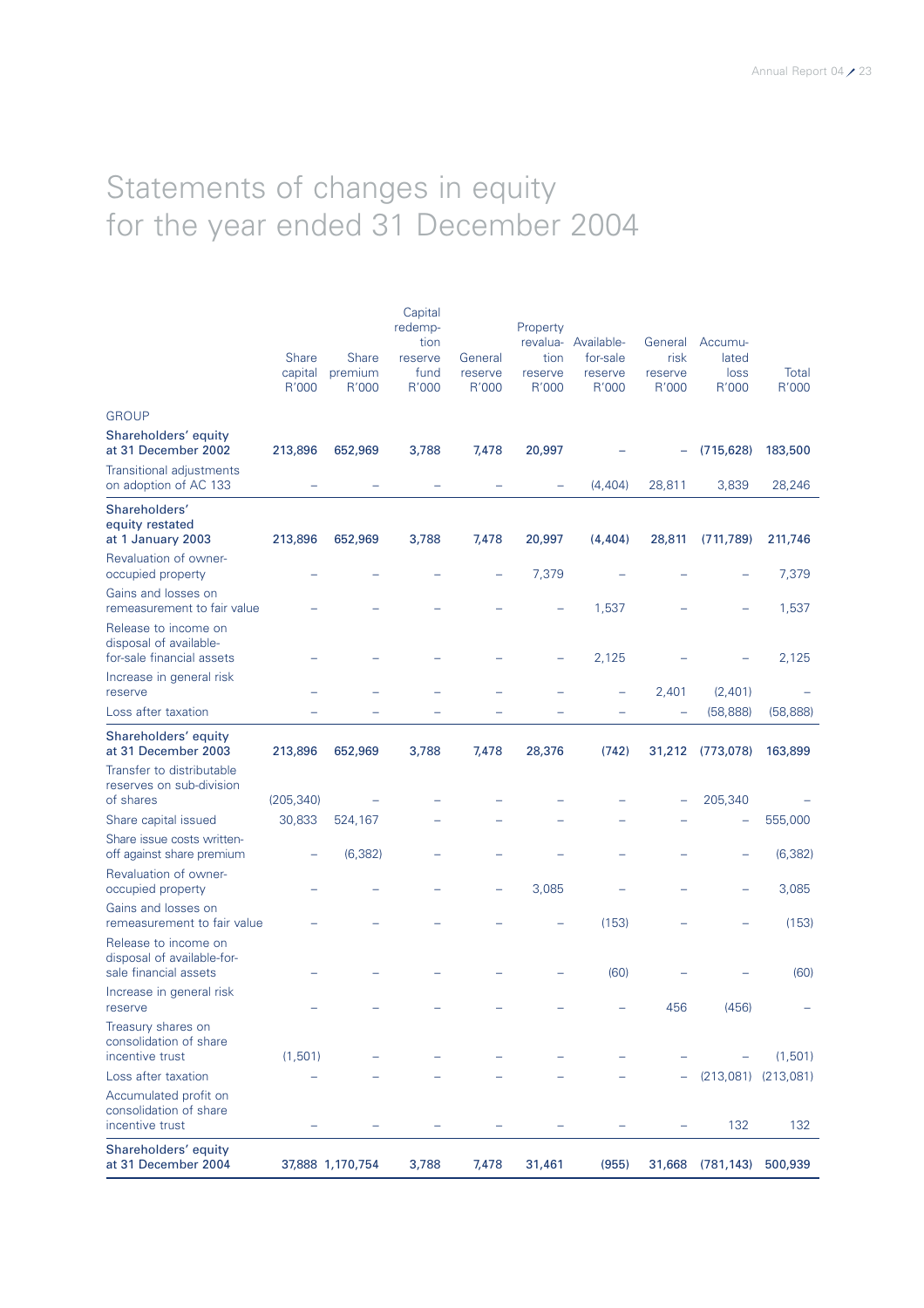# Statements of changes in equity for the year ended 31 December 2004

| | Share capital R'000 | Share premium R'000 | Capital redemption reserve fund R'000 | General reserve R'000 | Property revaluation reserve R'000 | Available-for-sale reserve R'000 | General risk reserve R'000 | Accumulated loss R'000 | Total R'000 |
|---|---|---|---|---|---|---|---|---|---|
| GROUP | | | | | | | | | |
| **Shareholders' equity at 31 December 2002** | **213,896** | **652,969** | **3,788** | **7,478** | **20,997** | **–** | **–** | **(715,628)** | **183,500** |
| Transitional adjustments on adoption of AC 133 | – | – | – | – | – | (4,404) | 28,811 | 3,839 | 28,246 |
| **Shareholders' equity restated at 1 January 2003** | **213,896** | **652,969** | **3,788** | **7,478** | **20,997** | **(4,404)** | **28,811** | **(711,789)** | **211,746** |
| Revaluation of owner-occupied property | – | – | – | – | 7,379 | – | – | – | 7,379 |
| Gains and losses on remeasurement to fair value | – | – | – | – | – | 1,537 | – | – | 1,537 |
| Release to income on disposal of available-for-sale financial assets | – | – | – | – | – | 2,125 | – | – | 2,125 |
| Increase in general risk reserve | – | – | – | – | – | – | 2,401 | (2,401) | – |
| Loss after taxation | – | – | – | – | – | – | – | (58,888) | (58,888) |
| **Shareholders' equity at 31 December 2003** | **213,896** | **652,969** | **3,788** | **7,478** | **28,376** | **(742)** | **31,212** | **(773,078)** | **163,899** |
| Transfer to distributable reserves on sub-division of shares | (205,340) | – | – | – | – | – | – | 205,340 | – |
| Share capital issued | 30,833 | 524,167 | – | – | – | – | – | – | 555,000 |
| Share issue costs written-off against share premium | – | (6,382) | – | – | – | – | – | – | (6,382) |
| Revaluation of owner-occupied property | – | – | – | – | 3,085 | – | – | – | 3,085 |
| Gains and losses on remeasurement to fair value | – | – | – | – | – | (153) | – | – | (153) |
| Release to income on disposal of available-for-sale financial assets | – | – | – | – | – | (60) | – | – | (60) |
| Increase in general risk reserve | – | – | – | – | – | – | 456 | (456) | – |
| Treasury shares on consolidation of share incentive trust | (1,501) | – | – | – | – | – | – | – | (1,501) |
| Loss after taxation | – | – | – | – | – | – | – | (213,081) | (213,081) |
| Accumulated profit on consolidation of share incentive trust | – | – | – | – | – | – | – | 132 | 132 |
| **Shareholders' equity at 31 December 2004** | **37,888** | **1,170,754** | **3,788** | **7,478** | **31,461** | **(955)** | **31,668** | **(781,143)** | **500,939** |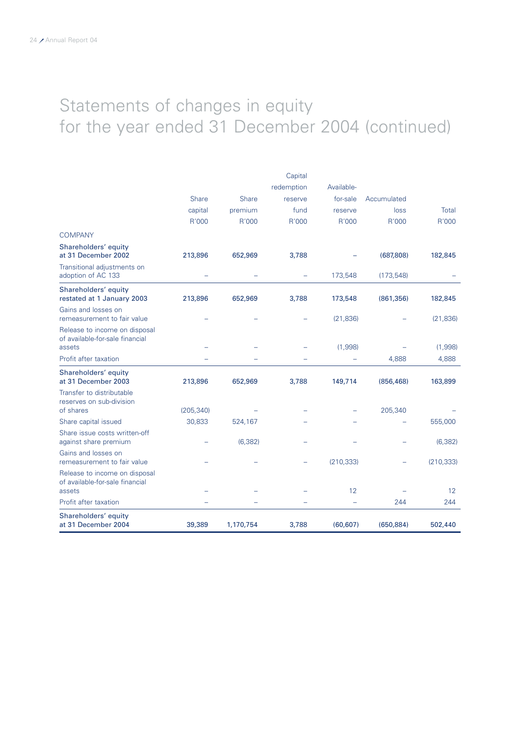# Statements of changes in equity for the year ended 31 December 2004 (continued)

| | Share capital R'000 | Share premium R'000 | Capital redemption reserve fund R'000 | Available-for-sale reserve R'000 | Accumulated loss R'000 | Total R'000 |
|---|---|---|---|---|---|---|
| COMPANY | | | | | | |
| **Shareholders' equity at 31 December 2002** | **213,896** | **652,969** | **3,788** | **–** | **(687,808)** | **182,845** |
| Transitional adjustments on adoption of AC 133 | – | – | – | 173,548 | (173,548) | – |
| **Shareholders' equity restated at 1 January 2003** | **213,896** | **652,969** | **3,788** | **173,548** | **(861,356)** | **182,845** |
| Gains and losses on remeasurement to fair value | – | – | – | (21,836) | – | (21,836) |
| Release to income on disposal of available-for-sale financial assets | – | – | – | (1,998) | – | (1,998) |
| Profit after taxation | – | – | – | – | 4,888 | 4,888 |
| **Shareholders' equity at 31 December 2003** | **213,896** | **652,969** | **3,788** | **149,714** | **(856,468)** | **163,899** |
| Transfer to distributable reserves on sub-division of shares | (205,340) | – | – | – | 205,340 | – |
| Share capital issued | 30,833 | 524,167 | – | – | – | 555,000 |
| Share issue costs written-off against share premium | – | (6,382) | – | – | – | (6,382) |
| Gains and losses on remeasurement to fair value | – | – | – | (210,333) | – | (210,333) |
| Release to income on disposal of available-for-sale financial assets | – | – | – | 12 | – | 12 |
| Profit after taxation | – | – | – | – | 244 | 244 |
| **Shareholders' equity at 31 December 2004** | **39,389** | **1,170,754** | **3,788** | **(60,607)** | **(650,884)** | **502,440** |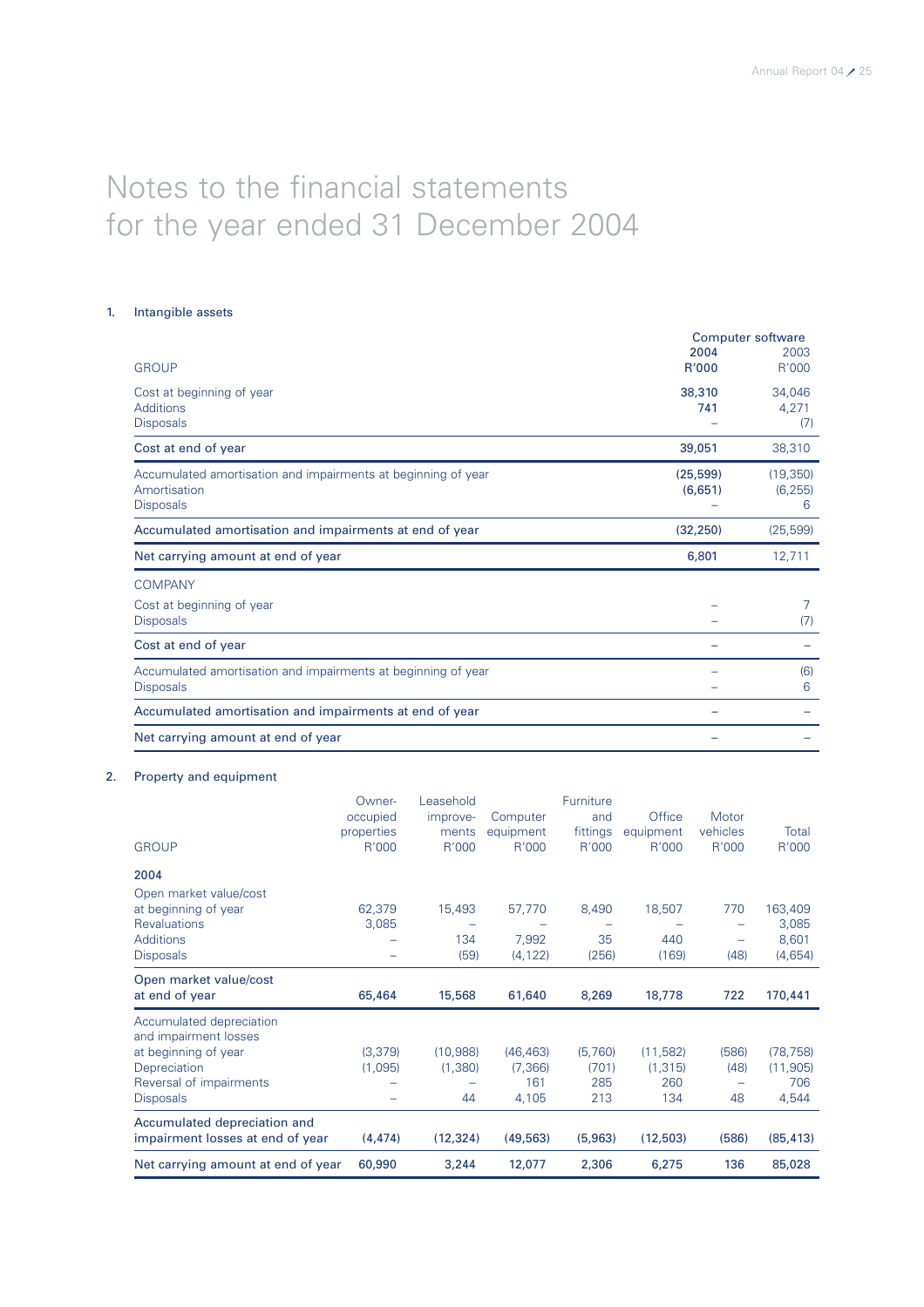# Notes to the financial statements for the year ended 31 December 2004

## 1. Intangible assets

| | Computer software | |
|---|---|---|
| GROUP | **2004 R'000** | 2003 R'000 |
| Cost at beginning of year | **38,310** | 34,046 |
| Additions | **741** | 4,271 |
| Disposals | – | (7) |
| Cost at end of year | **39,051** | 38,310 |
| Accumulated amortisation and impairments at beginning of year | **(25,599)** | (19,350) |
| Amortisation | **(6,651)** | (6,255) |
| Disposals | – | 6 |
| Accumulated amortisation and impairments at end of year | **(32,250)** | (25,599) |
| Net carrying amount at end of year | **6,801** | 12,711 |
| COMPANY | | |
| Cost at beginning of year | – | 7 |
| Disposals | – | (7) |
| Cost at end of year | – | – |
| Accumulated amortisation and impairments at beginning of year | – | (6) |
| Disposals | – | 6 |
| Accumulated amortisation and impairments at end of year | – | – |
| Net carrying amount at end of year | – | – |

## 2. Property and equipment

| GROUP | Owner-occupied properties R'000 | Leasehold improvements R'000 | Computer equipment R'000 | Furniture and fittings R'000 | Office equipment R'000 | Motor vehicles R'000 | Total R'000 |
|---|---|---|---|---|---|---|---|
| **2004** | | | | | | | |
| Open market value/cost at beginning of year | 62,379 | 15,493 | 57,770 | 8,490 | 18,507 | 770 | 163,409 |
| Revaluations | 3,085 | – | – | – | – | – | 3,085 |
| Additions | – | 134 | 7,992 | 35 | 440 | – | 8,601 |
| Disposals | – | (59) | (4,122) | (256) | (169) | (48) | (4,654) |
| Open market value/cost at end of year | **65,464** | **15,568** | **61,640** | **8,269** | **18,778** | **722** | **170,441** |
| Accumulated depreciation and impairment losses at beginning of year | (3,379) | (10,988) | (46,463) | (5,760) | (11,582) | (586) | (78,758) |
| Depreciation | (1,095) | (1,380) | (7,366) | (701) | (1,315) | (48) | (11,905) |
| Reversal of impairments | – | – | 161 | 285 | 260 | – | 706 |
| Disposals | – | 44 | 4,105 | 213 | 134 | 48 | 4,544 |
| Accumulated depreciation and impairment losses at end of year | **(4,474)** | **(12,324)** | **(49,563)** | **(5,963)** | **(12,503)** | **(586)** | **(85,413)** |
| Net carrying amount at end of year | **60,990** | **3,244** | **12,077** | **2,306** | **6,275** | **136** | **85,028** |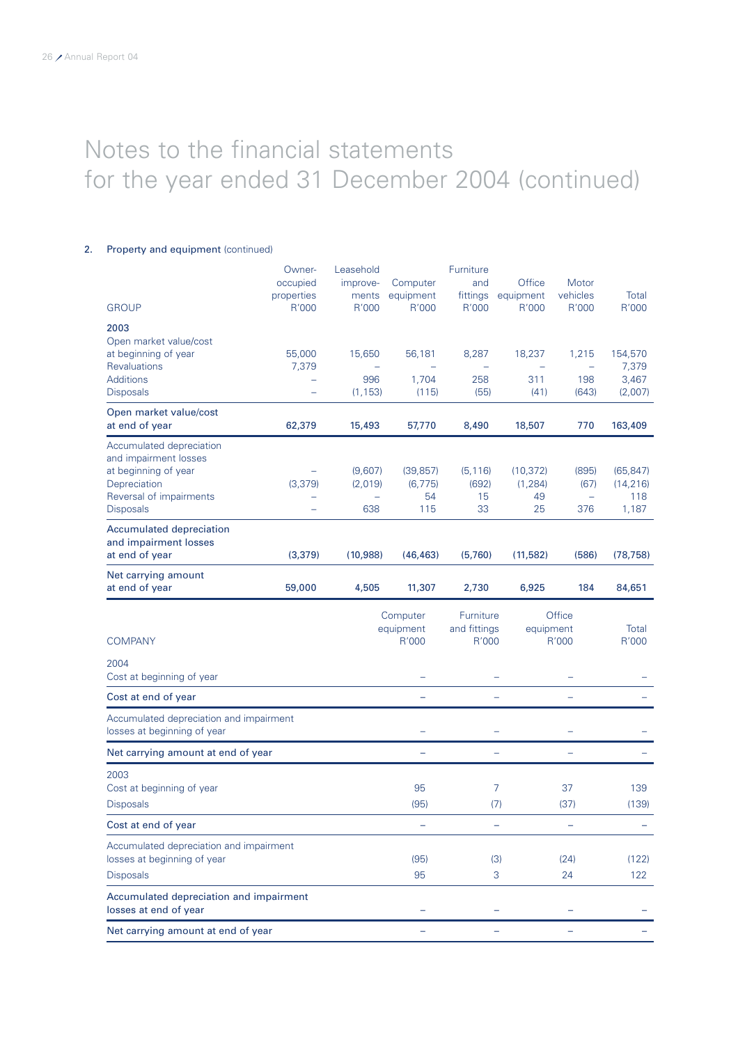# Notes to the financial statements for the year ended 31 December 2004 (continued)

## 2. Property and equipment (continued)

| GROUP | Owner-occupied properties R'000 | Leasehold improvements R'000 | Computer equipment R'000 | Furniture and fittings R'000 | Office equipment R'000 | Motor vehicles R'000 | Total R'000 |
|---|---|---|---|---|---|---|---|
| **2003** | | | | | | | |
| Open market value/cost at beginning of year | 55,000 | 15,650 | 56,181 | 8,287 | 18,237 | 1,215 | 154,570 |
| Revaluations | 7,379 | – | – | – | – | – | 7,379 |
| Additions | – | 996 | 1,704 | 258 | 311 | 198 | 3,467 |
| Disposals | – | (1,153) | (115) | (55) | (41) | (643) | (2,007) |
| **Open market value/cost at end of year** | **62,379** | **15,493** | **57,770** | **8,490** | **18,507** | **770** | **163,409** |
| Accumulated depreciation and impairment losses at beginning of year | – | (9,607) | (39,857) | (5,116) | (10,372) | (895) | (65,847) |
| Depreciation | (3,379) | (2,019) | (6,775) | (692) | (1,284) | (67) | (14,216) |
| Reversal of impairments | – | – | 54 | 15 | 49 | – | 118 |
| Disposals | – | 638 | 115 | 33 | 25 | 376 | 1,187 |
| **Accumulated depreciation and impairment losses at end of year** | **(3,379)** | **(10,988)** | **(46,463)** | **(5,760)** | **(11,582)** | **(586)** | **(78,758)** |
| **Net carrying amount at end of year** | **59,000** | **4,505** | **11,307** | **2,730** | **6,925** | **184** | **84,651** |

| COMPANY | Computer equipment R'000 | Furniture and fittings R'000 | Office equipment R'000 | Total R'000 |
|---|---|---|---|---|
| 2004 | | | | |
| Cost at beginning of year | – | – | – | – |
| Cost at end of year | – | – | – | – |
| Accumulated depreciation and impairment losses at beginning of year | – | – | – | – |
| Net carrying amount at end of year | – | – | – | – |
| 2003 | | | | |
| Cost at beginning of year | 95 | 7 | 37 | 139 |
| Disposals | (95) | (7) | (37) | (139) |
| Cost at end of year | – | – | – | – |
| Accumulated depreciation and impairment losses at beginning of year | (95) | (3) | (24) | (122) |
| Disposals | 95 | 3 | 24 | 122 |
| **Accumulated depreciation and impairment losses at end of year** | – | – | – | – |
| Net carrying amount at end of year | – | – | – | – |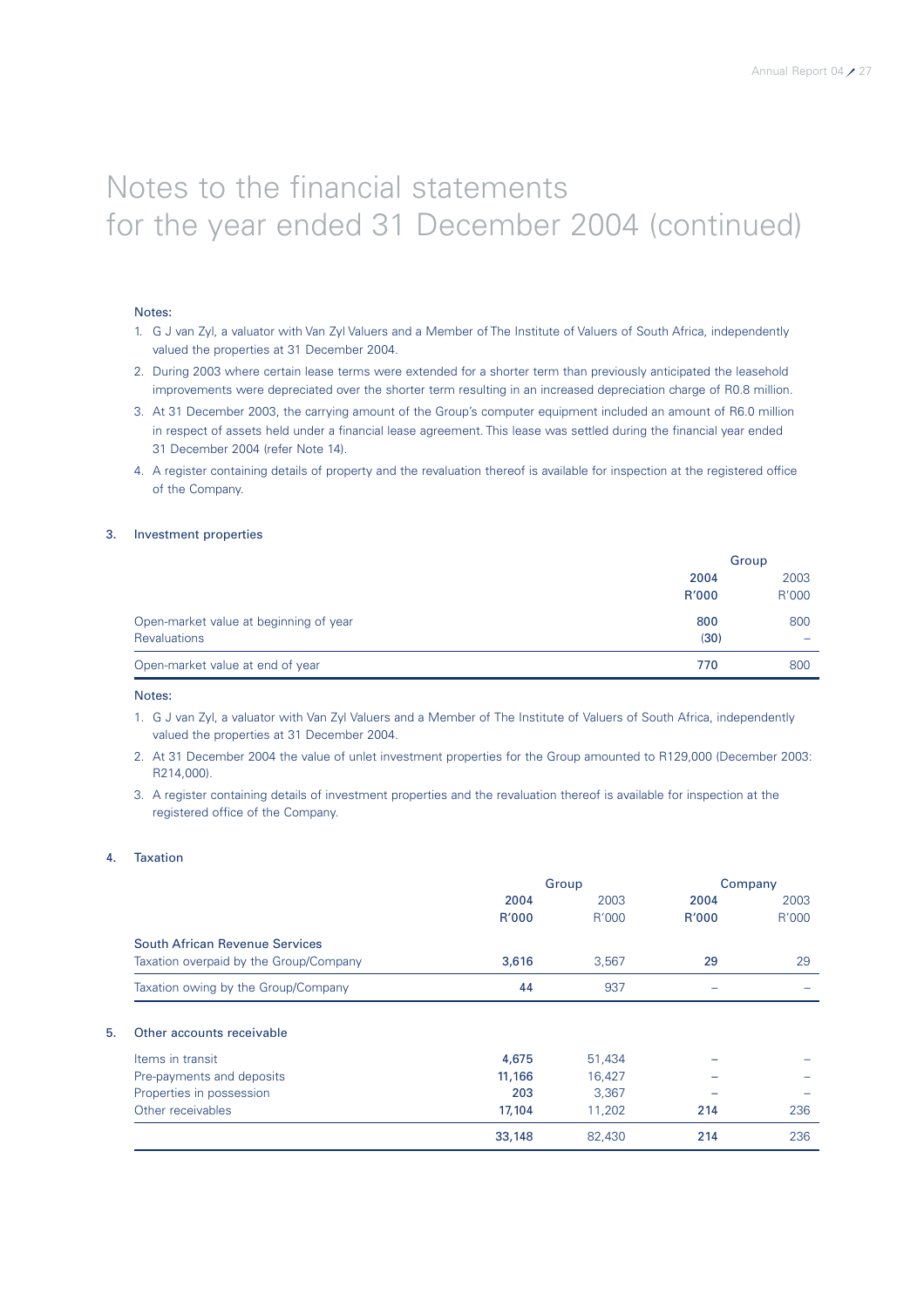# Notes to the financial statements for the year ended 31 December 2004 (continued)

Notes:

1. G J van Zyl, a valuator with Van Zyl Valuers and a Member of The Institute of Valuers of South Africa, independently valued the properties at 31 December 2004.
2. During 2003 where certain lease terms were extended for a shorter term than previously anticipated the leasehold improvements were depreciated over the shorter term resulting in an increased depreciation charge of R0.8 million.
3. At 31 December 2003, the carrying amount of the Group's computer equipment included an amount of R6.0 million in respect of assets held under a financial lease agreement. This lease was settled during the financial year ended 31 December 2004 (refer Note 14).
4. A register containing details of property and the revaluation thereof is available for inspection at the registered office of the Company.

## 3. Investment properties

| | Group | |
|---|---|---|
| | **2004 R'000** | 2003 R'000 |
| Open-market value at beginning of year | **800** | 800 |
| Revaluations | **(30)** | – |
| Open-market value at end of year | **770** | 800 |

Notes:

1. G J van Zyl, a valuator with Van Zyl Valuers and a Member of The Institute of Valuers of South Africa, independently valued the properties at 31 December 2004.
2. At 31 December 2004 the value of unlet investment properties for the Group amounted to R129,000 (December 2003: R214,000).
3. A register containing details of investment properties and the revaluation thereof is available for inspection at the registered office of the Company.

## 4. Taxation

| | Group | | Company | |
|---|---|---|---|---|
| | **2004 R'000** | 2003 R'000 | **2004 R'000** | 2003 R'000 |
| South African Revenue Services | | | | |
| Taxation overpaid by the Group/Company | **3,616** | 3,567 | **29** | 29 |
| Taxation owing by the Group/Company | **44** | 937 | **–** | – |

## 5. Other accounts receivable

| | Group | | Company | |
|---|---|---|---|---|
| | **2004 R'000** | 2003 R'000 | **2004 R'000** | 2003 R'000 |
| Items in transit | **4,675** | 51,434 | **–** | – |
| Pre-payments and deposits | **11,166** | 16,427 | **–** | – |
| Properties in possession | **203** | 3,367 | **–** | – |
| Other receivables | **17,104** | 11,202 | **214** | 236 |
| | **33,148** | 82,430 | **214** | 236 |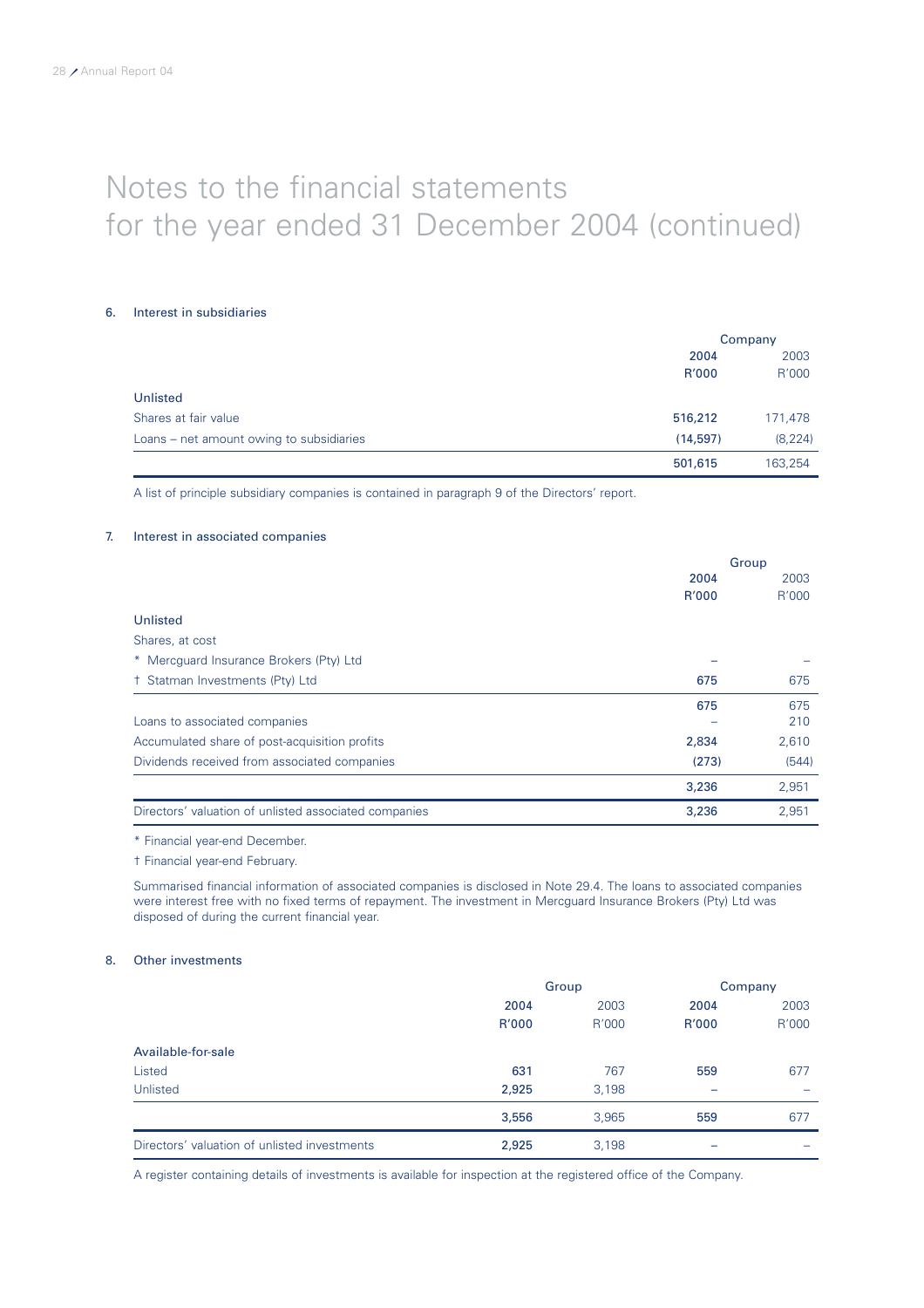# Notes to the financial statements for the year ended 31 December 2004 (continued)

## 6. Interest in subsidiaries

| | Company | |
|---|---|---|
| | **2004** | 2003 |
| | **R'000** | R'000 |
| **Unlisted** | | |
| Shares at fair value | **516,212** | 171,478 |
| Loans – net amount owing to subsidiaries | **(14,597)** | (8,224) |
| | **501,615** | 163,254 |

A list of principle subsidiary companies is contained in paragraph 9 of the Directors' report.

## 7. Interest in associated companies

| | Group | |
|---|---|---|
| | **2004** | 2003 |
| | **R'000** | R'000 |
| **Unlisted** | | |
| Shares, at cost | | |
| * Mercguard Insurance Brokers (Pty) Ltd | **–** | – |
| † Statman Investments (Pty) Ltd | **675** | 675 |
| | **675** | 675 |
| Loans to associated companies | **–** | 210 |
| Accumulated share of post-acquisition profits | **2,834** | 2,610 |
| Dividends received from associated companies | **(273)** | (544) |
| | **3,236** | 2,951 |
| Directors' valuation of unlisted associated companies | **3,236** | 2,951 |

\* Financial year-end December.

† Financial year-end February.

Summarised financial information of associated companies is disclosed in Note 29.4. The loans to associated companies were interest free with no fixed terms of repayment. The investment in Mercguard Insurance Brokers (Pty) Ltd was disposed of during the current financial year.

## 8. Other investments

| | Group | | Company | |
|---|---|---|---|---|
| | **2004** | 2003 | **2004** | 2003 |
| | **R'000** | R'000 | **R'000** | R'000 |
| **Available-for-sale** | | | | |
| Listed | **631** | 767 | **559** | 677 |
| Unlisted | **2,925** | 3,198 | **–** | – |
| | **3,556** | 3,965 | **559** | 677 |
| Directors' valuation of unlisted investments | **2,925** | 3,198 | **–** | – |

A register containing details of investments is available for inspection at the registered office of the Company.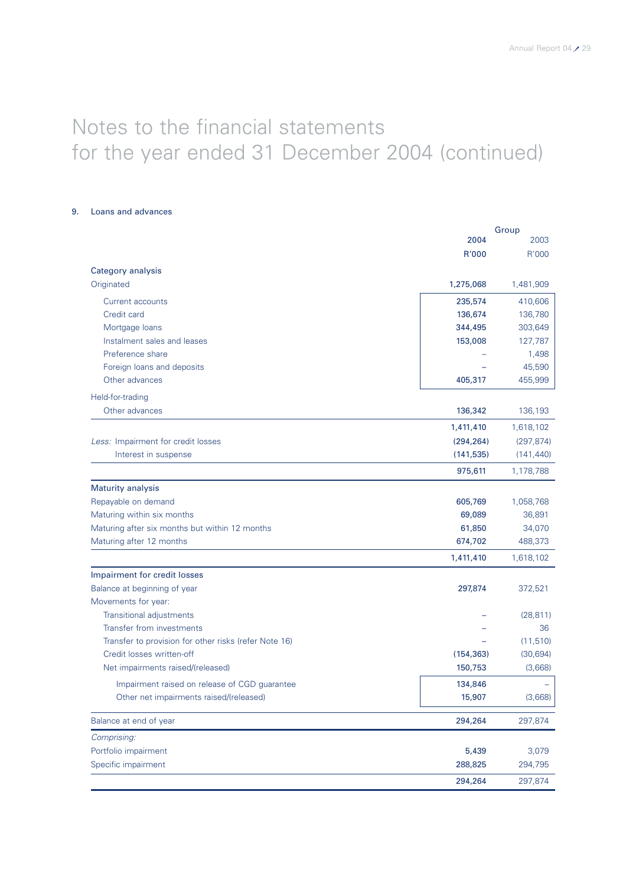# Notes to the financial statements for the year ended 31 December 2004 (continued)

## 9. Loans and advances

| | Group 2004 R'000 | Group 2003 R'000 |
|---|---|---|
| **Category analysis** | | |
| Originated | 1,275,068 | 1,481,909 |
| Current accounts | 235,574 | 410,606 |
| Credit card | 136,674 | 136,780 |
| Mortgage loans | 344,495 | 303,649 |
| Instalment sales and leases | 153,008 | 127,787 |
| Preference share | – | 1,498 |
| Foreign loans and deposits | – | 45,590 |
| Other advances | 405,317 | 455,999 |
| Held-for-trading | | |
| Other advances | 136,342 | 136,193 |
| | 1,411,410 | 1,618,102 |
| *Less:* Impairment for credit losses | (294,264) | (297,874) |
| Interest in suspense | (141,535) | (141,440) |
| | 975,611 | 1,178,788 |
| **Maturity analysis** | | |
| Repayable on demand | 605,769 | 1,058,768 |
| Maturing within six months | 69,089 | 36,891 |
| Maturing after six months but within 12 months | 61,850 | 34,070 |
| Maturing after 12 months | 674,702 | 488,373 |
| | 1,411,410 | 1,618,102 |
| **Impairment for credit losses** | | |
| Balance at beginning of year | 297,874 | 372,521 |
| Movements for year: | | |
| Transitional adjustments | – | (28,811) |
| Transfer from investments | – | 36 |
| Transfer to provision for other risks (refer Note 16) | – | (11,510) |
| Credit losses written-off | (154,363) | (30,694) |
| Net impairments raised/(released) | 150,753 | (3,668) |
| Impairment raised on release of CGD guarantee | 134,846 | – |
| Other net impairments raised/(released) | 15,907 | (3,668) |
| Balance at end of year | 294,264 | 297,874 |
| *Comprising:* | | |
| Portfolio impairment | 5,439 | 3,079 |
| Specific impairment | 288,825 | 294,795 |
| | 294,264 | 297,874 |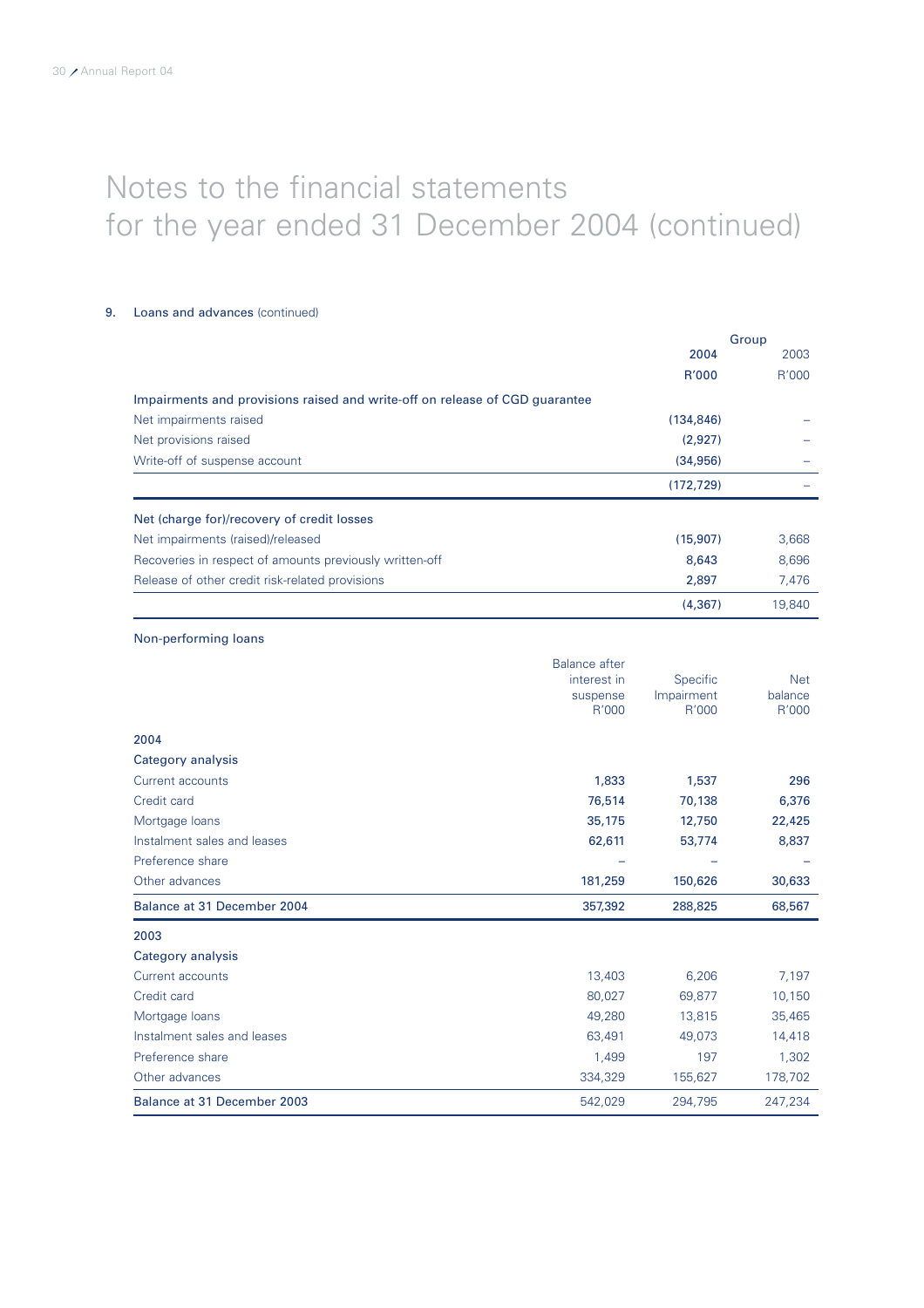# Notes to the financial statements for the year ended 31 December 2004 (continued)

## 9. Loans and advances (continued)

| | Group | |
|---|---|---|
| | **2004** | 2003 |
| | **R'000** | R'000 |
| **Impairments and provisions raised and write-off on release of CGD guarantee** | | |
| Net impairments raised | **(134,846)** | – |
| Net provisions raised | **(2,927)** | – |
| Write-off of suspense account | **(34,956)** | – |
| | **(172,729)** | – |
| **Net (charge for)/recovery of credit losses** | | |
| Net impairments (raised)/released | **(15,907)** | 3,668 |
| Recoveries in respect of amounts previously written-off | **8,643** | 8,696 |
| Release of other credit risk-related provisions | **2,897** | 7,476 |
| | **(4,367)** | 19,840 |

### Non-performing loans

| | Balance after interest in suspense R'000 | Specific Impairment R'000 | Net balance R'000 |
|---|---|---|---|
| **2004** | | | |
| **Category analysis** | | | |
| Current accounts | **1,833** | **1,537** | **296** |
| Credit card | **76,514** | **70,138** | **6,376** |
| Mortgage loans | **35,175** | **12,750** | **22,425** |
| Instalment sales and leases | **62,611** | **53,774** | **8,837** |
| Preference share | – | – | – |
| Other advances | **181,259** | **150,626** | **30,633** |
| **Balance at 31 December 2004** | **357,392** | **288,825** | **68,567** |
| **2003** | | | |
| **Category analysis** | | | |
| Current accounts | 13,403 | 6,206 | 7,197 |
| Credit card | 80,027 | 69,877 | 10,150 |
| Mortgage loans | 49,280 | 13,815 | 35,465 |
| Instalment sales and leases | 63,491 | 49,073 | 14,418 |
| Preference share | 1,499 | 197 | 1,302 |
| Other advances | 334,329 | 155,627 | 178,702 |
| **Balance at 31 December 2003** | 542,029 | 294,795 | 247,234 |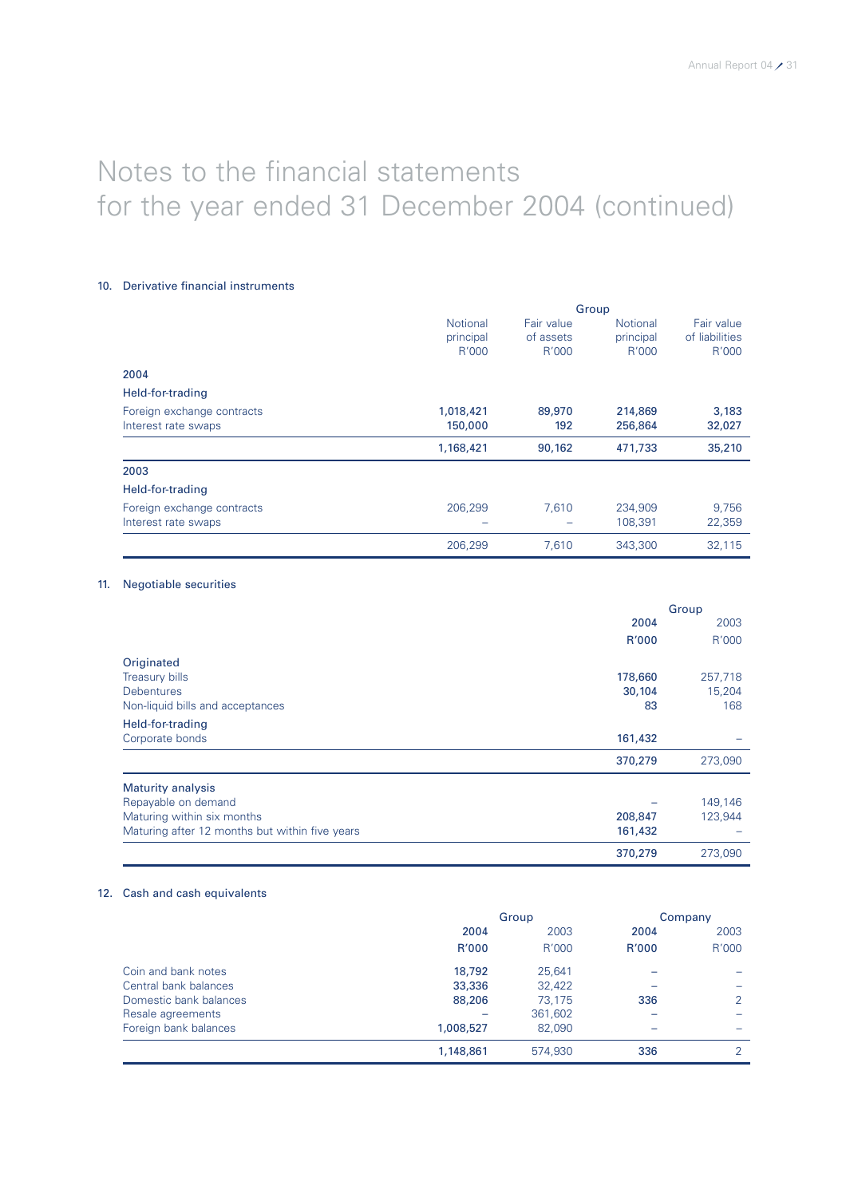# Notes to the financial statements for the year ended 31 December 2004 (continued)

## 10. Derivative financial instruments

| | Group | | | |
|---|---|---|---|---|
| | Notional principal R'000 | Fair value of assets R'000 | Notional principal R'000 | Fair value of liabilities R'000 |
| **2004** | | | | |
| **Held-for-trading** | | | | |
| Foreign exchange contracts | **1,018,421** | **89,970** | **214,869** | **3,183** |
| Interest rate swaps | **150,000** | **192** | **256,864** | **32,027** |
| | **1,168,421** | **90,162** | **471,733** | **35,210** |
| **2003** | | | | |
| **Held-for-trading** | | | | |
| Foreign exchange contracts | 206,299 | 7,610 | 234,909 | 9,756 |
| Interest rate swaps | – | – | 108,391 | 22,359 |
| | 206,299 | 7,610 | 343,300 | 32,115 |

## 11. Negotiable securities

| | Group | |
|---|---|---|
| | **2004 R'000** | 2003 R'000 |
| **Originated** | | |
| Treasury bills | **178,660** | 257,718 |
| Debentures | **30,104** | 15,204 |
| Non-liquid bills and acceptances | **83** | 168 |
| **Held-for-trading** | | |
| Corporate bonds | **161,432** | – |
| | **370,279** | 273,090 |
| **Maturity analysis** | | |
| Repayable on demand | – | 149,146 |
| Maturing within six months | **208,847** | 123,944 |
| Maturing after 12 months but within five years | **161,432** | – |
| | **370,279** | 273,090 |

## 12. Cash and cash equivalents

| | Group | | Company | |
|---|---|---|---|---|
| | **2004 R'000** | 2003 R'000 | **2004 R'000** | 2003 R'000 |
| Coin and bank notes | **18,792** | 25,641 | – | – |
| Central bank balances | **33,336** | 32,422 | – | – |
| Domestic bank balances | **88,206** | 73,175 | **336** | 2 |
| Resale agreements | – | 361,602 | – | – |
| Foreign bank balances | **1,008,527** | 82,090 | – | – |
| | **1,148,861** | 574,930 | **336** | 2 |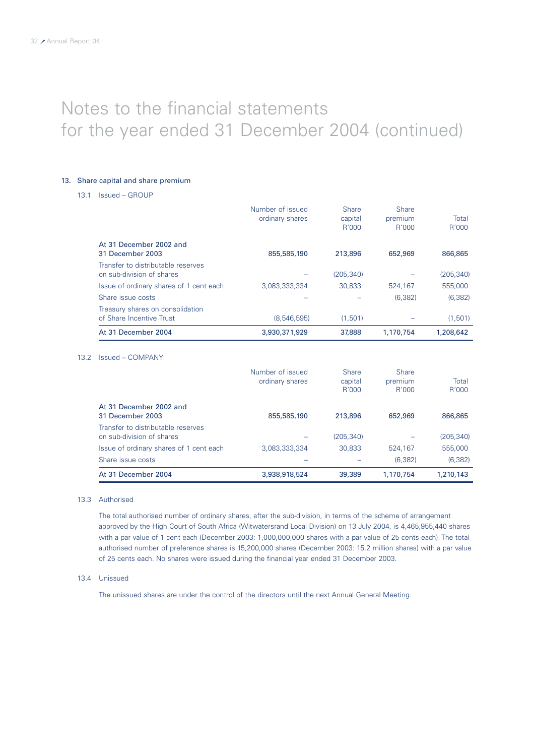# Notes to the financial statements for the year ended 31 December 2004 (continued)

### 13. Share capital and share premium

#### 13.1 Issued – GROUP

| | Number of issued ordinary shares | Share capital R'000 | Share premium R'000 | Total R'000 |
|---|---|---|---|---|
| **At 31 December 2002 and 31 December 2003** | **855,585,190** | **213,896** | **652,969** | **866,865** |
| Transfer to distributable reserves on sub-division of shares | – | (205,340) | – | (205,340) |
| Issue of ordinary shares of 1 cent each | 3,083,333,334 | 30,833 | 524,167 | 555,000 |
| Share issue costs | – | – | (6,382) | (6,382) |
| Treasury shares on consolidation of Share Incentive Trust | (8,546,595) | (1,501) | – | (1,501) |
| **At 31 December 2004** | **3,930,371,929** | **37,888** | **1,170,754** | **1,208,642** |

#### 13.2 Issued – COMPANY

| | Number of issued ordinary shares | Share capital R'000 | Share premium R'000 | Total R'000 |
|---|---|---|---|---|
| **At 31 December 2002 and 31 December 2003** | **855,585,190** | **213,896** | **652,969** | **866,865** |
| Transfer to distributable reserves on sub-division of shares | – | (205,340) | – | (205,340) |
| Issue of ordinary shares of 1 cent each | 3,083,333,334 | 30,833 | 524,167 | 555,000 |
| Share issue costs | – | – | (6,382) | (6,382) |
| **At 31 December 2004** | **3,938,918,524** | **39,389** | **1,170,754** | **1,210,143** |

#### 13.3 Authorised

The total authorised number of ordinary shares, after the sub-division, in terms of the scheme of arrangement approved by the High Court of South Africa (Witwatersrand Local Division) on 13 July 2004, is 4,465,955,440 shares with a par value of 1 cent each (December 2003: 1,000,000,000 shares with a par value of 25 cents each). The total authorised number of preference shares is 15,200,000 shares (December 2003: 15.2 million shares) with a par value of 25 cents each. No shares were issued during the financial year ended 31 December 2003.

#### 13.4 Unissued

The unissued shares are under the control of the directors until the next Annual General Meeting.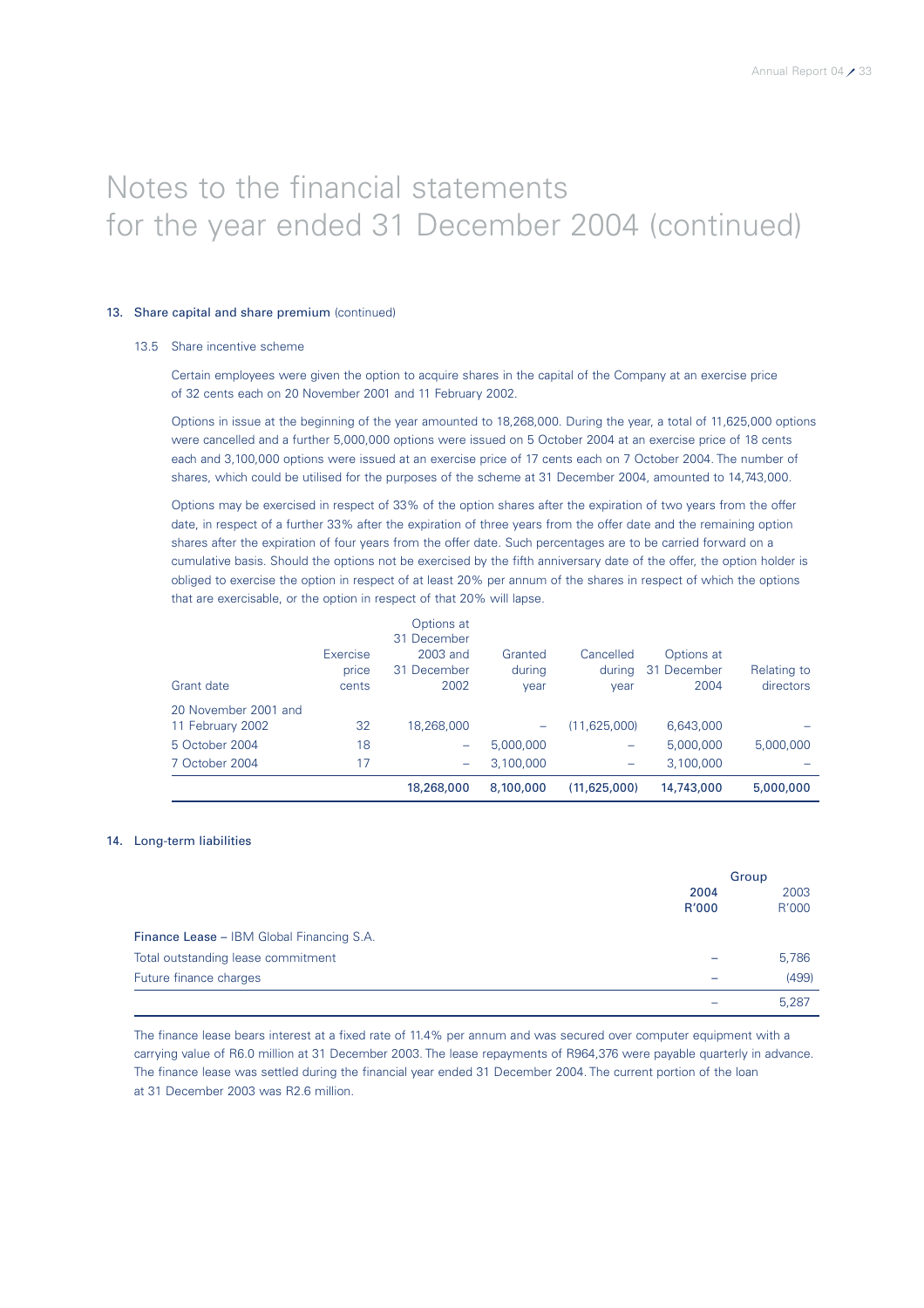# Notes to the financial statements for the year ended 31 December 2004 (continued)

## 13. Share capital and share premium (continued)

### 13.5 Share incentive scheme

Certain employees were given the option to acquire shares in the capital of the Company at an exercise price of 32 cents each on 20 November 2001 and 11 February 2002.

Options in issue at the beginning of the year amounted to 18,268,000. During the year, a total of 11,625,000 options were cancelled and a further 5,000,000 options were issued on 5 October 2004 at an exercise price of 18 cents each and 3,100,000 options were issued at an exercise price of 17 cents each on 7 October 2004. The number of shares, which could be utilised for the purposes of the scheme at 31 December 2004, amounted to 14,743,000.

Options may be exercised in respect of 33% of the option shares after the expiration of two years from the offer date, in respect of a further 33% after the expiration of three years from the offer date and the remaining option shares after the expiration of four years from the offer date. Such percentages are to be carried forward on a cumulative basis. Should the options not be exercised by the fifth anniversary date of the offer, the option holder is obliged to exercise the option in respect of at least 20% per annum of the shares in respect of which the options that are exercisable, or the option in respect of that 20% will lapse.

| Grant date | Exercise price cents | Options at 31 December 2003 and 31 December 2002 | Granted during year | Cancelled during year | Options at 31 December 2004 | Relating to directors |
|---|---|---|---|---|---|---|
| 20 November 2001 and 11 February 2002 | 32 | 18,268,000 | – | (11,625,000) | 6,643,000 | – |
| 5 October 2004 | 18 | – | 5,000,000 | – | 5,000,000 | 5,000,000 |
| 7 October 2004 | 17 | – | 3,100,000 | – | 3,100,000 | – |
| | | **18,268,000** | **8,100,000** | **(11,625,000)** | **14,743,000** | **5,000,000** |

## 14. Long-term liabilities

| | Group 2004 R'000 | Group 2003 R'000 |
|---|---|---|
| **Finance Lease** – IBM Global Financing S.A. | | |
| Total outstanding lease commitment | – | 5,786 |
| Future finance charges | – | (499) |
| | – | 5,287 |

The finance lease bears interest at a fixed rate of 11.4% per annum and was secured over computer equipment with a carrying value of R6.0 million at 31 December 2003. The lease repayments of R964,376 were payable quarterly in advance. The finance lease was settled during the financial year ended 31 December 2004. The current portion of the loan at 31 December 2003 was R2.6 million.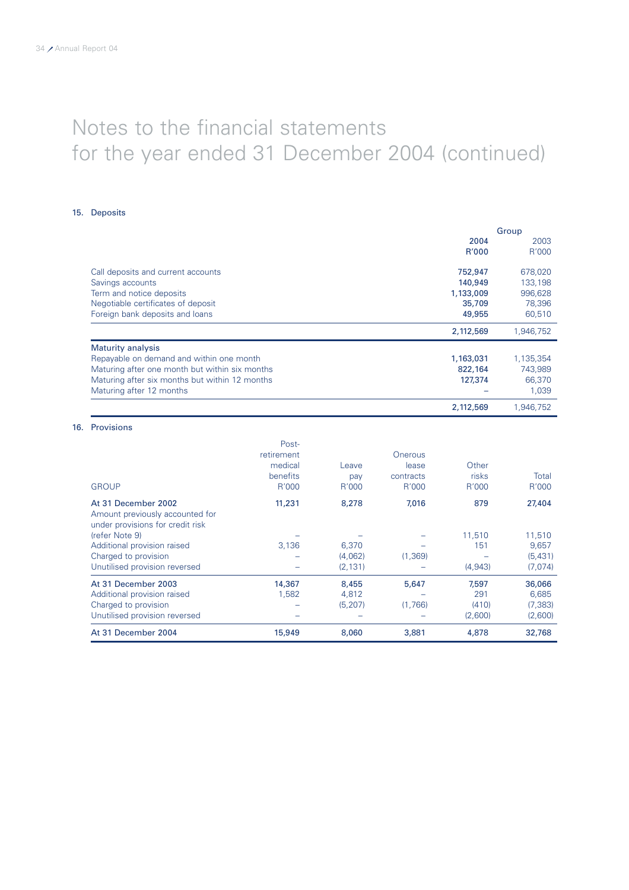# Notes to the financial statements for the year ended 31 December 2004 (continued)

## 15. Deposits

| | Group | |
|---|---|---|
| | **2004** | 2003 |
| | **R'000** | R'000 |
| Call deposits and current accounts | **752,947** | 678,020 |
| Savings accounts | **140,949** | 133,198 |
| Term and notice deposits | **1,133,009** | 996,628 |
| Negotiable certificates of deposit | **35,709** | 78,396 |
| Foreign bank deposits and loans | **49,955** | 60,510 |
| | **2,112,569** | 1,946,752 |
| **Maturity analysis** | | |
| Repayable on demand and within one month | **1,163,031** | 1,135,354 |
| Maturing after one month but within six months | **822,164** | 743,989 |
| Maturing after six months but within 12 months | **127,374** | 66,370 |
| Maturing after 12 months | **–** | 1,039 |
| | **2,112,569** | 1,946,752 |

## 16. Provisions

| GROUP | Post-retirement medical benefits R'000 | Leave pay R'000 | Onerous lease contracts R'000 | Other risks R'000 | Total R'000 |
|---|---|---|---|---|---|
| **At 31 December 2002** | **11,231** | **8,278** | **7,016** | **879** | **27,404** |
| Amount previously accounted for under provisions for credit risk (refer Note 9) | – | – | – | 11,510 | 11,510 |
| Additional provision raised | 3,136 | 6,370 | – | 151 | 9,657 |
| Charged to provision | – | (4,062) | (1,369) | – | (5,431) |
| Unutilised provision reversed | – | (2,131) | – | (4,943) | (7,074) |
| **At 31 December 2003** | **14,367** | **8,455** | **5,647** | **7,597** | **36,066** |
| Additional provision raised | 1,582 | 4,812 | – | 291 | 6,685 |
| Charged to provision | – | (5,207) | (1,766) | (410) | (7,383) |
| Unutilised provision reversed | – | – | – | (2,600) | (2,600) |
| **At 31 December 2004** | **15,949** | **8,060** | **3,881** | **4,878** | **32,768** |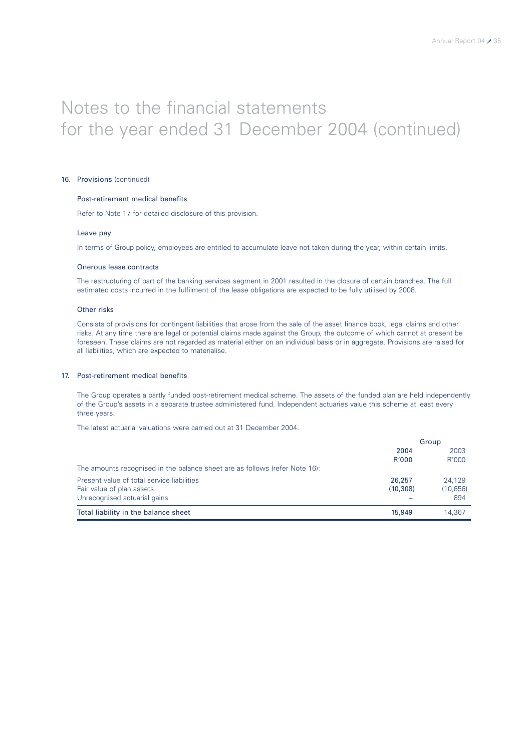# Notes to the financial statements for the year ended 31 December 2004 (continued)

## 16. Provisions (continued)

### Post-retirement medical benefits

Refer to Note 17 for detailed disclosure of this provision.

### Leave pay

In terms of Group policy, employees are entitled to accumulate leave not taken during the year, within certain limits.

### Onerous lease contracts

The restructuring of part of the banking services segment in 2001 resulted in the closure of certain branches. The full estimated costs incurred in the fulfilment of the lease obligations are expected to be fully utilised by 2008.

### Other risks

Consists of provisions for contingent liabilities that arose from the sale of the asset finance book, legal claims and other risks. At any time there are legal or potential claims made against the Group, the outcome of which cannot at present be foreseen. These claims are not regarded as material either on an individual basis or in aggregate. Provisions are raised for all liabilities, which are expected to materialise.

## 17. Post-retirement medical benefits

The Group operates a partly funded post-retirement medical scheme. The assets of the funded plan are held independently of the Group's assets in a separate trustee administered fund. Independent actuaries value this scheme at least every three years.

The latest actuarial valuations were carried out at 31 December 2004.

| | Group | |
|---|---|---|
| | **2004** | 2003 |
| | **R'000** | R'000 |
| The amounts recognised in the balance sheet are as follows (refer Note 16): | | |
| Present value of total service liabilities | **26,257** | 24,129 |
| Fair value of plan assets | **(10,308)** | (10,656) |
| Unrecognised actuarial gains | **–** | 894 |
| Total liability in the balance sheet | **15,949** | 14,367 |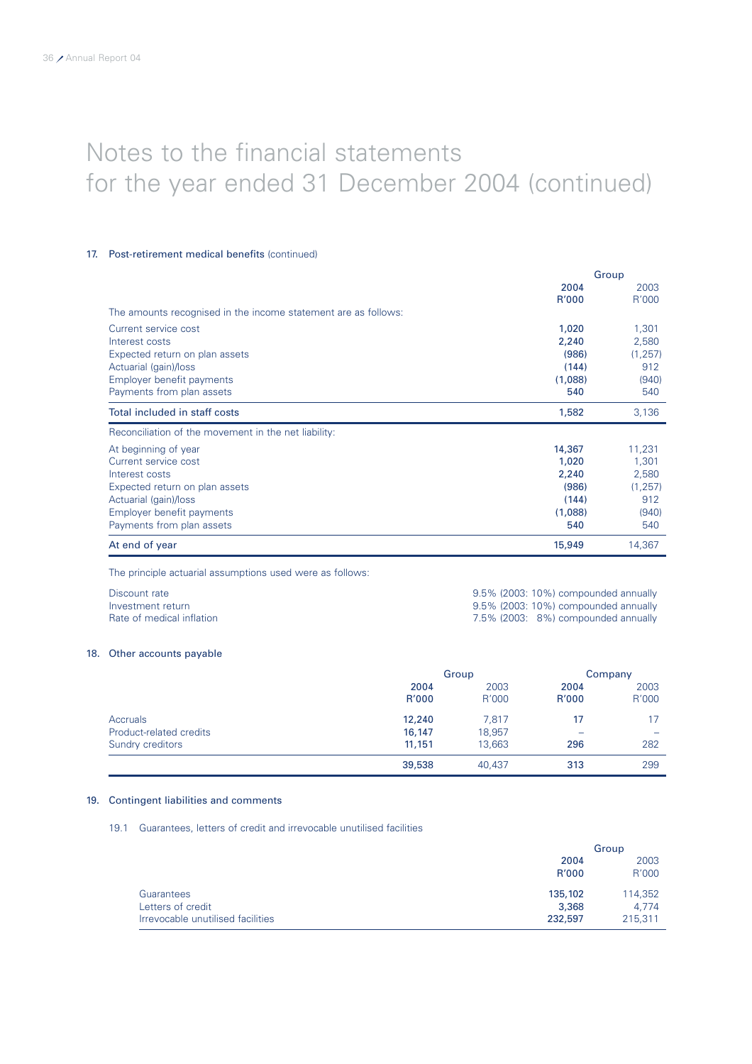# Notes to the financial statements for the year ended 31 December 2004 (continued)

## 17. Post-retirement medical benefits (continued)

| | Group | |
|---|---|---|
| | **2004 R'000** | 2003 R'000 |
| The amounts recognised in the income statement are as follows: | | |
| Current service cost | **1,020** | 1,301 |
| Interest costs | **2,240** | 2,580 |
| Expected return on plan assets | **(986)** | (1,257) |
| Actuarial (gain)/loss | **(144)** | 912 |
| Employer benefit payments | **(1,088)** | (940) |
| Payments from plan assets | **540** | 540 |
| Total included in staff costs | **1,582** | 3,136 |
| Reconciliation of the movement in the net liability: | | |
| At beginning of year | **14,367** | 11,231 |
| Current service cost | **1,020** | 1,301 |
| Interest costs | **2,240** | 2,580 |
| Expected return on plan assets | **(986)** | (1,257) |
| Actuarial (gain)/loss | **(144)** | 912 |
| Employer benefit payments | **(1,088)** | (940) |
| Payments from plan assets | **540** | 540 |
| At end of year | **15,949** | 14,367 |

The principle actuarial assumptions used were as follows:

| | |
|---|---|
| Discount rate | 9.5% (2003: 10%) compounded annually |
| Investment return | 9.5% (2003: 10%) compounded annually |
| Rate of medical inflation | 7.5% (2003: 8%) compounded annually |

## 18. Other accounts payable

| | Group | | Company | |
|---|---|---|---|---|
| | **2004 R'000** | 2003 R'000 | **2004 R'000** | 2003 R'000 |
| Accruals | **12,240** | 7,817 | **17** | 17 |
| Product-related credits | **16,147** | 18,957 | **–** | – |
| Sundry creditors | **11,151** | 13,663 | **296** | 282 |
| | **39,538** | 40,437 | **313** | 299 |

## 19. Contingent liabilities and comments

### 19.1 Guarantees, letters of credit and irrevocable unutilised facilities

| | Group | |
|---|---|---|
| | **2004 R'000** | 2003 R'000 |
| Guarantees | **135,102** | 114,352 |
| Letters of credit | **3,368** | 4,774 |
| Irrevocable unutilised facilities | **232,597** | 215,311 |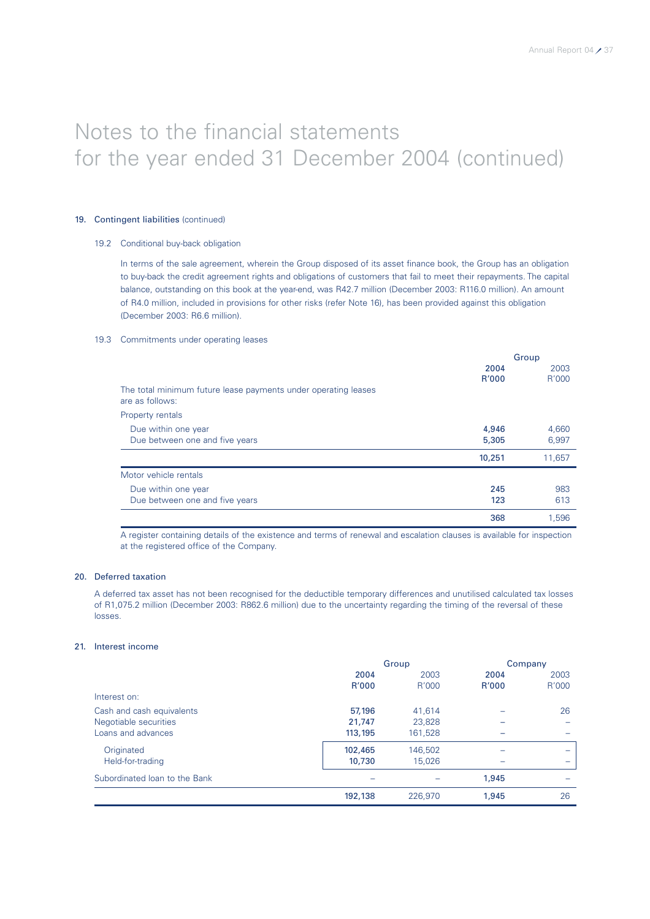# Notes to the financial statements for the year ended 31 December 2004 (continued)

## 19. Contingent liabilities (continued)

### 19.2 Conditional buy-back obligation

In terms of the sale agreement, wherein the Group disposed of its asset finance book, the Group has an obligation to buy-back the credit agreement rights and obligations of customers that fail to meet their repayments. The capital balance, outstanding on this book at the year-end, was R42.7 million (December 2003: R116.0 million). An amount of R4.0 million, included in provisions for other risks (refer Note 16), has been provided against this obligation (December 2003: R6.6 million).

### 19.3 Commitments under operating leases

| | Group | |
|---|---|---|
| | **2004** | 2003 |
| | **R'000** | R'000 |
| The total minimum future lease payments under operating leases are as follows: | | |
| Property rentals | | |
| Due within one year | **4,946** | 4,660 |
| Due between one and five years | **5,305** | 6,997 |
| | **10,251** | 11,657 |
| Motor vehicle rentals | | |
| Due within one year | **245** | 983 |
| Due between one and five years | **123** | 613 |
| | **368** | 1,596 |

A register containing details of the existence and terms of renewal and escalation clauses is available for inspection at the registered office of the Company.

## 20. Deferred taxation

A deferred tax asset has not been recognised for the deductible temporary differences and unutilised calculated tax losses of R1,075.2 million (December 2003: R862.6 million) due to the uncertainty regarding the timing of the reversal of these losses.

## 21. Interest income

| | Group | | Company | |
|---|---|---|---|---|
| | **2004** | 2003 | **2004** | 2003 |
| | **R'000** | R'000 | **R'000** | R'000 |
| Interest on: | | | | |
| Cash and cash equivalents | **57,196** | 41,614 | **–** | 26 |
| Negotiable securities | **21,747** | 23,828 | **–** | – |
| Loans and advances | **113,195** | 161,528 | **–** | – |
| Originated | **102,465** | 146,502 | **–** | – |
| Held-for-trading | **10,730** | 15,026 | **–** | – |
| Subordinated loan to the Bank | **–** | – | **1,945** | – |
| | **192,138** | 226,970 | **1,945** | 26 |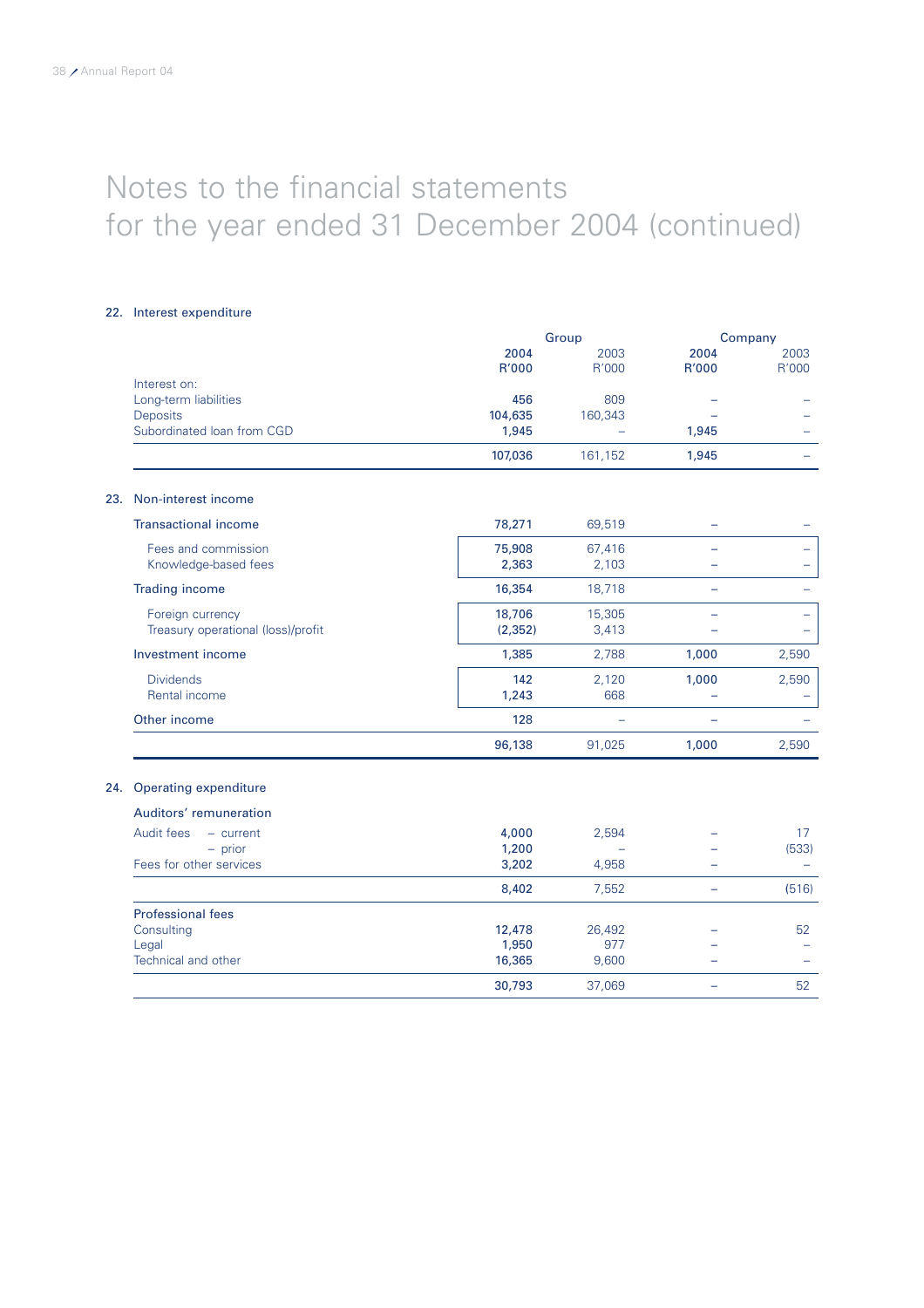# Notes to the financial statements for the year ended 31 December 2004 (continued)

## 22. Interest expenditure

| | Group | | Company | |
|---|---|---|---|---|
| | **2004 R'000** | 2003 R'000 | **2004 R'000** | 2003 R'000 |
| Interest on: | | | | |
| Long-term liabilities | **456** | 809 | **–** | – |
| Deposits | **104,635** | 160,343 | **–** | – |
| Subordinated loan from CGD | **1,945** | – | **1,945** | – |
| | **107,036** | 161,152 | **1,945** | – |

## 23. Non-interest income

| | Group | | Company | |
|---|---|---|---|---|
| | **2004 R'000** | 2003 R'000 | **2004 R'000** | 2003 R'000 |
| Transactional income | **78,271** | 69,519 | **–** | – |
| Fees and commission | **75,908** | 67,416 | **–** | – |
| Knowledge-based fees | **2,363** | 2,103 | **–** | – |
| Trading income | **16,354** | 18,718 | **–** | – |
| Foreign currency | **18,706** | 15,305 | **–** | – |
| Treasury operational (loss)/profit | **(2,352)** | 3,413 | **–** | – |
| Investment income | **1,385** | 2,788 | **1,000** | 2,590 |
| Dividends | **142** | 2,120 | **1,000** | 2,590 |
| Rental income | **1,243** | 668 | **–** | – |
| Other income | **128** | – | **–** | – |
| | **96,138** | 91,025 | **1,000** | 2,590 |

## 24. Operating expenditure

| | Group | | Company | |
|---|---|---|---|---|
| | **2004 R'000** | 2003 R'000 | **2004 R'000** | 2003 R'000 |
| **Auditors' remuneration** | | | | |
| Audit fees – current | **4,000** | 2,594 | **–** | 17 |
| – prior | **1,200** | – | **–** | (533) |
| Fees for other services | **3,202** | 4,958 | **–** | – |
| | **8,402** | 7,552 | **–** | (516) |
| **Professional fees** | | | | |
| Consulting | **12,478** | 26,492 | **–** | 52 |
| Legal | **1,950** | 977 | **–** | – |
| Technical and other | **16,365** | 9,600 | **–** | – |
| | **30,793** | 37,069 | **–** | 52 |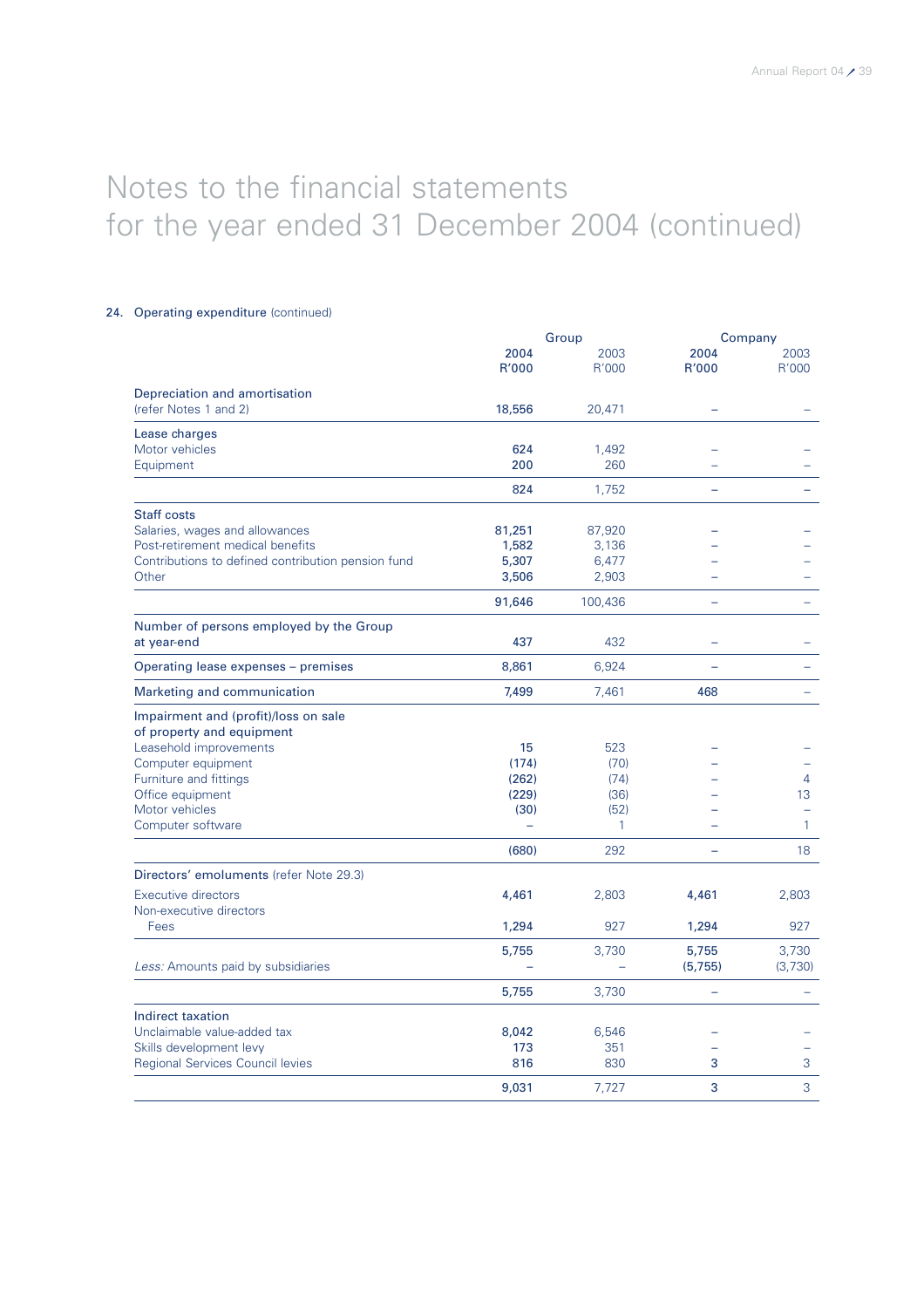# Notes to the financial statements for the year ended 31 December 2004 (continued)

## 24. Operating expenditure (continued)

| | Group | | Company | |
|---|---|---|---|---|
| | **2004 R'000** | 2003 R'000 | **2004 R'000** | 2003 R'000 |
| **Depreciation and amortisation** (refer Notes 1 and 2) | **18,556** | 20,471 | **–** | – |
| **Lease charges** | | | | |
| Motor vehicles | **624** | 1,492 | **–** | – |
| Equipment | **200** | 260 | **–** | – |
| | **824** | 1,752 | **–** | – |
| **Staff costs** | | | | |
| Salaries, wages and allowances | **81,251** | 87,920 | **–** | – |
| Post-retirement medical benefits | **1,582** | 3,136 | **–** | – |
| Contributions to defined contribution pension fund | **5,307** | 6,477 | **–** | – |
| Other | **3,506** | 2,903 | **–** | – |
| | **91,646** | 100,436 | **–** | – |
| **Number of persons employed by the Group at year-end** | **437** | 432 | **–** | – |
| **Operating lease expenses – premises** | **8,861** | 6,924 | **–** | – |
| **Marketing and communication** | **7,499** | 7,461 | **468** | – |
| **Impairment and (profit)/loss on sale of property and equipment** | | | | |
| Leasehold improvements | **15** | 523 | **–** | – |
| Computer equipment | **(174)** | (70) | **–** | – |
| Furniture and fittings | **(262)** | (74) | **–** | 4 |
| Office equipment | **(229)** | (36) | **–** | 13 |
| Motor vehicles | **(30)** | (52) | **–** | – |
| Computer software | **–** | 1 | **–** | 1 |
| | **(680)** | 292 | **–** | 18 |
| **Directors' emoluments** (refer Note 29.3) | | | | |
| Executive directors | **4,461** | 2,803 | **4,461** | 2,803 |
| Non-executive directors | | | | |
| Fees | **1,294** | 927 | **1,294** | 927 |
| | **5,755** | 3,730 | **5,755** | 3,730 |
| *Less:* Amounts paid by subsidiaries | **–** | – | **(5,755)** | (3,730) |
| | **5,755** | 3,730 | **–** | – |
| **Indirect taxation** | | | | |
| Unclaimable value-added tax | **8,042** | 6,546 | **–** | – |
| Skills development levy | **173** | 351 | **–** | – |
| Regional Services Council levies | **816** | 830 | **3** | 3 |
| | **9,031** | 7,727 | **3** | 3 |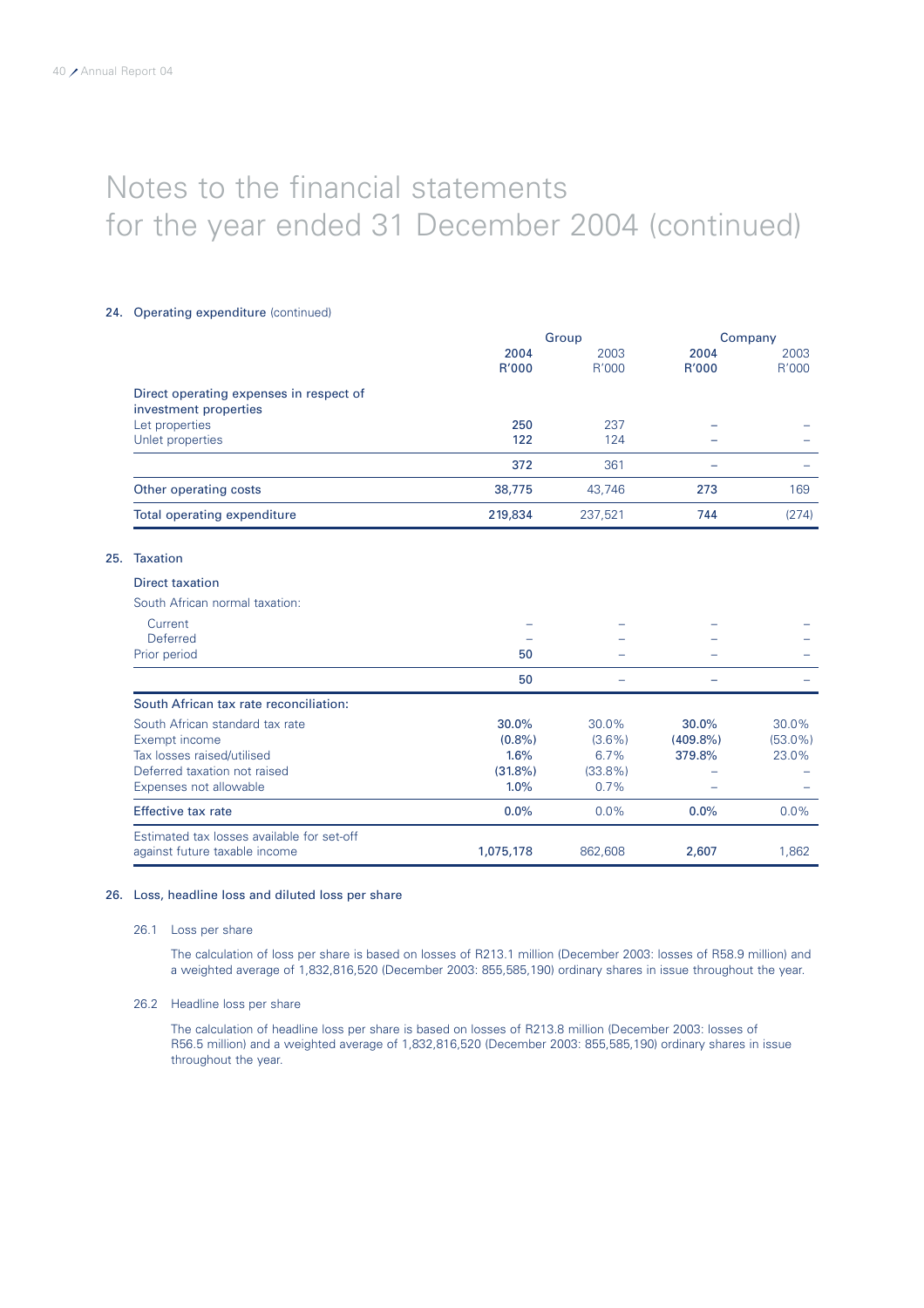# Notes to the financial statements for the year ended 31 December 2004 (continued)

## 24. Operating expenditure (continued)

| | Group | | Company | |
|---|---|---|---|---|
| | **2004 R'000** | 2003 R'000 | **2004 R'000** | 2003 R'000 |
| Direct operating expenses in respect of investment properties | | | | |
| Let properties | **250** | 237 | **–** | – |
| Unlet properties | **122** | 124 | **–** | – |
| | **372** | 361 | **–** | – |
| Other operating costs | **38,775** | 43,746 | **273** | 169 |
| Total operating expenditure | **219,834** | 237,521 | **744** | (274) |

## 25. Taxation

| | Group | | Company | |
|---|---|---|---|---|
| | **2004 R'000** | 2003 R'000 | **2004 R'000** | 2003 R'000 |
| **Direct taxation** | | | | |
| South African normal taxation: | | | | |
| Current | **–** | – | **–** | – |
| Deferred | **–** | – | **–** | – |
| Prior period | **50** | – | **–** | – |
| | **50** | – | **–** | – |
| South African tax rate reconciliation: | | | | |
| South African standard tax rate | **30.0%** | 30.0% | **30.0%** | 30.0% |
| Exempt income | **(0.8%)** | (3.6%) | **(409.8%)** | (53.0%) |
| Tax losses raised/utilised | **1.6%** | 6.7% | **379.8%** | 23.0% |
| Deferred taxation not raised | **(31.8%)** | (33.8%) | **–** | – |
| Expenses not allowable | **1.0%** | 0.7% | **–** | – |
| Effective tax rate | **0.0%** | 0.0% | **0.0%** | 0.0% |
| Estimated tax losses available for set-off against future taxable income | **1,075,178** | 862,608 | **2,607** | 1,862 |

## 26. Loss, headline loss and diluted loss per share

### 26.1 Loss per share

The calculation of loss per share is based on losses of R213.1 million (December 2003: losses of R58.9 million) and a weighted average of 1,832,816,520 (December 2003: 855,585,190) ordinary shares in issue throughout the year.

### 26.2 Headline loss per share

The calculation of headline loss per share is based on losses of R213.8 million (December 2003: losses of R56.5 million) and a weighted average of 1,832,816,520 (December 2003: 855,585,190) ordinary shares in issue throughout the year.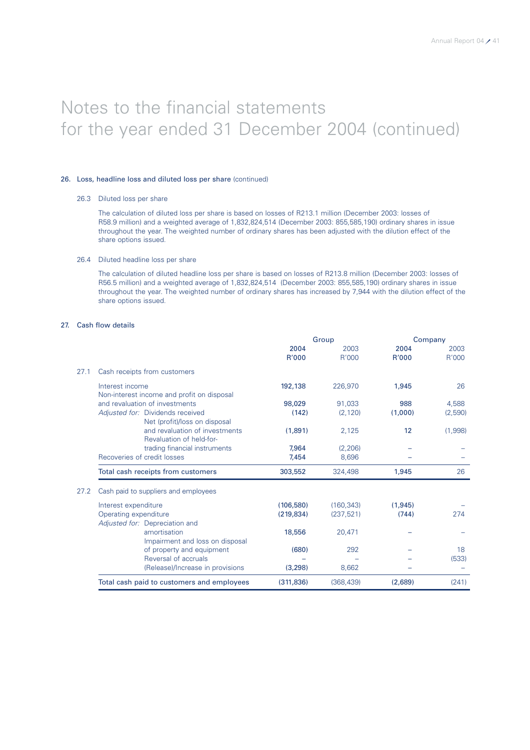# Notes to the financial statements for the year ended 31 December 2004 (continued)

## 26. Loss, headline loss and diluted loss per share (continued)

### 26.3 Diluted loss per share

The calculation of diluted loss per share is based on losses of R213.1 million (December 2003: losses of R58.9 million) and a weighted average of 1,832,824,514 (December 2003: 855,585,190) ordinary shares in issue throughout the year. The weighted number of ordinary shares has been adjusted with the dilution effect of the share options issued.

### 26.4 Diluted headline loss per share

The calculation of diluted headline loss per share is based on losses of R213.8 million (December 2003: losses of R56.5 million) and a weighted average of 1,832,824,514 (December 2003: 855,585,190) ordinary shares in issue throughout the year. The weighted number of ordinary shares has increased by 7,944 with the dilution effect of the share options issued.

## 27. Cash flow details

| | Group | | Company | |
|---|---|---|---|---|
| | **2004 R'000** | 2003 R'000 | **2004 R'000** | 2003 R'000 |
| **27.1 Cash receipts from customers** | | | | |
| Interest income | **192,138** | 226,970 | **1,945** | 26 |
| Non-interest income and profit on disposal and revaluation of investments | **98,029** | 91,033 | **988** | 4,588 |
| *Adjusted for:* Dividends received | **(142)** | (2,120) | **(1,000)** | (2,590) |
| Net (profit)/loss on disposal and revaluation of investments | **(1,891)** | 2,125 | **12** | (1,998) |
| Revaluation of held-for-trading financial instruments | **7,964** | (2,206) | **–** | – |
| Recoveries of credit losses | **7,454** | 8,696 | **–** | – |
| Total cash receipts from customers | **303,552** | 324,498 | **1,945** | 26 |
| **27.2 Cash paid to suppliers and employees** | | | | |
| Interest expenditure | **(106,580)** | (160,343) | **(1,945)** | – |
| Operating expenditure | **(219,834)** | (237,521) | **(744)** | 274 |
| *Adjusted for:* Depreciation and amortisation | **18,556** | 20,471 | **–** | – |
| Impairment and loss on disposal of property and equipment | **(680)** | 292 | **–** | 18 |
| Reversal of accruals | **–** | – | **–** | (533) |
| (Release)/Increase in provisions | **(3,298)** | 8,662 | **–** | – |
| Total cash paid to customers and employees | **(311,836)** | (368,439) | **(2,689)** | (241) |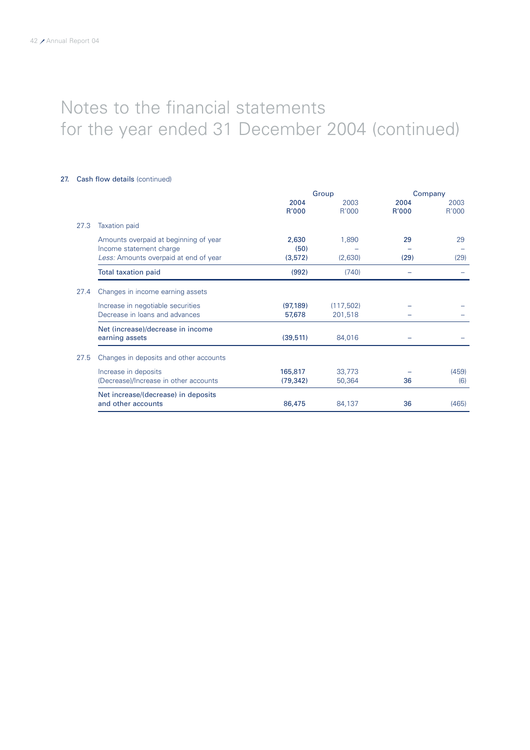# Notes to the financial statements for the year ended 31 December 2004 (continued)

**27. Cash flow details** (continued)

| | | Group | | Company | |
|---|---|---|---|---|---|
| | | **2004 R'000** | 2003 R'000 | **2004 R'000** | 2003 R'000 |
| **27.3** | **Taxation paid** | | | | |
| | Amounts overpaid at beginning of year | **2,630** | 1,890 | **29** | 29 |
| | Income statement charge | **(50)** | – | **–** | – |
| | *Less:* Amounts overpaid at end of year | **(3,572)** | (2,630) | **(29)** | (29) |
| | **Total taxation paid** | **(992)** | (740) | **–** | – |
| **27.4** | **Changes in income earning assets** | | | | |
| | Increase in negotiable securities | **(97,189)** | (117,502) | **–** | – |
| | Decrease in loans and advances | **57,678** | 201,518 | **–** | – |
| | **Net (increase)/decrease in income earning assets** | **(39,511)** | 84,016 | **–** | – |
| **27.5** | **Changes in deposits and other accounts** | | | | |
| | Increase in deposits | **165,817** | 33,773 | **–** | (459) |
| | (Decrease)/Increase in other accounts | **(79,342)** | 50,364 | **36** | (6) |
| | **Net increase/(decrease) in deposits and other accounts** | **86,475** | 84,137 | **36** | (465) |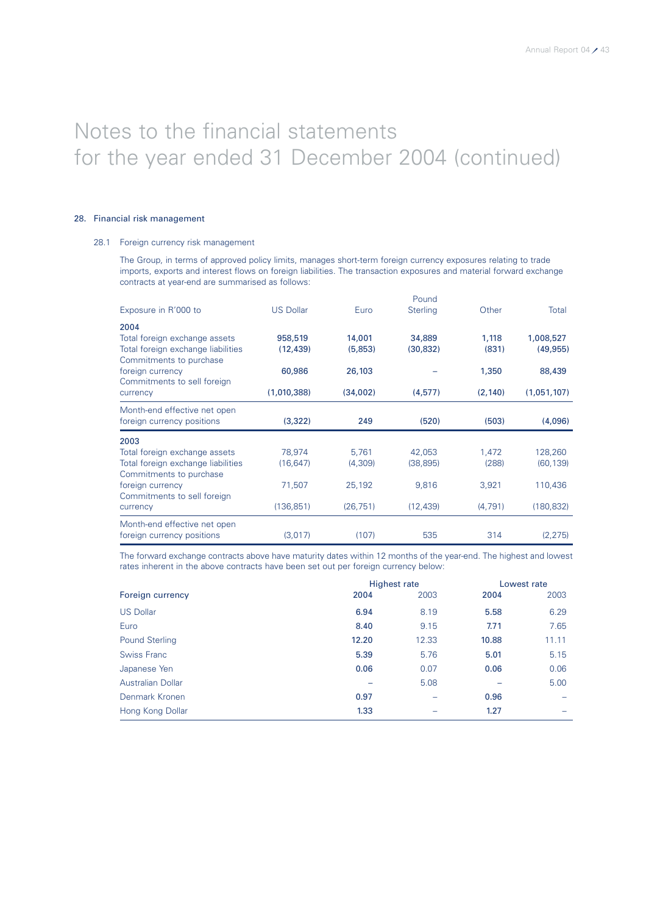# Notes to the financial statements for the year ended 31 December 2004 (continued)

## 28. Financial risk management

### 28.1 Foreign currency risk management

The Group, in terms of approved policy limits, manages short-term foreign currency exposures relating to trade imports, exports and interest flows on foreign liabilities. The transaction exposures and material forward exchange contracts at year-end are summarised as follows:

| Exposure in R'000 to | US Dollar | Euro | Pound Sterling | Other | Total |
|---|---|---|---|---|---|
| **2004** | | | | | |
| Total foreign exchange assets | **958,519** | **14,001** | **34,889** | **1,118** | **1,008,527** |
| Total foreign exchange liabilities | **(12,439)** | **(5,853)** | **(30,832)** | **(831)** | **(49,955)** |
| Commitments to purchase foreign currency | **60,986** | **26,103** | **–** | **1,350** | **88,439** |
| Commitments to sell foreign currency | **(1,010,388)** | **(34,002)** | **(4,577)** | **(2,140)** | **(1,051,107)** |
| Month-end effective net open foreign currency positions | **(3,322)** | **249** | **(520)** | **(503)** | **(4,096)** |
| **2003** | | | | | |
| Total foreign exchange assets | 78,974 | 5,761 | 42,053 | 1,472 | 128,260 |
| Total foreign exchange liabilities | (16,647) | (4,309) | (38,895) | (288) | (60,139) |
| Commitments to purchase foreign currency | 71,507 | 25,192 | 9,816 | 3,921 | 110,436 |
| Commitments to sell foreign currency | (136,851) | (26,751) | (12,439) | (4,791) | (180,832) |
| Month-end effective net open foreign currency positions | (3,017) | (107) | 535 | 314 | (2,275) |

The forward exchange contracts above have maturity dates within 12 months of the year-end. The highest and lowest rates inherent in the above contracts have been set out per foreign currency below:

| | Highest rate | | Lowest rate | |
|---|---|---|---|---|
| **Foreign currency** | **2004** | 2003 | **2004** | 2003 |
| US Dollar | **6.94** | 8.19 | **5.58** | 6.29 |
| Euro | **8.40** | 9.15 | **7.71** | 7.65 |
| Pound Sterling | **12.20** | 12.33 | **10.88** | 11.11 |
| Swiss Franc | **5.39** | 5.76 | **5.01** | 5.15 |
| Japanese Yen | **0.06** | 0.07 | **0.06** | 0.06 |
| Australian Dollar | **–** | 5.08 | **–** | 5.00 |
| Denmark Kronen | **0.97** | – | **0.96** | – |
| Hong Kong Dollar | **1.33** | – | **1.27** | – |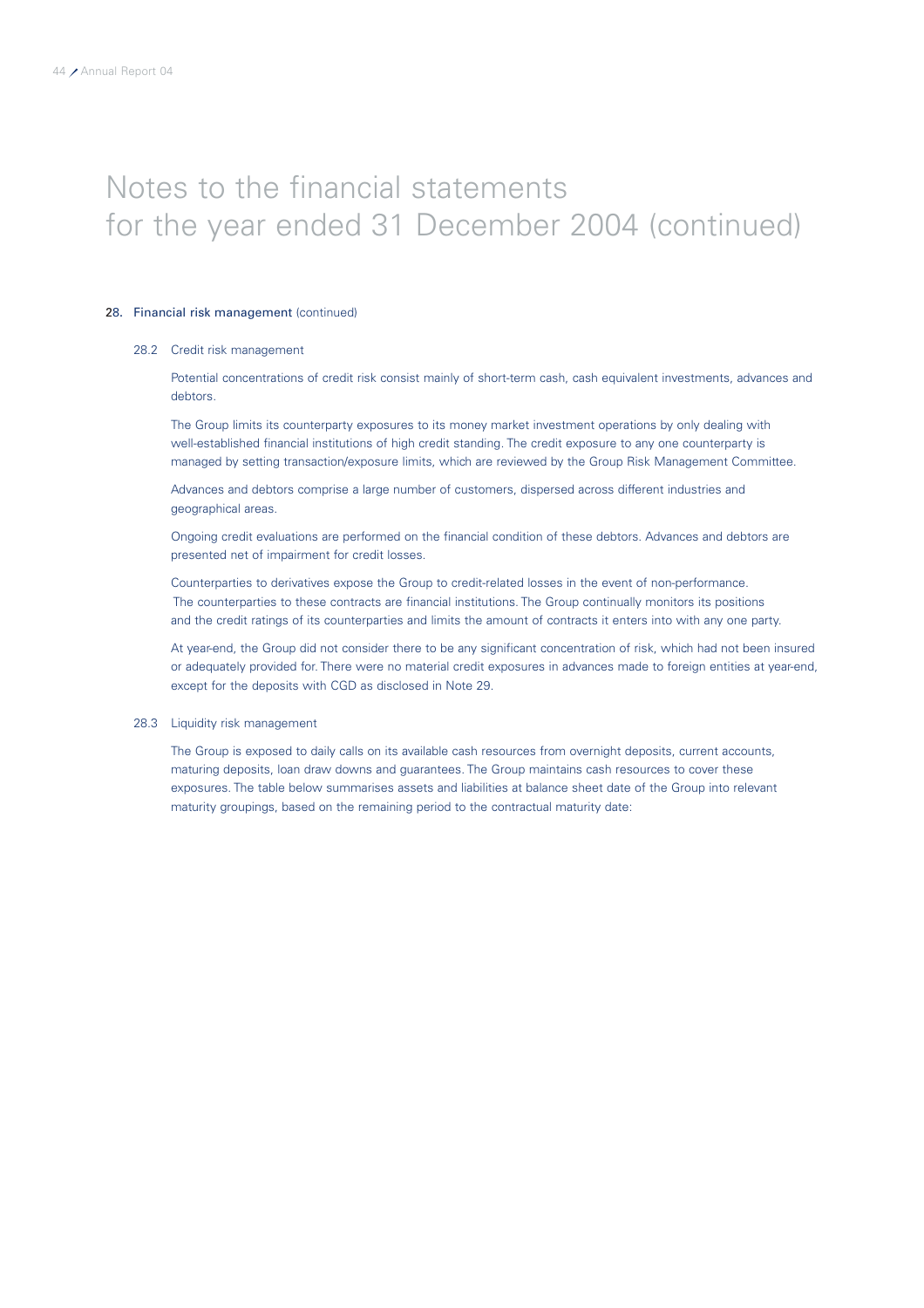# Notes to the financial statements for the year ended 31 December 2004 (continued)

## 28. Financial risk management (continued)

### 28.2 Credit risk management

Potential concentrations of credit risk consist mainly of short-term cash, cash equivalent investments, advances and debtors.

The Group limits its counterparty exposures to its money market investment operations by only dealing with well-established financial institutions of high credit standing. The credit exposure to any one counterparty is managed by setting transaction/exposure limits, which are reviewed by the Group Risk Management Committee.

Advances and debtors comprise a large number of customers, dispersed across different industries and geographical areas.

Ongoing credit evaluations are performed on the financial condition of these debtors. Advances and debtors are presented net of impairment for credit losses.

Counterparties to derivatives expose the Group to credit-related losses in the event of non-performance. The counterparties to these contracts are financial institutions. The Group continually monitors its positions and the credit ratings of its counterparties and limits the amount of contracts it enters into with any one party.

At year-end, the Group did not consider there to be any significant concentration of risk, which had not been insured or adequately provided for. There were no material credit exposures in advances made to foreign entities at year-end, except for the deposits with CGD as disclosed in Note 29.

### 28.3 Liquidity risk management

The Group is exposed to daily calls on its available cash resources from overnight deposits, current accounts, maturing deposits, loan draw downs and guarantees. The Group maintains cash resources to cover these exposures. The table below summarises assets and liabilities at balance sheet date of the Group into relevant maturity groupings, based on the remaining period to the contractual maturity date: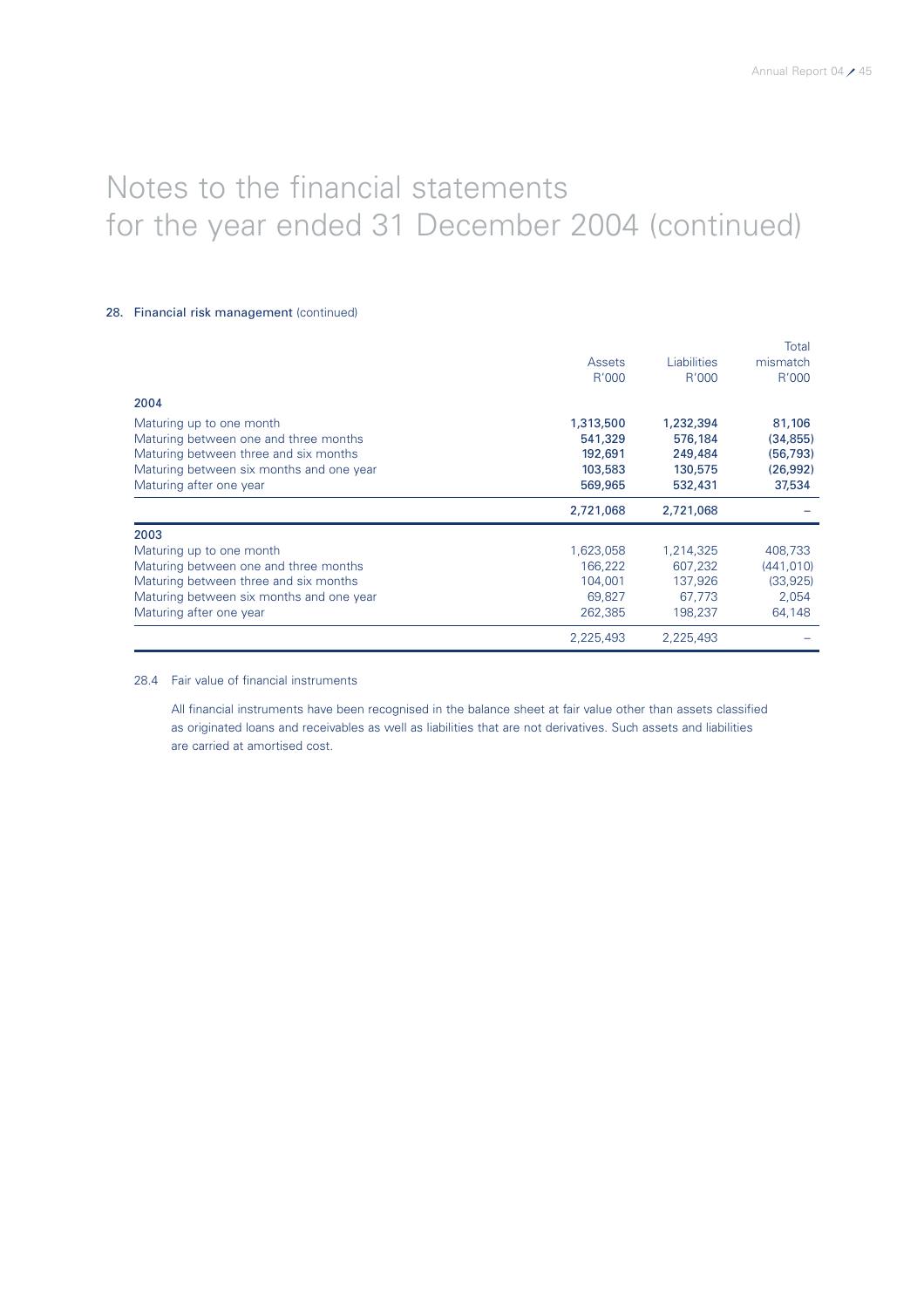# Notes to the financial statements for the year ended 31 December 2004 (continued)

## 28. Financial risk management (continued)

| | Assets R'000 | Liabilities R'000 | Total mismatch R'000 |
|---|---|---|---|
| **2004** | | | |
| Maturing up to one month | **1,313,500** | **1,232,394** | **81,106** |
| Maturing between one and three months | **541,329** | **576,184** | **(34,855)** |
| Maturing between three and six months | **192,691** | **249,484** | **(56,793)** |
| Maturing between six months and one year | **103,583** | **130,575** | **(26,992)** |
| Maturing after one year | **569,965** | **532,431** | **37,534** |
| | **2,721,068** | **2,721,068** | **–** |
| **2003** | | | |
| Maturing up to one month | 1,623,058 | 1,214,325 | 408,733 |
| Maturing between one and three months | 166,222 | 607,232 | (441,010) |
| Maturing between three and six months | 104,001 | 137,926 | (33,925) |
| Maturing between six months and one year | 69,827 | 67,773 | 2,054 |
| Maturing after one year | 262,385 | 198,237 | 64,148 |
| | 2,225,493 | 2,225,493 | – |

### 28.4 Fair value of financial instruments

All financial instruments have been recognised in the balance sheet at fair value other than assets classified as originated loans and receivables as well as liabilities that are not derivatives. Such assets and liabilities are carried at amortised cost.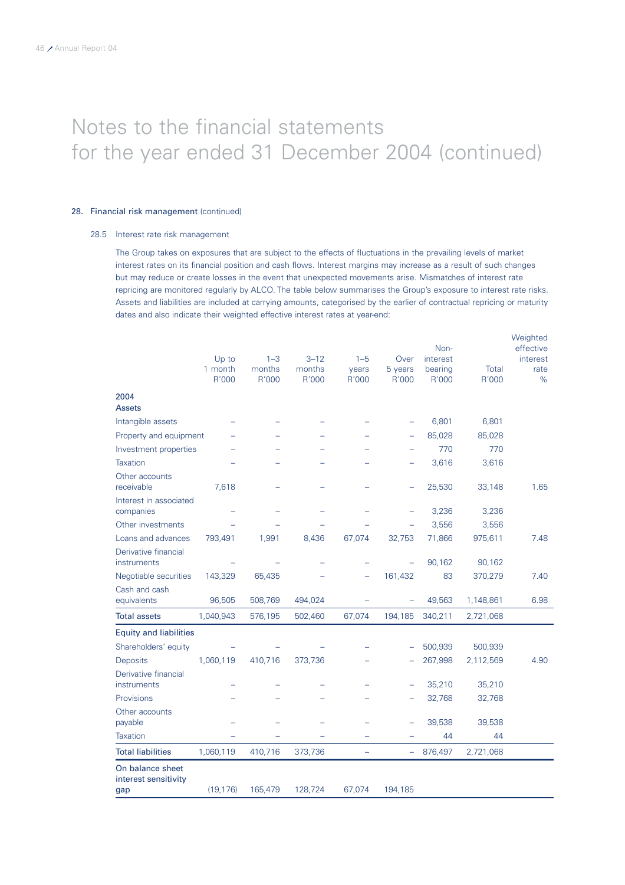# Notes to the financial statements
# for the year ended 31 December 2004 (continued)

### 28. Financial risk management (continued)

#### 28.5 Interest rate risk management

The Group takes on exposures that are subject to the effects of fluctuations in the prevailing levels of market interest rates on its financial position and cash flows. Interest margins may increase as a result of such changes but may reduce or create losses in the event that unexpected movements arise. Mismatches of interest rate repricing are monitored regularly by ALCO. The table below summarises the Group's exposure to interest rate risks. Assets and liabilities are included at carrying amounts, categorised by the earlier of contractual repricing or maturity dates and also indicate their weighted effective interest rates at year-end:

| | Up to 1 month R'000 | 1–3 months R'000 | 3–12 months R'000 | 1–5 years R'000 | Over 5 years R'000 | Non-interest bearing R'000 | Total R'000 | Weighted effective interest rate % |
|---|---|---|---|---|---|---|---|---|
| **2004** | | | | | | | | |
| **Assets** | | | | | | | | |
| Intangible assets | – | – | – | – | – | 6,801 | 6,801 | |
| Property and equipment | – | – | – | – | – | 85,028 | 85,028 | |
| Investment properties | – | – | – | – | – | 770 | 770 | |
| Taxation | – | – | – | – | – | 3,616 | 3,616 | |
| Other accounts receivable | 7,618 | – | – | – | – | 25,530 | 33,148 | 1.65 |
| Interest in associated companies | – | – | – | – | – | 3,236 | 3,236 | |
| Other investments | – | – | – | – | – | 3,556 | 3,556 | |
| Loans and advances | 793,491 | 1,991 | 8,436 | 67,074 | 32,753 | 71,866 | 975,611 | 7.48 |
| Derivative financial instruments | – | – | – | – | – | 90,162 | 90,162 | |
| Negotiable securities | 143,329 | 65,435 | – | – | 161,432 | 83 | 370,279 | 7.40 |
| Cash and cash equivalents | 96,505 | 508,769 | 494,024 | – | – | 49,563 | 1,148,861 | 6.98 |
| **Total assets** | 1,040,943 | 576,195 | 502,460 | 67,074 | 194,185 | 340,211 | 2,721,068 | |
| **Equity and liabilities** | | | | | | | | |
| Shareholders' equity | – | – | – | – | – | 500,939 | 500,939 | |
| Deposits | 1,060,119 | 410,716 | 373,736 | – | – | 267,998 | 2,112,569 | 4.90 |
| Derivative financial instruments | – | – | – | – | – | 35,210 | 35,210 | |
| Provisions | – | – | – | – | – | 32,768 | 32,768 | |
| Other accounts payable | – | – | – | – | – | 39,538 | 39,538 | |
| Taxation | – | – | – | – | – | 44 | 44 | |
| **Total liabilities** | 1,060,119 | 410,716 | 373,736 | – | – | 876,497 | 2,721,068 | |
| On balance sheet interest sensitivity gap | (19,176) | 165,479 | 128,724 | 67,074 | 194,185 | | | |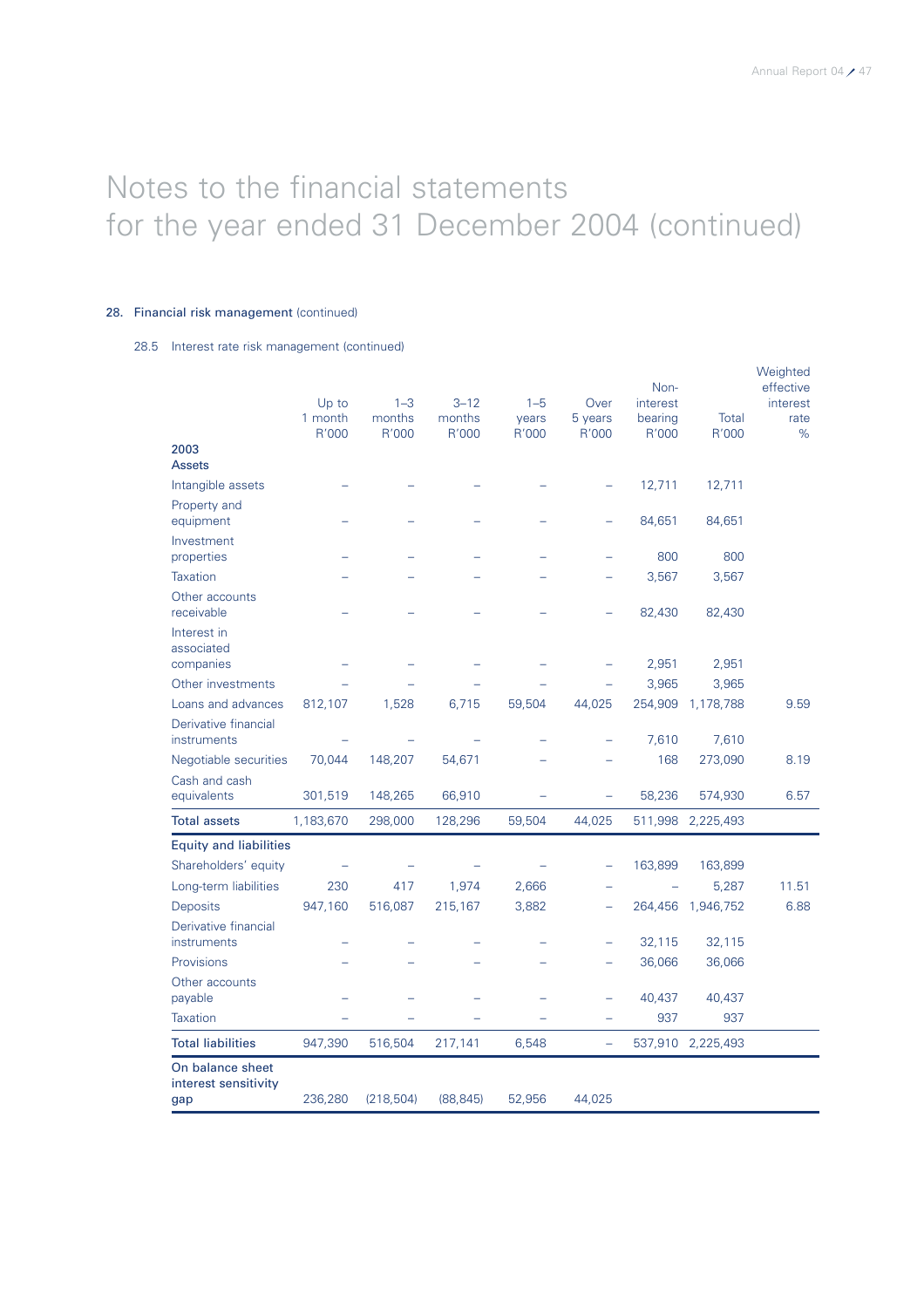# Notes to the financial statements for the year ended 31 December 2004 (continued)

## 28. Financial risk management (continued)

### 28.5 Interest rate risk management (continued)

| | Up to 1 month R'000 | 1–3 months R'000 | 3–12 months R'000 | 1–5 years R'000 | Over 5 years R'000 | Non-interest bearing R'000 | Total R'000 | Weighted effective interest rate % |
|---|---|---|---|---|---|---|---|---|
| **2003** | | | | | | | | |
| **Assets** | | | | | | | | |
| Intangible assets | – | – | – | – | – | 12,711 | 12,711 | |
| Property and equipment | – | – | – | – | – | 84,651 | 84,651 | |
| Investment properties | – | – | – | – | – | 800 | 800 | |
| Taxation | – | – | – | – | – | 3,567 | 3,567 | |
| Other accounts receivable | – | – | – | – | – | 82,430 | 82,430 | |
| Interest in associated companies | – | – | – | – | – | 2,951 | 2,951 | |
| Other investments | – | – | – | – | – | 3,965 | 3,965 | |
| Loans and advances | 812,107 | 1,528 | 6,715 | 59,504 | 44,025 | 254,909 | 1,178,788 | 9.59 |
| Derivative financial instruments | – | – | – | – | – | 7,610 | 7,610 | |
| Negotiable securities | 70,044 | 148,207 | 54,671 | – | – | 168 | 273,090 | 8.19 |
| Cash and cash equivalents | 301,519 | 148,265 | 66,910 | – | – | 58,236 | 574,930 | 6.57 |
| **Total assets** | 1,183,670 | 298,000 | 128,296 | 59,504 | 44,025 | 511,998 | 2,225,493 | |
| **Equity and liabilities** | | | | | | | | |
| Shareholders' equity | – | – | – | – | – | 163,899 | 163,899 | |
| Long-term liabilities | 230 | 417 | 1,974 | 2,666 | – | – | 5,287 | 11.51 |
| Deposits | 947,160 | 516,087 | 215,167 | 3,882 | – | 264,456 | 1,946,752 | 6.88 |
| Derivative financial instruments | – | – | – | – | – | 32,115 | 32,115 | |
| Provisions | – | – | – | – | – | 36,066 | 36,066 | |
| Other accounts payable | – | – | – | – | – | 40,437 | 40,437 | |
| Taxation | – | – | – | – | – | 937 | 937 | |
| **Total liabilities** | 947,390 | 516,504 | 217,141 | 6,548 | – | 537,910 | 2,225,493 | |
| **On balance sheet interest sensitivity gap** | 236,280 | (218,504) | (88,845) | 52,956 | 44,025 | | | |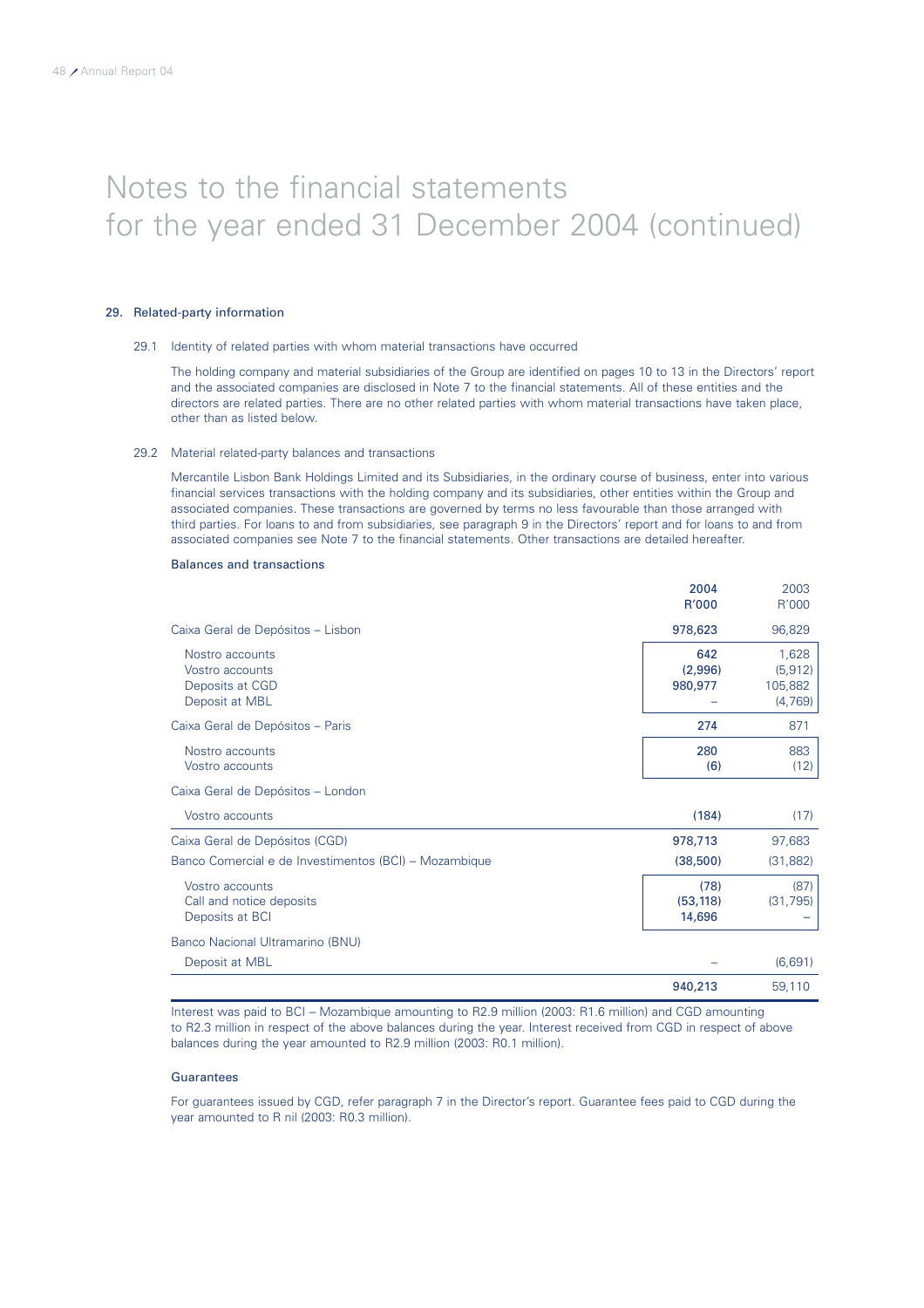# Notes to the financial statements for the year ended 31 December 2004 (continued)

## 29. Related-party information

### 29.1 Identity of related parties with whom material transactions have occurred

The holding company and material subsidiaries of the Group are identified on pages 10 to 13 in the Directors' report and the associated companies are disclosed in Note 7 to the financial statements. All of these entities and the directors are related parties. There are no other related parties with whom material transactions have taken place, other than as listed below.

### 29.2 Material related-party balances and transactions

Mercantile Lisbon Bank Holdings Limited and its Subsidiaries, in the ordinary course of business, enter into various financial services transactions with the holding company and its subsidiaries, other entities within the Group and associated companies. These transactions are governed by terms no less favourable than those arranged with third parties. For loans to and from subsidiaries, see paragraph 9 in the Directors' report and for loans to and from associated companies see Note 7 to the financial statements. Other transactions are detailed hereafter.

**Balances and transactions**

| | 2004 R'000 | 2003 R'000 |
|---|---|---|
| Caixa Geral de Depósitos – Lisbon | 978,623 | 96,829 |
| Nostro accounts | 642 | 1,628 |
| Vostro accounts | (2,996) | (5,912) |
| Deposits at CGD | 980,977 | 105,882 |
| Deposit at MBL | – | (4,769) |
| Caixa Geral de Depósitos – Paris | 274 | 871 |
| Nostro accounts | 280 | 883 |
| Vostro accounts | (6) | (12) |
| Caixa Geral de Depósitos – London | | |
| Vostro accounts | (184) | (17) |
| Caixa Geral de Depósitos (CGD) | 978,713 | 97,683 |
| Banco Comercial e de Investimentos (BCI) – Mozambique | (38,500) | (31,882) |
| Vostro accounts | (78) | (87) |
| Call and notice deposits | (53,118) | (31,795) |
| Deposits at BCI | 14,696 | – |
| Banco Nacional Ultramarino (BNU) | | |
| Deposit at MBL | – | (6,691) |
| | 940,213 | 59,110 |

Interest was paid to BCI – Mozambique amounting to R2.9 million (2003: R1.6 million) and CGD amounting to R2.3 million in respect of the above balances during the year. Interest received from CGD in respect of above balances during the year amounted to R2.9 million (2003: R0.1 million).

**Guarantees**

For guarantees issued by CGD, refer paragraph 7 in the Director's report. Guarantee fees paid to CGD during the year amounted to R nil (2003: R0.3 million).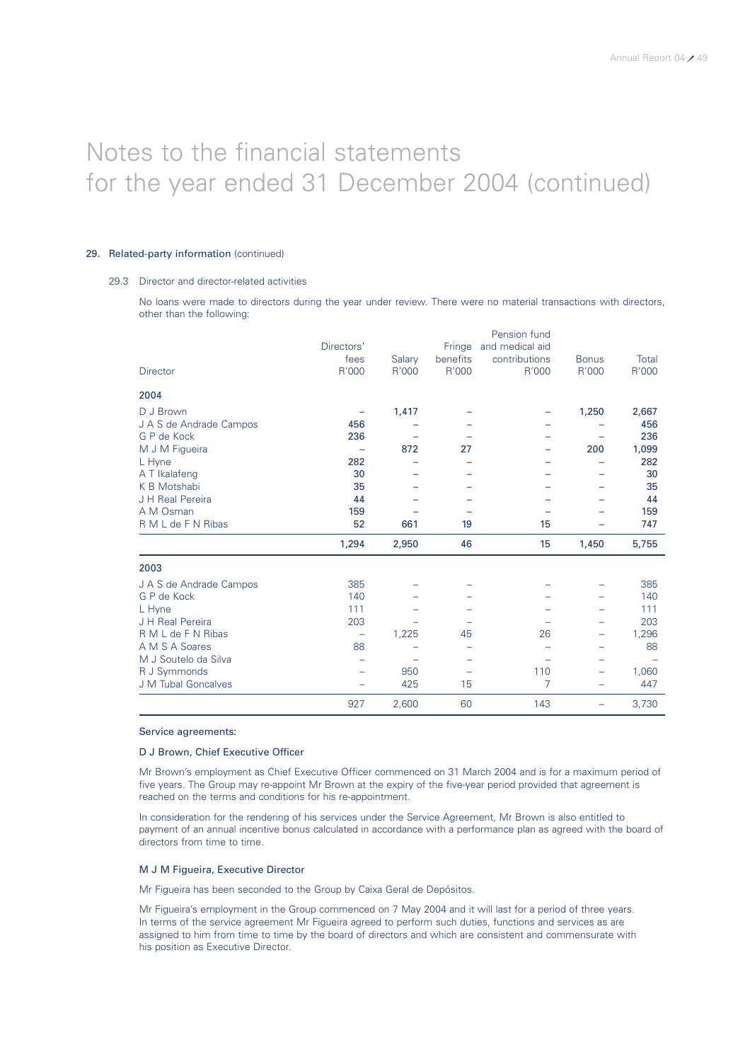# Notes to the financial statements for the year ended 31 December 2004 (continued)

## 29. Related-party information (continued)

### 29.3 Director and director-related activities

No loans were made to directors during the year under review. There were no material transactions with directors, other than the following:

| Director | Directors' fees R'000 | Salary R'000 | Fringe benefits R'000 | Pension fund and medical aid contributions R'000 | Bonus R'000 | Total R'000 |
|---|---|---|---|---|---|---|
| **2004** | | | | | | |
| D J Brown | – | **1,417** | – | – | **1,250** | **2,667** |
| J A S de Andrade Campos | **456** | – | – | – | – | **456** |
| G P de Kock | **236** | – | – | – | – | **236** |
| M J M Figueira | – | **872** | **27** | – | **200** | **1,099** |
| L Hyne | **282** | – | – | – | – | **282** |
| A T Ikalafeng | **30** | – | – | – | – | **30** |
| K B Motshabi | **35** | – | – | – | – | **35** |
| J H Real Pereira | **44** | – | – | – | – | **44** |
| A M Osman | **159** | – | – | – | – | **159** |
| R M L de F N Ribas | **52** | **661** | **19** | **15** | – | **747** |
| | **1,294** | **2,950** | **46** | **15** | **1,450** | **5,755** |
| **2003** | | | | | | |
| J A S de Andrade Campos | 385 | – | – | – | – | 385 |
| G P de Kock | 140 | – | – | – | – | 140 |
| L Hyne | 111 | – | – | – | – | 111 |
| J H Real Pereira | 203 | – | – | – | – | 203 |
| R M L de F N Ribas | – | 1,225 | 45 | 26 | – | 1,296 |
| A M S A Soares | 88 | – | – | – | – | 88 |
| M J Soutelo da Silva | – | – | – | – | – | – |
| R J Symmonds | – | 950 | – | 110 | – | 1,060 |
| J M Tubal Goncalves | – | 425 | 15 | 7 | – | 447 |
| | 927 | 2,600 | 60 | 143 | – | 3,730 |

#### Service agreements:

**D J Brown, Chief Executive Officer**

Mr Brown's employment as Chief Executive Officer commenced on 31 March 2004 and is for a maximum period of five years. The Group may re-appoint Mr Brown at the expiry of the five-year period provided that agreement is reached on the terms and conditions for his re-appointment.

In consideration for the rendering of his services under the Service Agreement, Mr Brown is also entitled to payment of an annual incentive bonus calculated in accordance with a performance plan as agreed with the board of directors from time to time.

**M J M Figueira, Executive Director**

Mr Figueira has been seconded to the Group by Caixa Geral de Depósitos.

Mr Figueira's employment in the Group commenced on 7 May 2004 and it will last for a period of three years. In terms of the service agreement Mr Figueira agreed to perform such duties, functions and services as are assigned to him from time to time by the board of directors and which are consistent and commensurate with his position as Executive Director.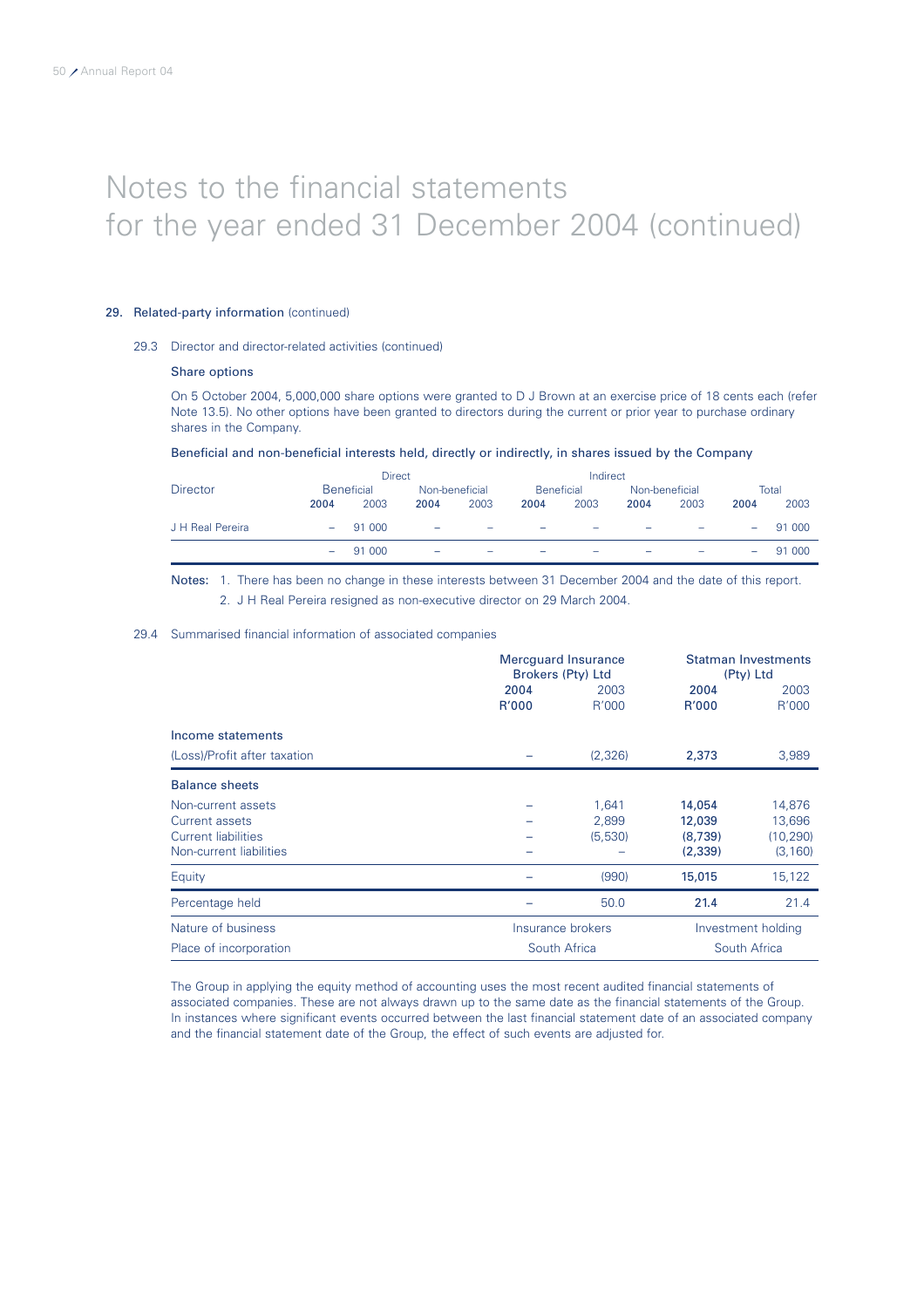# Notes to the financial statements for the year ended 31 December 2004 (continued)

## 29. Related-party information (continued)

### 29.3 Director and director-related activities (continued)

#### Share options

On 5 October 2004, 5,000,000 share options were granted to D J Brown at an exercise price of 18 cents each (refer Note 13.5). No other options have been granted to directors during the current or prior year to purchase ordinary shares in the Company.

**Beneficial and non-beneficial interests held, directly or indirectly, in shares issued by the Company**

| | Direct | | | | Indirect | | | | | |
|---|---|---|---|---|---|---|---|---|---|---|
| Director | Beneficial | | Non-beneficial | | Beneficial | | Non-beneficial | | Total | |
| | **2004** | 2003 | **2004** | 2003 | **2004** | 2003 | **2004** | 2003 | **2004** | 2003 |
| J H Real Pereira | – | 91 000 | – | – | – | – | – | – | – | 91 000 |
| | – | 91 000 | – | – | – | – | – | – | – | 91 000 |

Notes:
1. There has been no change in these interests between 31 December 2004 and the date of this report.
2. J H Real Pereira resigned as non-executive director on 29 March 2004.

### 29.4 Summarised financial information of associated companies

| | Mercguard Insurance Brokers (Pty) Ltd | | Statman Investments (Pty) Ltd | |
|---|---|---|---|---|
| | **2004** | 2003 | **2004** | 2003 |
| | **R'000** | R'000 | **R'000** | R'000 |
| **Income statements** | | | | |
| (Loss)/Profit after taxation | – | (2,326) | **2,373** | 3,989 |
| **Balance sheets** | | | | |
| Non-current assets | – | 1,641 | **14,054** | 14,876 |
| Current assets | – | 2,899 | **12,039** | 13,696 |
| Current liabilities | – | (5,530) | **(8,739)** | (10,290) |
| Non-current liabilities | – | – | **(2,339)** | (3,160) |
| Equity | – | (990) | **15,015** | 15,122 |
| Percentage held | – | 50.0 | **21.4** | 21.4 |
| Nature of business | Insurance brokers | | Investment holding | |
| Place of incorporation | South Africa | | South Africa | |

The Group in applying the equity method of accounting uses the most recent audited financial statements of associated companies. These are not always drawn up to the same date as the financial statements of the Group. In instances where significant events occurred between the last financial statement date of an associated company and the financial statement date of the Group, the effect of such events are adjusted for.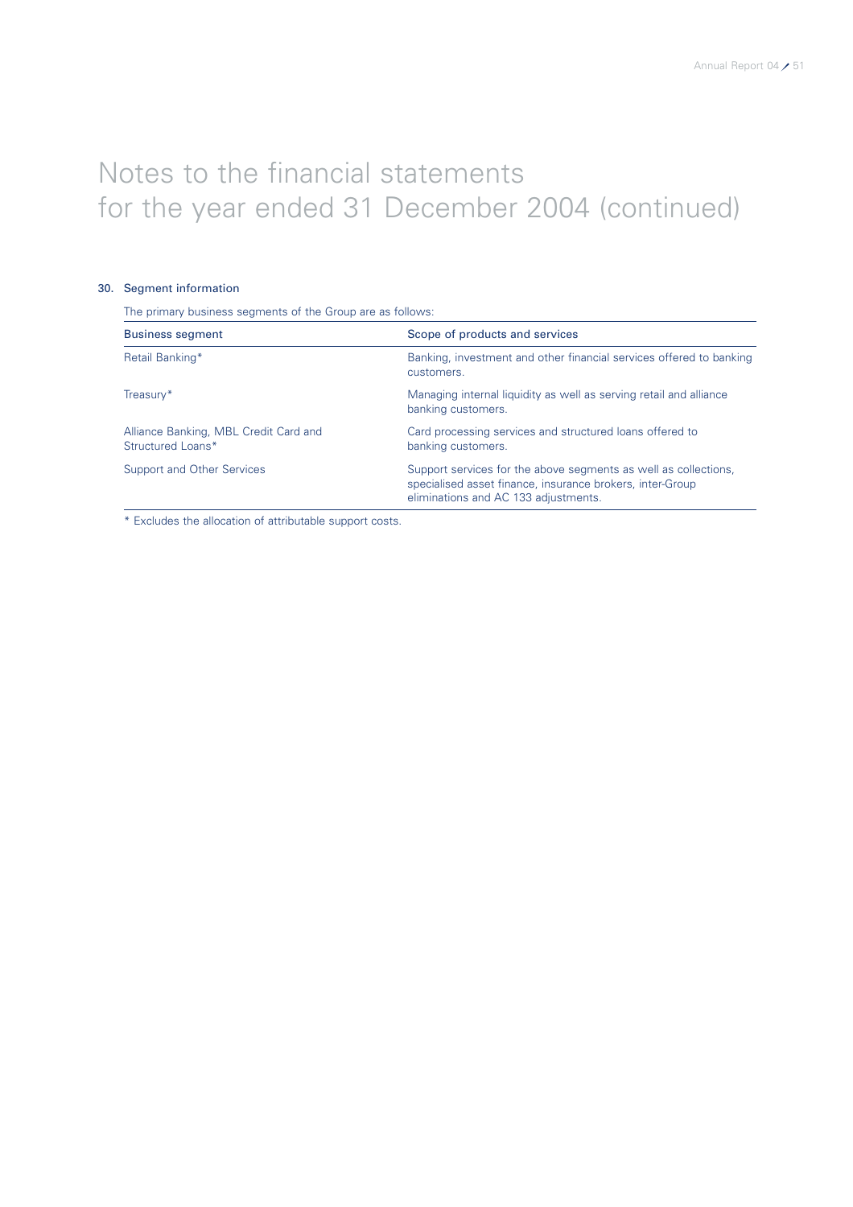# Notes to the financial statements for the year ended 31 December 2004 (continued)

## 30. Segment information

The primary business segments of the Group are as follows:

| Business segment | Scope of products and services |
|---|---|
| Retail Banking* | Banking, investment and other financial services offered to banking customers. |
| Treasury* | Managing internal liquidity as well as serving retail and alliance banking customers. |
| Alliance Banking, MBL Credit Card and Structured Loans* | Card processing services and structured loans offered to banking customers. |
| Support and Other Services | Support services for the above segments as well as collections, specialised asset finance, insurance brokers, inter-Group eliminations and AC 133 adjustments. |

* Excludes the allocation of attributable support costs.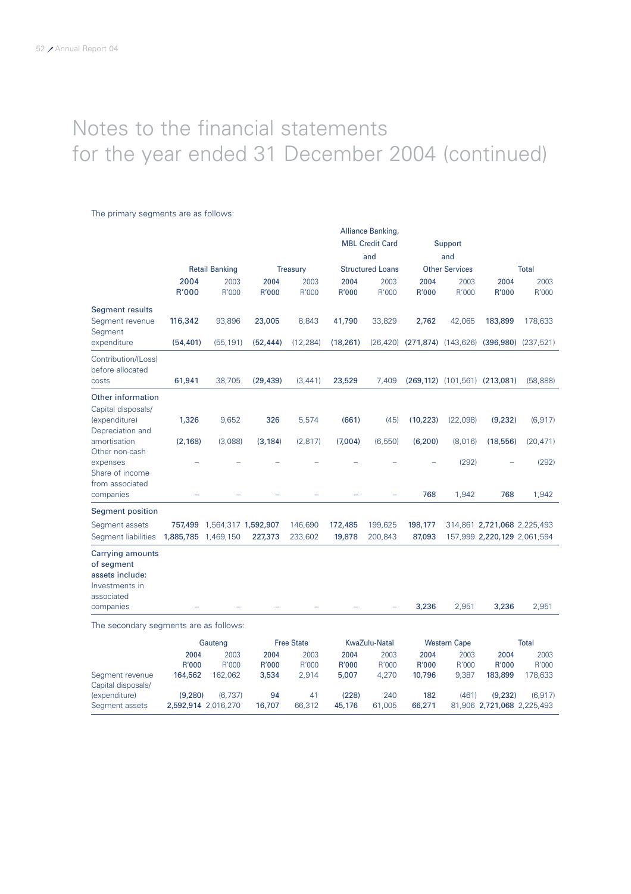# Notes to the financial statements for the year ended 31 December 2004 (continued)

The primary segments are as follows:

| | Retail Banking | | Treasury | | Alliance Banking, MBL Credit Card and Structured Loans | | Support and Other Services | | Total | |
|---|---|---|---|---|---|---|---|---|---|---|
| | **2004 R'000** | 2003 R'000 | **2004 R'000** | 2003 R'000 | **2004 R'000** | 2003 R'000 | **2004 R'000** | 2003 R'000 | **2004 R'000** | 2003 R'000 |
| **Segment results** | | | | | | | | | | |
| Segment revenue | **116,342** | 93,896 | **23,005** | 8,843 | **41,790** | 33,829 | **2,762** | 42,065 | **183,899** | 178,633 |
| Segment expenditure | **(54,401)** | (55,191) | **(52,444)** | (12,284) | **(18,261)** | (26,420) | **(271,874)** | (143,626) | **(396,980)** | (237,521) |
| Contribution/(Loss) before allocated costs | **61,941** | 38,705 | **(29,439)** | (3,441) | **23,529** | 7,409 | **(269,112)** | (101,561) | **(213,081)** | (58,888) |
| **Other information** | | | | | | | | | | |
| Capital disposals/ (expenditure) | **1,326** | 9,652 | **326** | 5,574 | **(661)** | (45) | **(10,223)** | (22,098) | **(9,232)** | (6,917) |
| Depreciation and amortisation | **(2,168)** | (3,088) | **(3,184)** | (2,817) | **(7,004)** | (6,550) | **(6,200)** | (8,016) | **(18,556)** | (20,471) |
| Other non-cash expenses | **–** | – | **–** | – | **–** | – | **–** | (292) | **–** | (292) |
| Share of income from associated companies | **–** | – | **–** | – | **–** | – | **768** | 1,942 | **768** | 1,942 |
| **Segment position** | | | | | | | | | | |
| Segment assets | **757,499** | 1,564,317 | **1,592,907** | 146,690 | **172,485** | 199,625 | **198,177** | 314,861 | **2,721,068** | 2,225,493 |
| Segment liabilities | **1,885,785** | 1,469,150 | **227,373** | 233,602 | **19,878** | 200,843 | **87,093** | 157,999 | **2,220,129** | 2,061,594 |
| **Carrying amounts of segment assets include:** | | | | | | | | | | |
| Investments in associated companies | **–** | – | **–** | – | **–** | – | **3,236** | 2,951 | **3,236** | 2,951 |

The secondary segments are as follows:

| | Gauteng | | Free State | | KwaZulu-Natal | | Western Cape | | Total | |
|---|---|---|---|---|---|---|---|---|---|---|
| | **2004 R'000** | 2003 R'000 | **2004 R'000** | 2003 R'000 | **2004 R'000** | 2003 R'000 | **2004 R'000** | 2003 R'000 | **2004 R'000** | 2003 R'000 |
| Segment revenue | **164,562** | 162,062 | **3,534** | 2,914 | **5,007** | 4,270 | **10,796** | 9,387 | **183,899** | 178,633 |
| Capital disposals/ (expenditure) | **(9,280)** | (6,737) | **94** | 41 | **(228)** | 240 | **182** | (461) | **(9,232)** | (6,917) |
| Segment assets | **2,592,914** | 2,016,270 | **16,707** | 66,312 | **45,176** | 61,005 | **66,271** | 81,906 | **2,721,068** | 2,225,493 |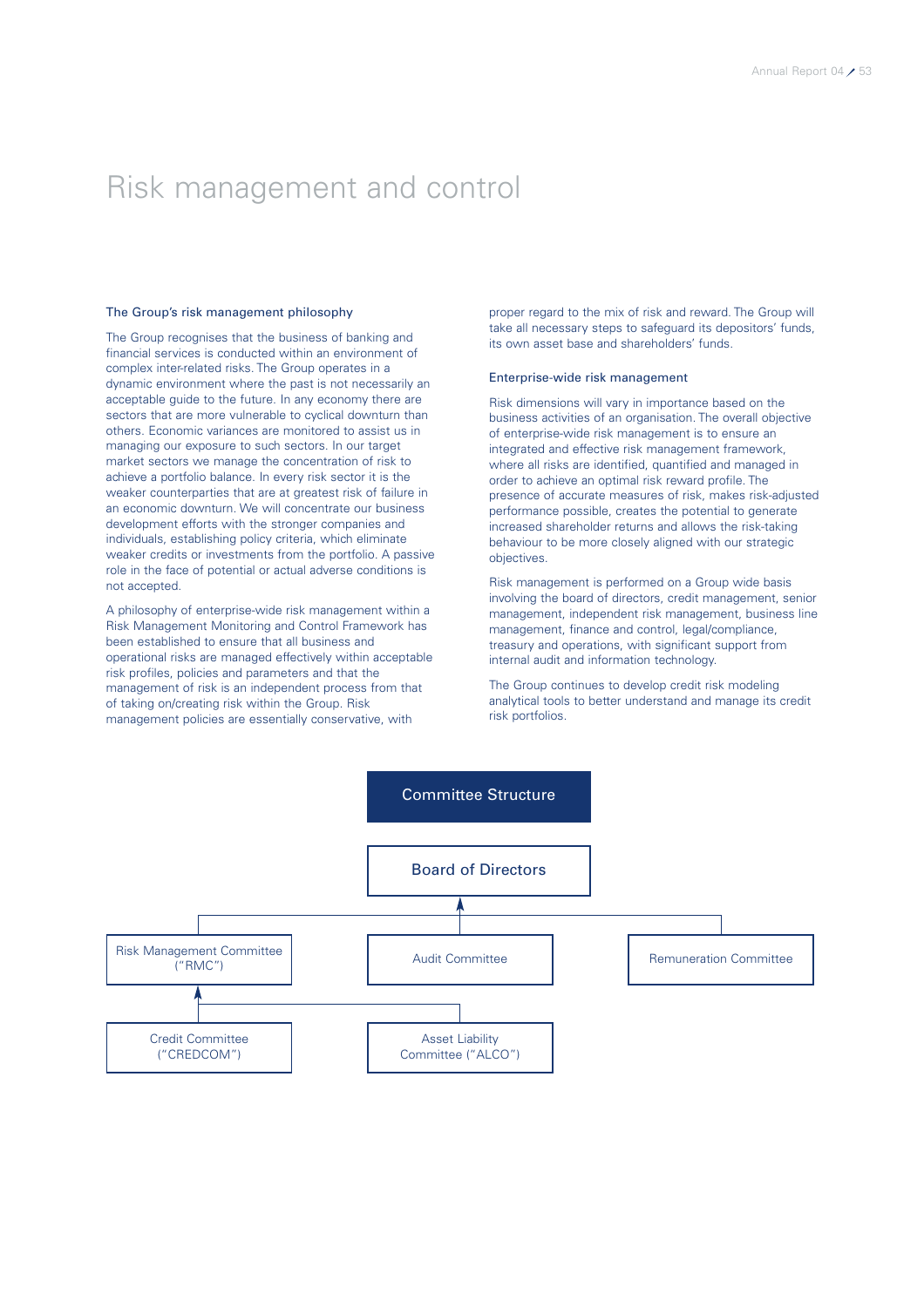# Risk management and control

### The Group's risk management philosophy

The Group recognises that the business of banking and financial services is conducted within an environment of complex inter-related risks. The Group operates in a dynamic environment where the past is not necessarily an acceptable guide to the future. In any economy there are sectors that are more vulnerable to cyclical downturn than others. Economic variances are monitored to assist us in managing our exposure to such sectors. In our target market sectors we manage the concentration of risk to achieve a portfolio balance. In every risk sector it is the weaker counterparties that are at greatest risk of failure in an economic downturn. We will concentrate our business development efforts with the stronger companies and individuals, establishing policy criteria, which eliminate weaker credits or investments from the portfolio. A passive role in the face of potential or actual adverse conditions is not accepted.

A philosophy of enterprise-wide risk management within a Risk Management Monitoring and Control Framework has been established to ensure that all business and operational risks are managed effectively within acceptable risk profiles, policies and parameters and that the management of risk is an independent process from that of taking on/creating risk within the Group. Risk management policies are essentially conservative, with proper regard to the mix of risk and reward. The Group will take all necessary steps to safeguard its depositors' funds, its own asset base and shareholders' funds.

### Enterprise-wide risk management

Risk dimensions will vary in importance based on the business activities of an organisation. The overall objective of enterprise-wide risk management is to ensure an integrated and effective risk management framework, where all risks are identified, quantified and managed in order to achieve an optimal risk reward profile. The presence of accurate measures of risk, makes risk-adjusted performance possible, creates the potential to generate increased shareholder returns and allows the risk-taking behaviour to be more closely aligned with our strategic objectives.

Risk management is performed on a Group wide basis involving the board of directors, credit management, senior management, independent risk management, business line management, finance and control, legal/compliance, treasury and operations, with significant support from internal audit and information technology.

The Group continues to develop credit risk modeling analytical tools to better understand and manage its credit risk portfolios.

**Committee Structure**

- Board of Directors
  - Risk Management Committee ("RMC")
    - Credit Committee ("CREDCOM")
    - Asset Liability Committee ("ALCO")
  - Audit Committee
  - Remuneration Committee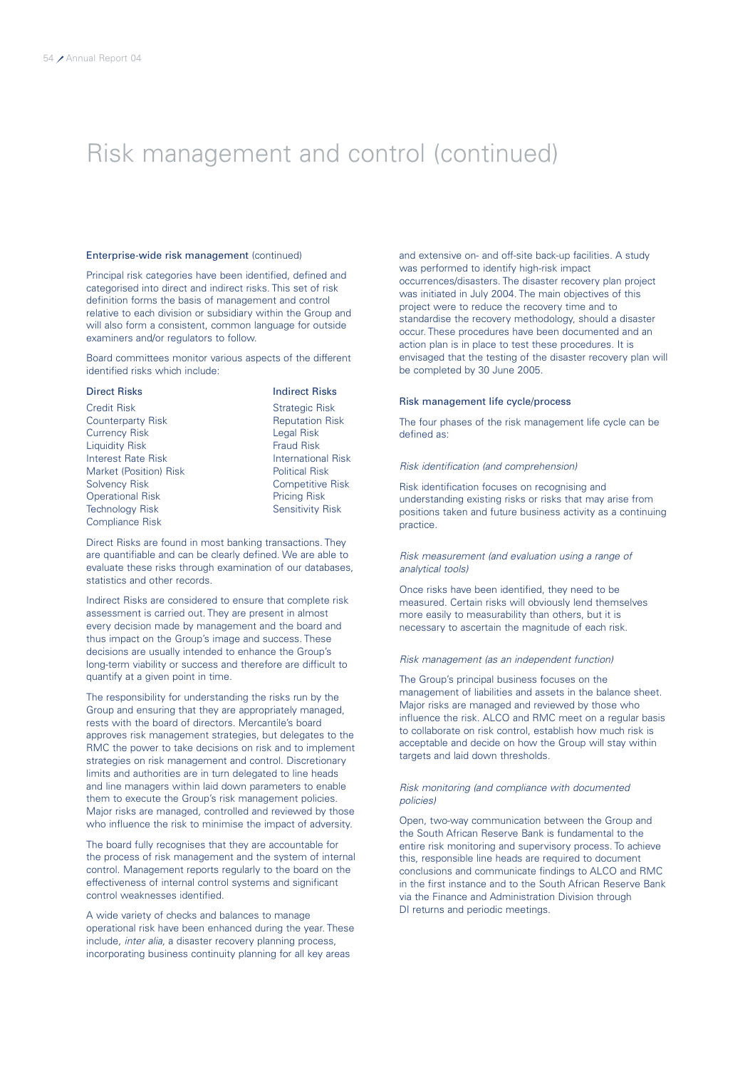# Risk management and control (continued)

### Enterprise-wide risk management (continued)

Principal risk categories have been identified, defined and categorised into direct and indirect risks. This set of risk definition forms the basis of management and control relative to each division or subsidiary within the Group and will also form a consistent, common language for outside examiners and/or regulators to follow.

Board committees monitor various aspects of the different identified risks which include:

| Direct Risks | Indirect Risks |
|---|---|
| Credit Risk | Strategic Risk |
| Counterparty Risk | Reputation Risk |
| Currency Risk | Legal Risk |
| Liquidity Risk | Fraud Risk |
| Interest Rate Risk | International Risk |
| Market (Position) Risk | Political Risk |
| Solvency Risk | Competitive Risk |
| Operational Risk | Pricing Risk |
| Technology Risk | Sensitivity Risk |
| Compliance Risk | |

Direct Risks are found in most banking transactions. They are quantifiable and can be clearly defined. We are able to evaluate these risks through examination of our databases, statistics and other records.

Indirect Risks are considered to ensure that complete risk assessment is carried out. They are present in almost every decision made by management and the board and thus impact on the Group's image and success. These decisions are usually intended to enhance the Group's long-term viability or success and therefore are difficult to quantify at a given point in time.

The responsibility for understanding the risks run by the Group and ensuring that they are appropriately managed, rests with the board of directors. Mercantile's board approves risk management strategies, but delegates to the RMC the power to take decisions on risk and to implement strategies on risk management and control. Discretionary limits and authorities are in turn delegated to line heads and line managers within laid down parameters to enable them to execute the Group's risk management policies. Major risks are managed, controlled and reviewed by those who influence the risk to minimise the impact of adversity.

The board fully recognises that they are accountable for the process of risk management and the system of internal control. Management reports regularly to the board on the effectiveness of internal control systems and significant control weaknesses identified.

A wide variety of checks and balances to manage operational risk have been enhanced during the year. These include, *inter alia*, a disaster recovery planning process, incorporating business continuity planning for all key areas and extensive on- and off-site back-up facilities. A study was performed to identify high-risk impact occurrences/disasters. The disaster recovery plan project was initiated in July 2004. The main objectives of this project were to reduce the recovery time and to standardise the recovery methodology, should a disaster occur. These procedures have been documented and an action plan is in place to test these procedures. It is envisaged that the testing of the disaster recovery plan will be completed by 30 June 2005.

### Risk management life cycle/process

The four phases of the risk management life cycle can be defined as:

*Risk identification (and comprehension)*

Risk identification focuses on recognising and understanding existing risks or risks that may arise from positions taken and future business activity as a continuing practice.

*Risk measurement (and evaluation using a range of analytical tools)*

Once risks have been identified, they need to be measured. Certain risks will obviously lend themselves more easily to measurability than others, but it is necessary to ascertain the magnitude of each risk.

*Risk management (as an independent function)*

The Group's principal business focuses on the management of liabilities and assets in the balance sheet. Major risks are managed and reviewed by those who influence the risk. ALCO and RMC meet on a regular basis to collaborate on risk control, establish how much risk is acceptable and decide on how the Group will stay within targets and laid down thresholds.

*Risk monitoring (and compliance with documented policies)*

Open, two-way communication between the Group and the South African Reserve Bank is fundamental to the entire risk monitoring and supervisory process. To achieve this, responsible line heads are required to document conclusions and communicate findings to ALCO and RMC in the first instance and to the South African Reserve Bank via the Finance and Administration Division through DI returns and periodic meetings.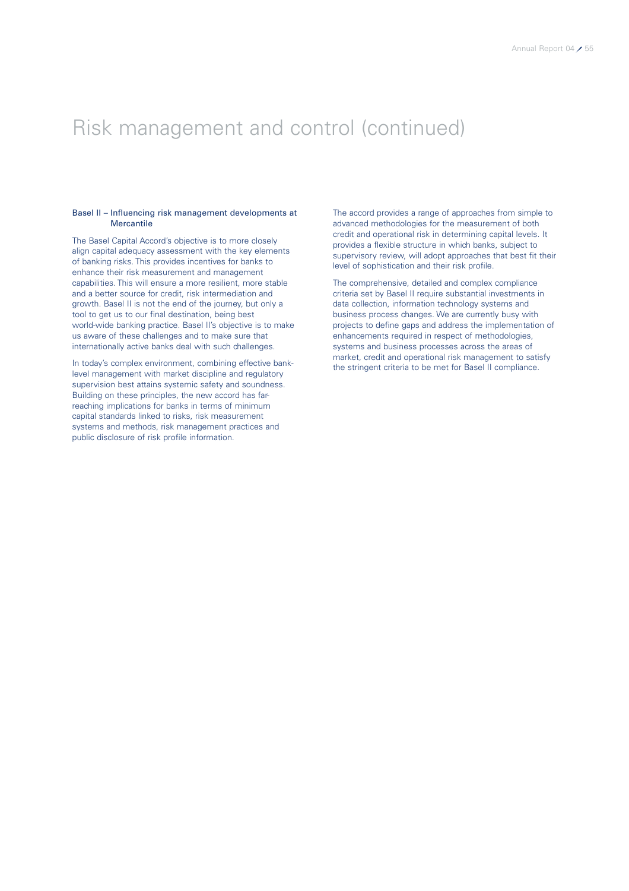# Risk management and control (continued)

### Basel II – Influencing risk management developments at Mercantile

The Basel Capital Accord's objective is to more closely align capital adequacy assessment with the key elements of banking risks. This provides incentives for banks to enhance their risk measurement and management capabilities. This will ensure a more resilient, more stable and a better source for credit, risk intermediation and growth. Basel II is not the end of the journey, but only a tool to get us to our final destination, being best world-wide banking practice. Basel II's objective is to make us aware of these challenges and to make sure that internationally active banks deal with such challenges.

In today's complex environment, combining effective bank-level management with market discipline and regulatory supervision best attains systemic safety and soundness. Building on these principles, the new accord has far-reaching implications for banks in terms of minimum capital standards linked to risks, risk measurement systems and methods, risk management practices and public disclosure of risk profile information.

The accord provides a range of approaches from simple to advanced methodologies for the measurement of both credit and operational risk in determining capital levels. It provides a flexible structure in which banks, subject to supervisory review, will adopt approaches that best fit their level of sophistication and their risk profile.

The comprehensive, detailed and complex compliance criteria set by Basel II require substantial investments in data collection, information technology systems and business process changes. We are currently busy with projects to define gaps and address the implementation of enhancements required in respect of methodologies, systems and business processes across the areas of market, credit and operational risk management to satisfy the stringent criteria to be met for Basel II compliance.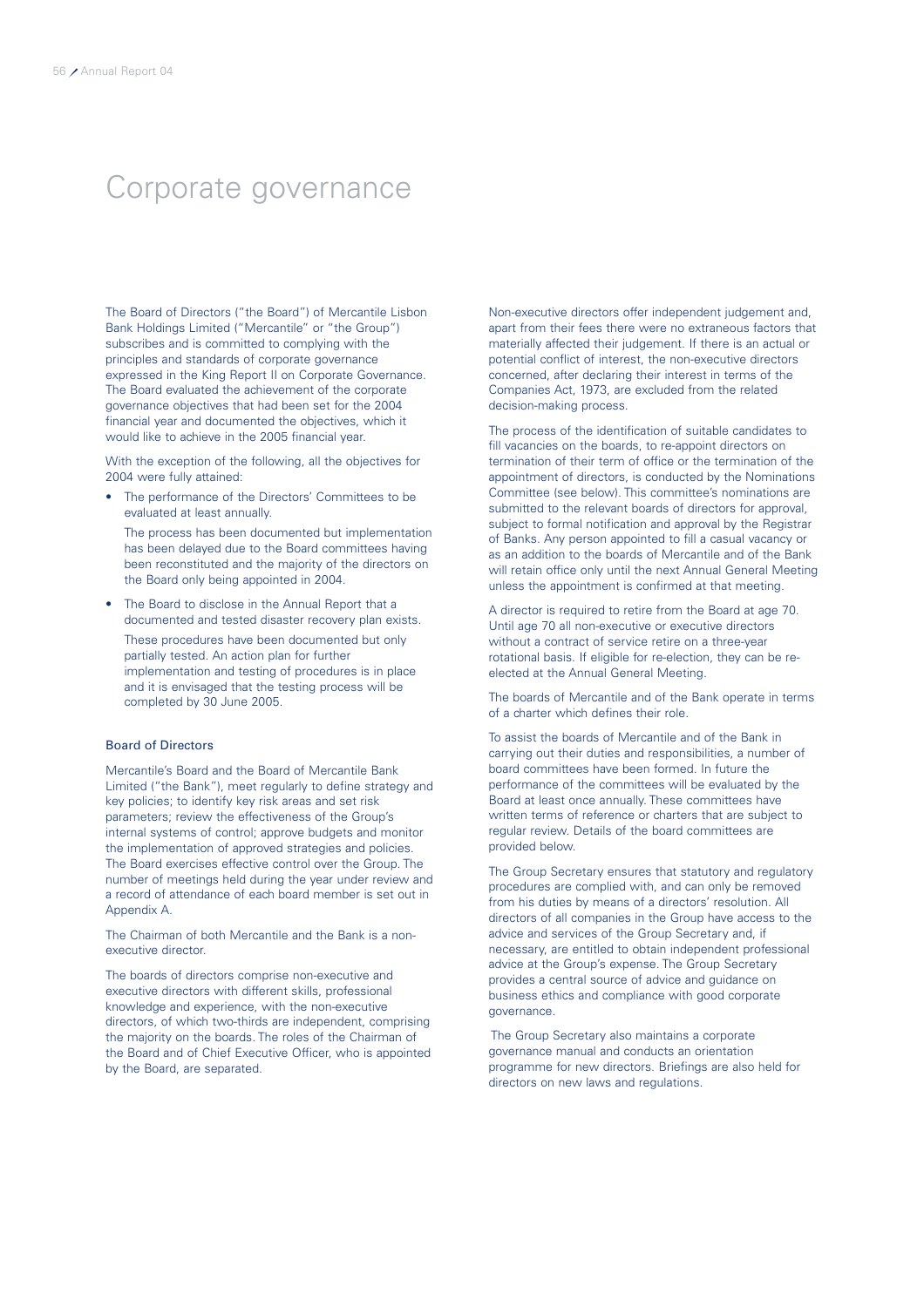# Corporate governance

The Board of Directors ("the Board") of Mercantile Lisbon Bank Holdings Limited ("Mercantile" or "the Group") subscribes and is committed to complying with the principles and standards of corporate governance expressed in the King Report II on Corporate Governance. The Board evaluated the achievement of the corporate governance objectives that had been set for the 2004 financial year and documented the objectives, which it would like to achieve in the 2005 financial year.

With the exception of the following, all the objectives for 2004 were fully attained:

- The performance of the Directors' Committees to be evaluated at least annually.

  The process has been documented but implementation has been delayed due to the Board committees having been reconstituted and the majority of the directors on the Board only being appointed in 2004.

- The Board to disclose in the Annual Report that a documented and tested disaster recovery plan exists.

  These procedures have been documented but only partially tested. An action plan for further implementation and testing of procedures is in place and it is envisaged that the testing process will be completed by 30 June 2005.

## Board of Directors

Mercantile's Board and the Board of Mercantile Bank Limited ("the Bank"), meet regularly to define strategy and key policies; to identify key risk areas and set risk parameters; review the effectiveness of the Group's internal systems of control; approve budgets and monitor the implementation of approved strategies and policies. The Board exercises effective control over the Group. The number of meetings held during the year under review and a record of attendance of each board member is set out in Appendix A.

The Chairman of both Mercantile and the Bank is a non-executive director.

The boards of directors comprise non-executive and executive directors with different skills, professional knowledge and experience, with the non-executive directors, of which two-thirds are independent, comprising the majority on the boards. The roles of the Chairman of the Board and of Chief Executive Officer, who is appointed by the Board, are separated.

Non-executive directors offer independent judgement and, apart from their fees there were no extraneous factors that materially affected their judgement. If there is an actual or potential conflict of interest, the non-executive directors concerned, after declaring their interest in terms of the Companies Act, 1973, are excluded from the related decision-making process.

The process of the identification of suitable candidates to fill vacancies on the boards, to re-appoint directors on termination of their term of office or the termination of the appointment of directors, is conducted by the Nominations Committee (see below). This committee's nominations are submitted to the relevant boards of directors for approval, subject to formal notification and approval by the Registrar of Banks. Any person appointed to fill a casual vacancy or as an addition to the boards of Mercantile and of the Bank will retain office only until the next Annual General Meeting unless the appointment is confirmed at that meeting.

A director is required to retire from the Board at age 70. Until age 70 all non-executive or executive directors without a contract of service retire on a three-year rotational basis. If eligible for re-election, they can be re-elected at the Annual General Meeting.

The boards of Mercantile and of the Bank operate in terms of a charter which defines their role.

To assist the boards of Mercantile and of the Bank in carrying out their duties and responsibilities, a number of board committees have been formed. In future the performance of the committees will be evaluated by the Board at least once annually. These committees have written terms of reference or charters that are subject to regular review. Details of the board committees are provided below.

The Group Secretary ensures that statutory and regulatory procedures are complied with, and can only be removed from his duties by means of a directors' resolution. All directors of all companies in the Group have access to the advice and services of the Group Secretary and, if necessary, are entitled to obtain independent professional advice at the Group's expense. The Group Secretary provides a central source of advice and guidance on business ethics and compliance with good corporate governance.

The Group Secretary also maintains a corporate governance manual and conducts an orientation programme for new directors. Briefings are also held for directors on new laws and regulations.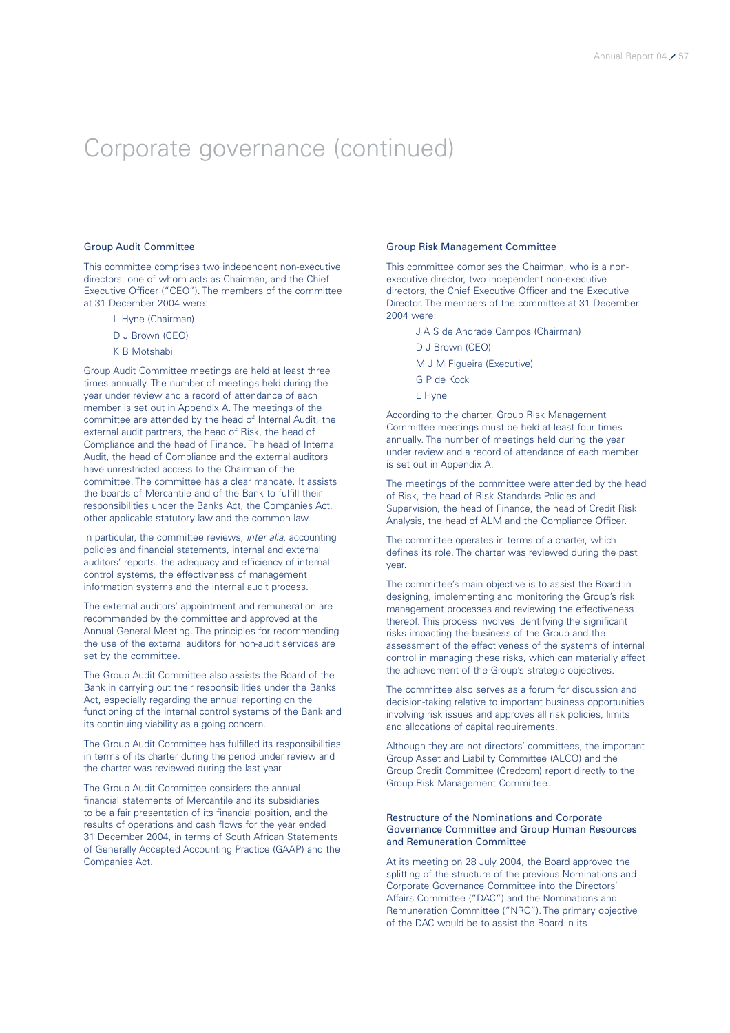# Corporate governance (continued)

### Group Audit Committee

This committee comprises two independent non-executive directors, one of whom acts as Chairman, and the Chief Executive Officer ("CEO"). The members of the committee at 31 December 2004 were:

- L Hyne (Chairman)
- D J Brown (CEO)
- K B Motshabi

Group Audit Committee meetings are held at least three times annually. The number of meetings held during the year under review and a record of attendance of each member is set out in Appendix A. The meetings of the committee are attended by the head of Internal Audit, the external audit partners, the head of Risk, the head of Compliance and the head of Finance. The head of Internal Audit, the head of Compliance and the external auditors have unrestricted access to the Chairman of the committee. The committee has a clear mandate. It assists the boards of Mercantile and of the Bank to fulfill their responsibilities under the Banks Act, the Companies Act, other applicable statutory law and the common law.

In particular, the committee reviews, *inter alia*, accounting policies and financial statements, internal and external auditors' reports, the adequacy and efficiency of internal control systems, the effectiveness of management information systems and the internal audit process.

The external auditors' appointment and remuneration are recommended by the committee and approved at the Annual General Meeting. The principles for recommending the use of the external auditors for non-audit services are set by the committee.

The Group Audit Committee also assists the Board of the Bank in carrying out their responsibilities under the Banks Act, especially regarding the annual reporting on the functioning of the internal control systems of the Bank and its continuing viability as a going concern.

The Group Audit Committee has fulfilled its responsibilities in terms of its charter during the period under review and the charter was reviewed during the last year.

The Group Audit Committee considers the annual financial statements of Mercantile and its subsidiaries to be a fair presentation of its financial position, and the results of operations and cash flows for the year ended 31 December 2004, in terms of South African Statements of Generally Accepted Accounting Practice (GAAP) and the Companies Act.

### Group Risk Management Committee

This committee comprises the Chairman, who is a non-executive director, two independent non-executive directors, the Chief Executive Officer and the Executive Director. The members of the committee at 31 December 2004 were:

- J A S de Andrade Campos (Chairman)
- D J Brown (CEO)
- M J M Figueira (Executive)
- G P de Kock
- L Hyne

According to the charter, Group Risk Management Committee meetings must be held at least four times annually. The number of meetings held during the year under review and a record of attendance of each member is set out in Appendix A.

The meetings of the committee were attended by the head of Risk, the head of Risk Standards Policies and Supervision, the head of Finance, the head of Credit Risk Analysis, the head of ALM and the Compliance Officer.

The committee operates in terms of a charter, which defines its role. The charter was reviewed during the past year.

The committee's main objective is to assist the Board in designing, implementing and monitoring the Group's risk management processes and reviewing the effectiveness thereof. This process involves identifying the significant risks impacting the business of the Group and the assessment of the effectiveness of the systems of internal control in managing these risks, which can materially affect the achievement of the Group's strategic objectives.

The committee also serves as a forum for discussion and decision-taking relative to important business opportunities involving risk issues and approves all risk policies, limits and allocations of capital requirements.

Although they are not directors' committees, the important Group Asset and Liability Committee (ALCO) and the Group Credit Committee (Credcom) report directly to the Group Risk Management Committee.

### Restructure of the Nominations and Corporate Governance Committee and Group Human Resources and Remuneration Committee

At its meeting on 28 July 2004, the Board approved the splitting of the structure of the previous Nominations and Corporate Governance Committee into the Directors' Affairs Committee ("DAC") and the Nominations and Remuneration Committee ("NRC"). The primary objective of the DAC would be to assist the Board in its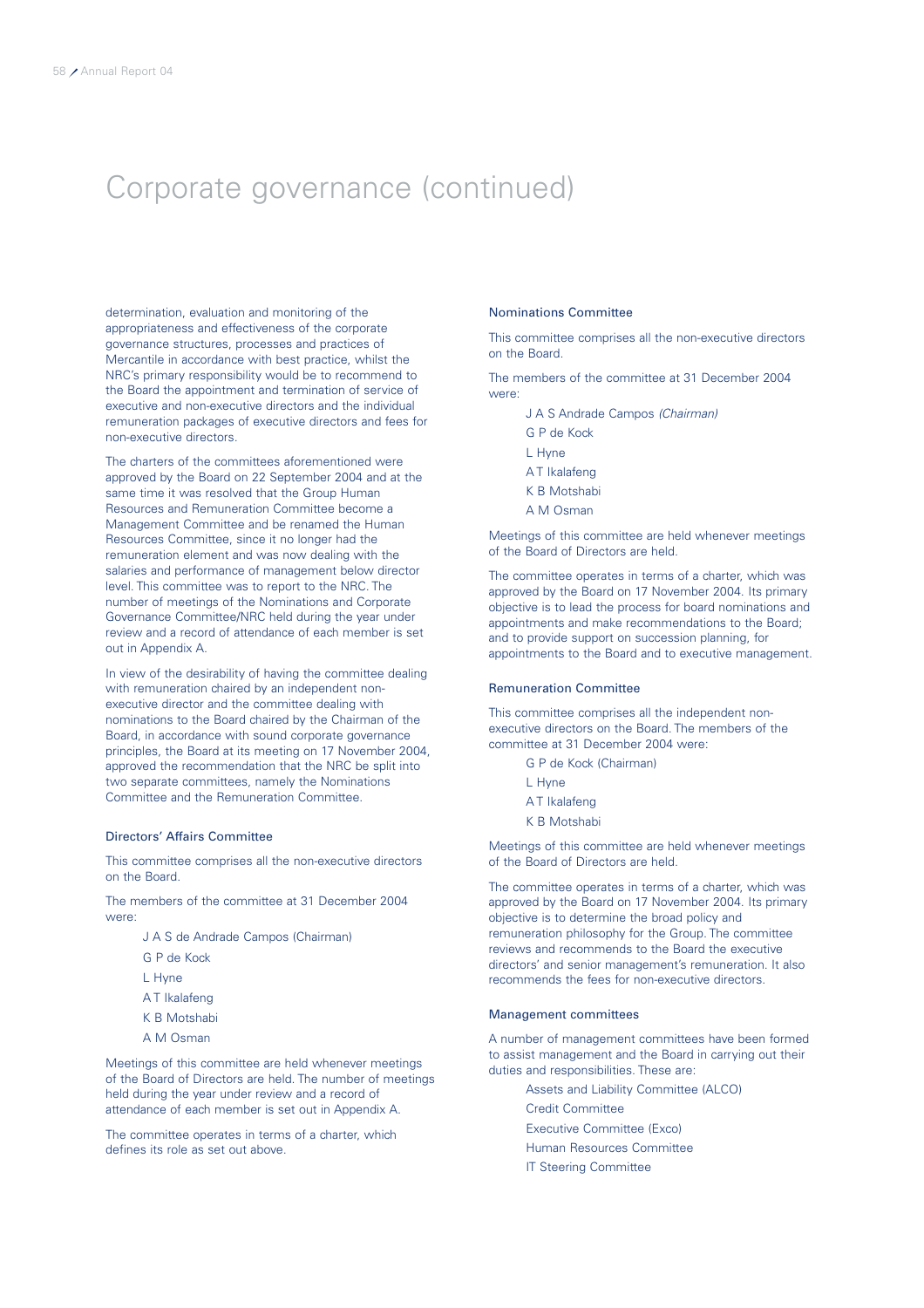# Corporate governance (continued)

determination, evaluation and monitoring of the appropriateness and effectiveness of the corporate governance structures, processes and practices of Mercantile in accordance with best practice, whilst the NRC's primary responsibility would be to recommend to the Board the appointment and termination of service of executive and non-executive directors and the individual remuneration packages of executive directors and fees for non-executive directors.

The charters of the committees aforementioned were approved by the Board on 22 September 2004 and at the same time it was resolved that the Group Human Resources and Remuneration Committee become a Management Committee and be renamed the Human Resources Committee, since it no longer had the remuneration element and was now dealing with the salaries and performance of management below director level. This committee was to report to the NRC. The number of meetings of the Nominations and Corporate Governance Committee/NRC held during the year under review and a record of attendance of each member is set out in Appendix A.

In view of the desirability of having the committee dealing with remuneration chaired by an independent non-executive director and the committee dealing with nominations to the Board chaired by the Chairman of the Board, in accordance with sound corporate governance principles, the Board at its meeting on 17 November 2004, approved the recommendation that the NRC be split into two separate committees, namely the Nominations Committee and the Remuneration Committee.

### Directors' Affairs Committee

This committee comprises all the non-executive directors on the Board.

The members of the committee at 31 December 2004 were:

- J A S de Andrade Campos (Chairman)
- G P de Kock
- L Hyne
- A T Ikalafeng
- K B Motshabi
- A M Osman

Meetings of this committee are held whenever meetings of the Board of Directors are held. The number of meetings held during the year under review and a record of attendance of each member is set out in Appendix A.

The committee operates in terms of a charter, which defines its role as set out above.

### Nominations Committee

This committee comprises all the non-executive directors on the Board.

The members of the committee at 31 December 2004 were:

- J A S Andrade Campos *(Chairman)*
- G P de Kock
- L Hyne
- A T Ikalafeng
- K B Motshabi
- A M Osman

Meetings of this committee are held whenever meetings of the Board of Directors are held.

The committee operates in terms of a charter, which was approved by the Board on 17 November 2004. Its primary objective is to lead the process for board nominations and appointments and make recommendations to the Board; and to provide support on succession planning, for appointments to the Board and to executive management.

### Remuneration Committee

This committee comprises all the independent non-executive directors on the Board. The members of the committee at 31 December 2004 were:

- G P de Kock (Chairman)
- L Hyne
- A T Ikalafeng
- K B Motshabi

Meetings of this committee are held whenever meetings of the Board of Directors are held.

The committee operates in terms of a charter, which was approved by the Board on 17 November 2004. Its primary objective is to determine the broad policy and remuneration philosophy for the Group. The committee reviews and recommends to the Board the executive directors' and senior management's remuneration. It also recommends the fees for non-executive directors.

### Management committees

A number of management committees have been formed to assist management and the Board in carrying out their duties and responsibilities. These are:

- Assets and Liability Committee (ALCO)
- Credit Committee
- Executive Committee (Exco)
- Human Resources Committee
- IT Steering Committee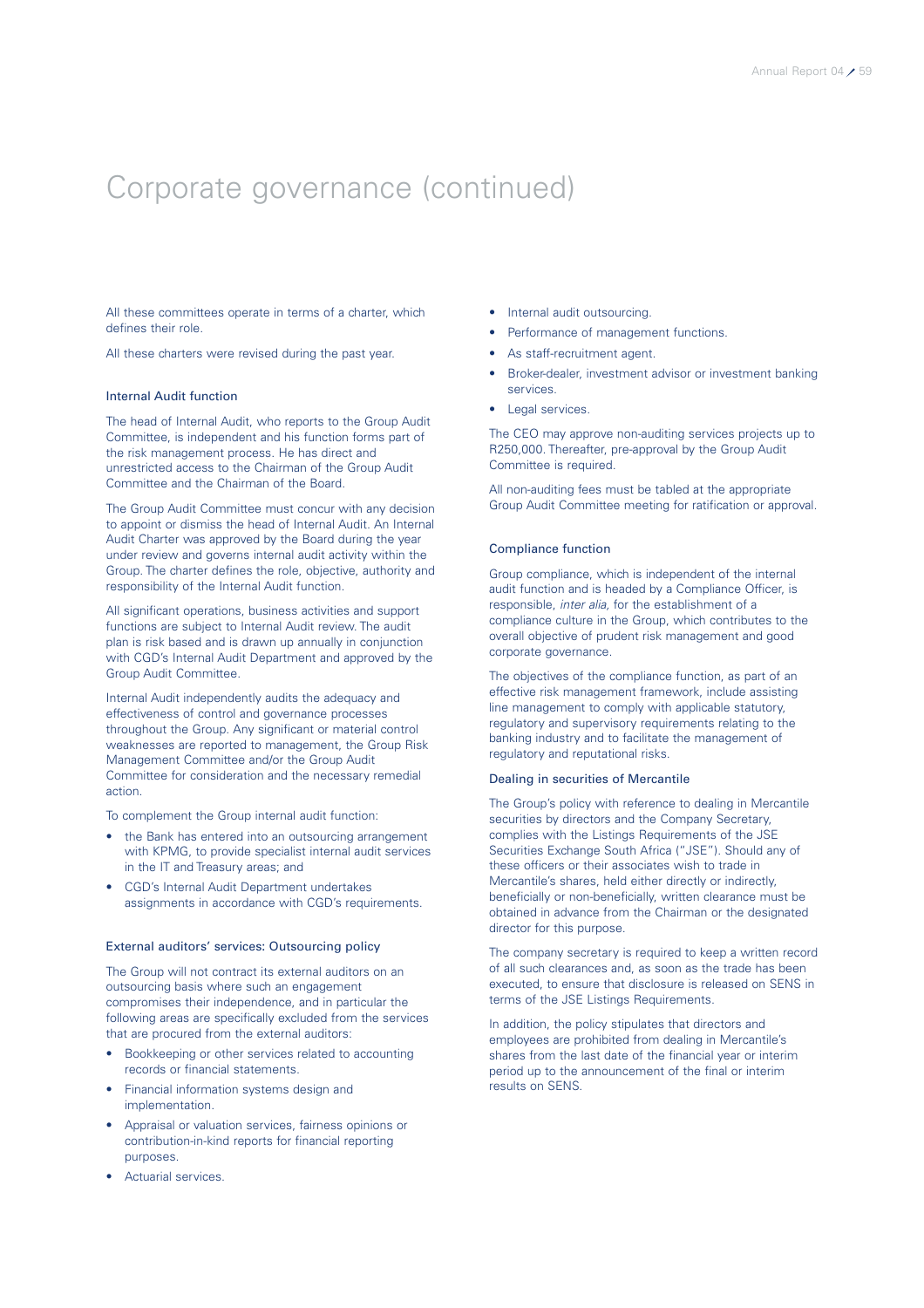# Corporate governance (continued)

All these committees operate in terms of a charter, which defines their role.

All these charters were revised during the past year.

### Internal Audit function

The head of Internal Audit, who reports to the Group Audit Committee, is independent and his function forms part of the risk management process. He has direct and unrestricted access to the Chairman of the Group Audit Committee and the Chairman of the Board.

The Group Audit Committee must concur with any decision to appoint or dismiss the head of Internal Audit. An Internal Audit Charter was approved by the Board during the year under review and governs internal audit activity within the Group. The charter defines the role, objective, authority and responsibility of the Internal Audit function.

All significant operations, business activities and support functions are subject to Internal Audit review. The audit plan is risk based and is drawn up annually in conjunction with CGD's Internal Audit Department and approved by the Group Audit Committee.

Internal Audit independently audits the adequacy and effectiveness of control and governance processes throughout the Group. Any significant or material control weaknesses are reported to management, the Group Risk Management Committee and/or the Group Audit Committee for consideration and the necessary remedial action.

To complement the Group internal audit function:

- the Bank has entered into an outsourcing arrangement with KPMG, to provide specialist internal audit services in the IT and Treasury areas; and
- CGD's Internal Audit Department undertakes assignments in accordance with CGD's requirements.

### External auditors' services: Outsourcing policy

The Group will not contract its external auditors on an outsourcing basis where such an engagement compromises their independence, and in particular the following areas are specifically excluded from the services that are procured from the external auditors:

- Bookkeeping or other services related to accounting records or financial statements.
- Financial information systems design and implementation.
- Appraisal or valuation services, fairness opinions or contribution-in-kind reports for financial reporting purposes.
- Actuarial services.
- Internal audit outsourcing.
- Performance of management functions.
- As staff-recruitment agent.
- Broker-dealer, investment advisor or investment banking services.
- Legal services.

The CEO may approve non-auditing services projects up to R250,000. Thereafter, pre-approval by the Group Audit Committee is required.

All non-auditing fees must be tabled at the appropriate Group Audit Committee meeting for ratification or approval.

### Compliance function

Group compliance, which is independent of the internal audit function and is headed by a Compliance Officer, is responsible, *inter alia,* for the establishment of a compliance culture in the Group, which contributes to the overall objective of prudent risk management and good corporate governance.

The objectives of the compliance function, as part of an effective risk management framework, include assisting line management to comply with applicable statutory, regulatory and supervisory requirements relating to the banking industry and to facilitate the management of regulatory and reputational risks.

### Dealing in securities of Mercantile

The Group's policy with reference to dealing in Mercantile securities by directors and the Company Secretary, complies with the Listings Requirements of the JSE Securities Exchange South Africa ("JSE"). Should any of these officers or their associates wish to trade in Mercantile's shares, held either directly or indirectly, beneficially or non-beneficially, written clearance must be obtained in advance from the Chairman or the designated director for this purpose.

The company secretary is required to keep a written record of all such clearances and, as soon as the trade has been executed, to ensure that disclosure is released on SENS in terms of the JSE Listings Requirements.

In addition, the policy stipulates that directors and employees are prohibited from dealing in Mercantile's shares from the last date of the financial year or interim period up to the announcement of the final or interim results on SENS.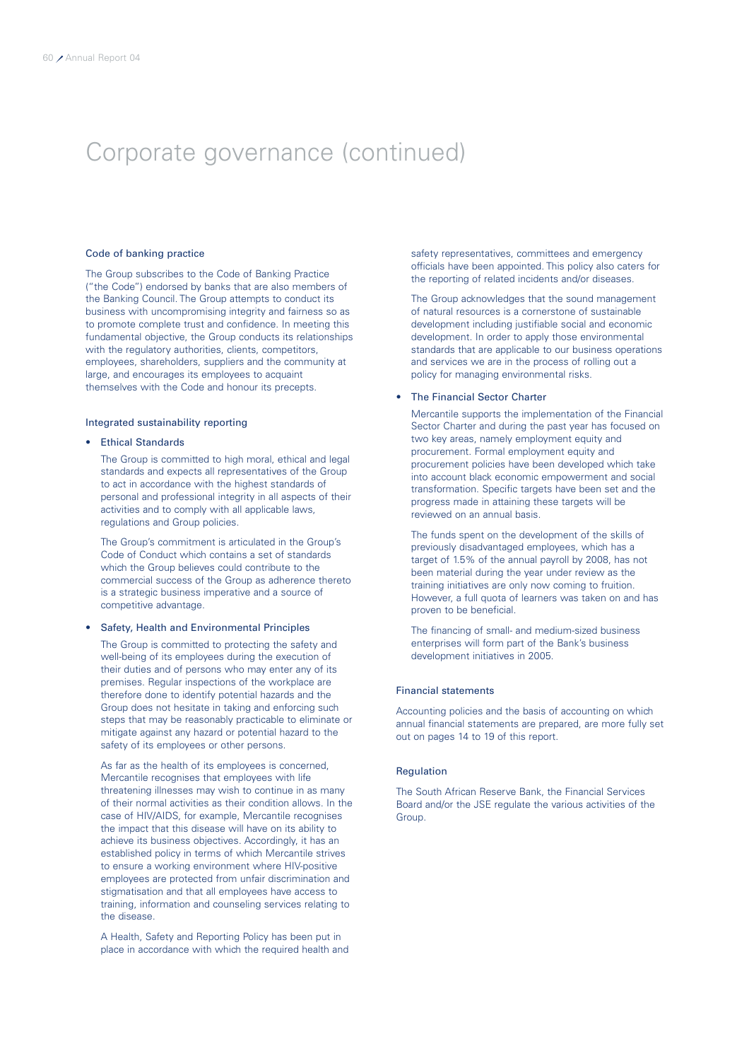# Corporate governance (continued)

## Code of banking practice

The Group subscribes to the Code of Banking Practice ("the Code") endorsed by banks that are also members of the Banking Council. The Group attempts to conduct its business with uncompromising integrity and fairness so as to promote complete trust and confidence. In meeting this fundamental objective, the Group conducts its relationships with the regulatory authorities, clients, competitors, employees, shareholders, suppliers and the community at large, and encourages its employees to acquaint themselves with the Code and honour its precepts.

## Integrated sustainability reporting

- **Ethical Standards**

  The Group is committed to high moral, ethical and legal standards and expects all representatives of the Group to act in accordance with the highest standards of personal and professional integrity in all aspects of their activities and to comply with all applicable laws, regulations and Group policies.

  The Group's commitment is articulated in the Group's Code of Conduct which contains a set of standards which the Group believes could contribute to the commercial success of the Group as adherence thereto is a strategic business imperative and a source of competitive advantage.

- **Safety, Health and Environmental Principles**

  The Group is committed to protecting the safety and well-being of its employees during the execution of their duties and of persons who may enter any of its premises. Regular inspections of the workplace are therefore done to identify potential hazards and the Group does not hesitate in taking and enforcing such steps that may be reasonably practicable to eliminate or mitigate against any hazard or potential hazard to the safety of its employees or other persons.

  As far as the health of its employees is concerned, Mercantile recognises that employees with life threatening illnesses may wish to continue in as many of their normal activities as their condition allows. In the case of HIV/AIDS, for example, Mercantile recognises the impact that this disease will have on its ability to achieve its business objectives. Accordingly, it has an established policy in terms of which Mercantile strives to ensure a working environment where HIV-positive employees are protected from unfair discrimination and stigmatisation and that all employees have access to training, information and counseling services relating to the disease.

  A Health, Safety and Reporting Policy has been put in place in accordance with which the required health and safety representatives, committees and emergency officials have been appointed. This policy also caters for the reporting of related incidents and/or diseases.

  The Group acknowledges that the sound management of natural resources is a cornerstone of sustainable development including justifiable social and economic development. In order to apply those environmental standards that are applicable to our business operations and services we are in the process of rolling out a policy for managing environmental risks.

- **The Financial Sector Charter**

  Mercantile supports the implementation of the Financial Sector Charter and during the past year has focused on two key areas, namely employment equity and procurement. Formal employment equity and procurement policies have been developed which take into account black economic empowerment and social transformation. Specific targets have been set and the progress made in attaining these targets will be reviewed on an annual basis.

  The funds spent on the development of the skills of previously disadvantaged employees, which has a target of 1.5% of the annual payroll by 2008, has not been material during the year under review as the training initiatives are only now coming to fruition. However, a full quota of learners was taken on and has proven to be beneficial.

  The financing of small- and medium-sized business enterprises will form part of the Bank's business development initiatives in 2005.

## Financial statements

Accounting policies and the basis of accounting on which annual financial statements are prepared, are more fully set out on pages 14 to 19 of this report.

## Regulation

The South African Reserve Bank, the Financial Services Board and/or the JSE regulate the various activities of the Group.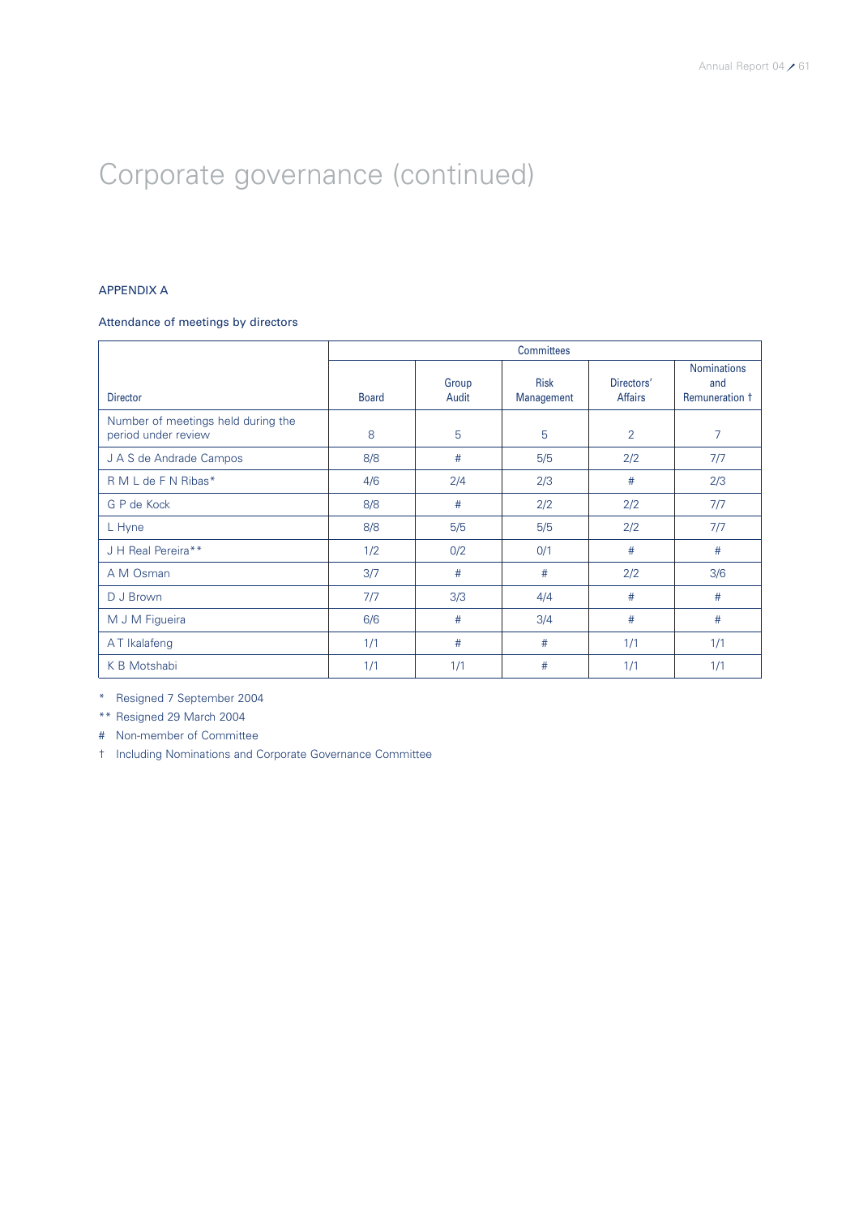# Corporate governance (continued)

## APPENDIX A

### Attendance of meetings by directors

| Director | Board | Committees | | | |
|---|---|---|---|---|---|
| | | Group Audit | Risk Management | Directors' Affairs | Nominations and Remuneration † |
| Number of meetings held during the period under review | 8 | 5 | 5 | 2 | 7 |
| J A S de Andrade Campos | 8/8 | # | 5/5 | 2/2 | 7/7 |
| R M L de F N Ribas* | 4/6 | 2/4 | 2/3 | # | 2/3 |
| G P de Kock | 8/8 | # | 2/2 | 2/2 | 7/7 |
| L Hyne | 8/8 | 5/5 | 5/5 | 2/2 | 7/7 |
| J H Real Pereira** | 1/2 | 0/2 | 0/1 | # | # |
| A M Osman | 3/7 | # | # | 2/2 | 3/6 |
| D J Brown | 7/7 | 3/3 | 4/4 | # | # |
| M J M Figueira | 6/6 | # | 3/4 | # | # |
| A T Ikalafeng | 1/1 | # | # | 1/1 | 1/1 |
| K B Motshabi | 1/1 | 1/1 | # | 1/1 | 1/1 |

\* Resigned 7 September 2004

** Resigned 29 March 2004

\# Non-member of Committee

† Including Nominations and Corporate Governance Committee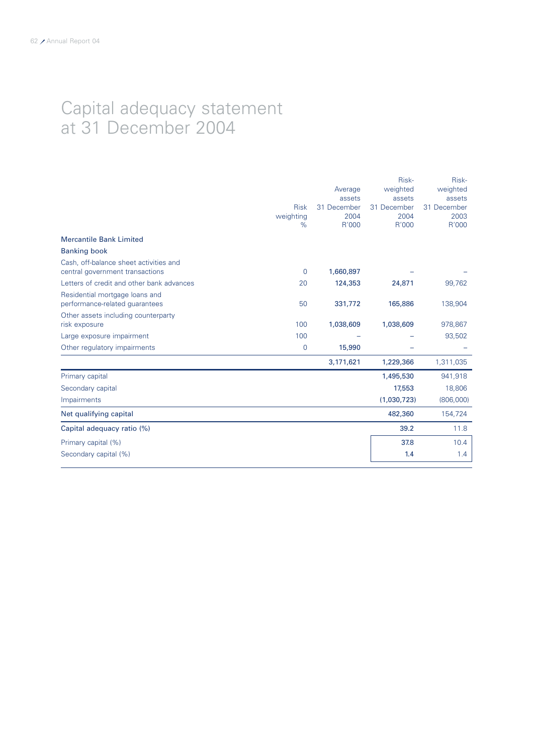# Capital adequacy statement at 31 December 2004

| | Risk weighting % | Average assets 31 December 2004 R'000 | Risk-weighted assets 31 December 2004 R'000 | Risk-weighted assets 31 December 2003 R'000 |
|---|---|---|---|---|
| **Mercantile Bank Limited** | | | | |
| **Banking book** | | | | |
| Cash, off-balance sheet activities and central government transactions | 0 | **1,660,897** | **–** | – |
| Letters of credit and other bank advances | 20 | **124,353** | **24,871** | 99,762 |
| Residential mortgage loans and performance-related guarantees | 50 | **331,772** | **165,886** | 138,904 |
| Other assets including counterparty risk exposure | 100 | **1,038,609** | **1,038,609** | 978,867 |
| Large exposure impairment | 100 | **–** | **–** | 93,502 |
| Other regulatory impairments | 0 | **15,990** | **–** | – |
| | | **3,171,621** | **1,229,366** | 1,311,035 |
| Primary capital | | | **1,495,530** | 941,918 |
| Secondary capital | | | **17,553** | 18,806 |
| Impairments | | | **(1,030,723)** | (806,000) |
| **Net qualifying capital** | | | **482,360** | 154,724 |
| **Capital adequacy ratio (%)** | | | **39.2** | 11.8 |
| Primary capital (%) | | | **37.8** | 10.4 |
| Secondary capital (%) | | | **1.4** | 1.4 |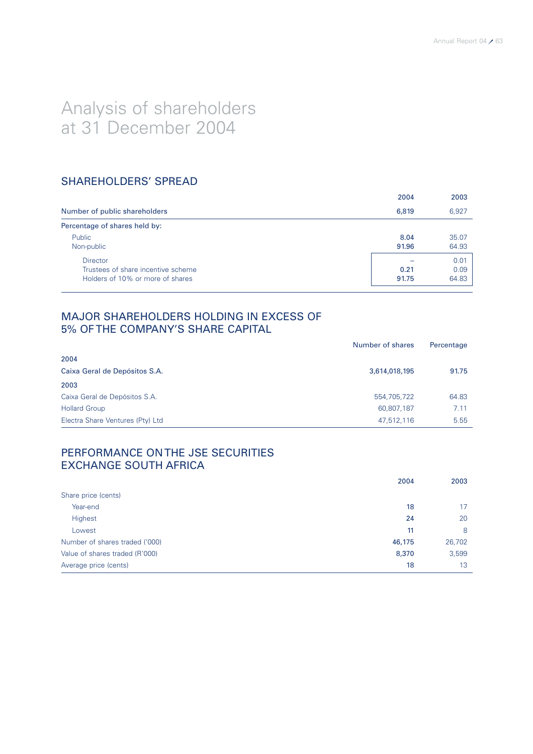# Analysis of shareholders at 31 December 2004

## SHAREHOLDERS' SPREAD

| | 2004 | 2003 |
|---|---|---|
| Number of public shareholders | 6,819 | 6,927 |
| Percentage of shares held by: | | |
| Public | 8.04 | 35.07 |
| Non-public | 91.96 | 64.93 |
| Director | – | 0.01 |
| Trustees of share incentive scheme | 0.21 | 0.09 |
| Holders of 10% or more of shares | 91.75 | 64.83 |

## MAJOR SHAREHOLDERS HOLDING IN EXCESS OF 5% OF THE COMPANY'S SHARE CAPITAL

| | Number of shares | Percentage |
|---|---|---|
| **2004** | | |
| Caixa Geral de Depósitos S.A. | 3,614,018,195 | 91.75 |
| **2003** | | |
| Caixa Geral de Depósitos S.A. | 554,705,722 | 64.83 |
| Hollard Group | 60,807,187 | 7.11 |
| Electra Share Ventures (Pty) Ltd | 47,512,116 | 5.55 |

## PERFORMANCE ON THE JSE SECURITIES EXCHANGE SOUTH AFRICA

| | 2004 | 2003 |
|---|---|---|
| Share price (cents) | | |
| Year-end | 18 | 17 |
| Highest | 24 | 20 |
| Lowest | 11 | 8 |
| Number of shares traded ('000) | 46,175 | 26,702 |
| Value of shares traded (R'000) | 8,370 | 3,599 |
| Average price (cents) | 18 | 13 |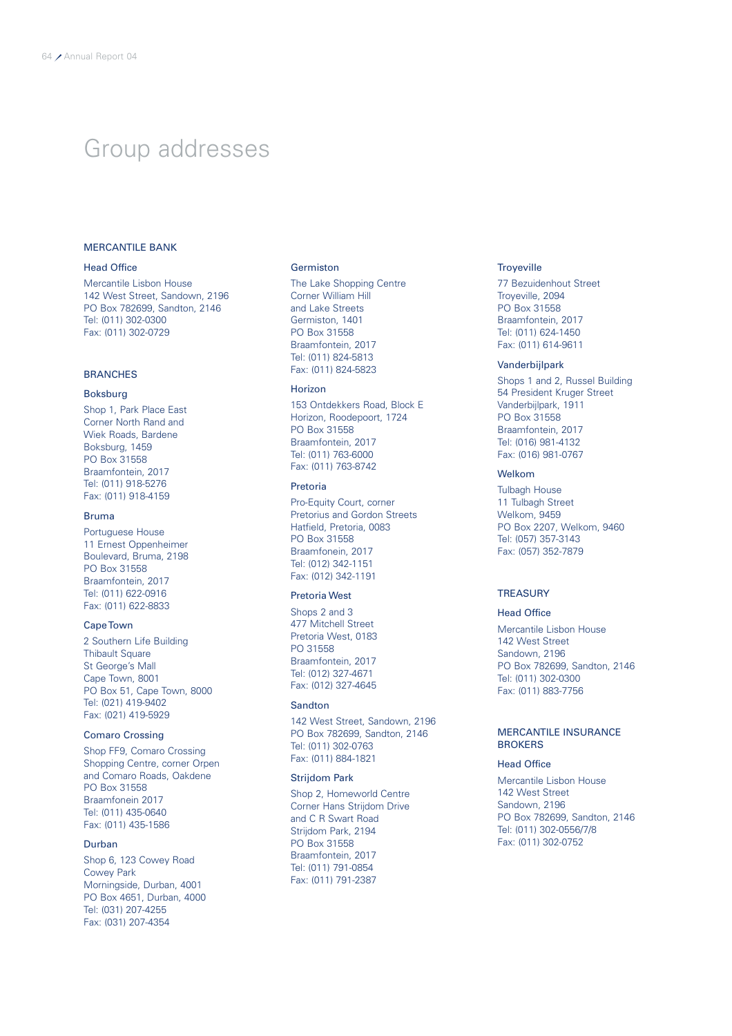# Group addresses

## MERCANTILE BANK

### Head Office

Mercantile Lisbon House
142 West Street, Sandown, 2196
PO Box 782699, Sandton, 2146
Tel: (011) 302-0300
Fax: (011) 302-0729

## BRANCHES

### Boksburg

Shop 1, Park Place East
Corner North Rand and
Wiek Roads, Bardene
Boksburg, 1459
PO Box 31558
Braamfontein, 2017
Tel: (011) 918-5276
Fax: (011) 918-4159

### Bruma

Portuguese House
11 Ernest Oppenheimer
Boulevard, Bruma, 2198
PO Box 31558
Braamfontein, 2017
Tel: (011) 622-0916
Fax: (011) 622-8833

### Cape Town

2 Southern Life Building
Thibault Square
St George's Mall
Cape Town, 8001
PO Box 51, Cape Town, 8000
Tel: (021) 419-9402
Fax: (021) 419-5929

### Comaro Crossing

Shop FF9, Comaro Crossing
Shopping Centre, corner Orpen
and Comaro Roads, Oakdene
PO Box 31558
Braamfonein 2017
Tel: (011) 435-0640
Fax: (011) 435-1586

### Durban

Shop 6, 123 Cowey Road
Cowey Park
Morningside, Durban, 4001
PO Box 4651, Durban, 4000
Tel: (031) 207-4255
Fax: (031) 207-4354

### Germiston

The Lake Shopping Centre
Corner William Hill
and Lake Streets
Germiston, 1401
PO Box 31558
Braamfontein, 2017
Tel: (011) 824-5813
Fax: (011) 824-5823

### Horizon

153 Ontdekkers Road, Block E
Horizon, Roodepoort, 1724
PO Box 31558
Braamfontein, 2017
Tel: (011) 763-6000
Fax: (011) 763-8742

### Pretoria

Pro-Equity Court, corner
Pretorius and Gordon Streets
Hatfield, Pretoria, 0083
PO Box 31558
Braamfontein, 2017
Tel: (012) 342-1151
Fax: (012) 342-1191

### Pretoria West

Shops 2 and 3
477 Mitchell Street
Pretoria West, 0183
PO 31558
Braamfontein, 2017
Tel: (012) 327-4671
Fax: (012) 327-4645

### Sandton

142 West Street, Sandown, 2196
PO Box 782699, Sandton, 2146
Tel: (011) 302-0763
Fax: (011) 884-1821

### Strijdom Park

Shop 2, Homeworld Centre
Corner Hans Strijdom Drive
and C R Swart Road
Strijdom Park, 2194
PO Box 31558
Braamfontein, 2017
Tel: (011) 791-0854
Fax: (011) 791-2387

### Troyeville

77 Bezuidenhout Street
Troyeville, 2094
PO Box 31558
Braamfontein, 2017
Tel: (011) 624-1450
Fax: (011) 614-9611

### Vanderbijlpark

Shops 1 and 2, Russel Building
54 President Kruger Street
Vanderbijlpark, 1911
PO Box 31558
Braamfontein, 2017
Tel: (016) 981-4132
Fax: (016) 981-0767

### Welkom

Tulbagh House
11 Tulbagh Street
Welkom, 9459
PO Box 2207, Welkom, 9460
Tel: (057) 357-3143
Fax: (057) 352-7879

## TREASURY

### Head Office

Mercantile Lisbon House
142 West Street
Sandown, 2196
PO Box 782699, Sandton, 2146
Tel: (011) 302-0300
Fax: (011) 883-7756

## MERCANTILE INSURANCE BROKERS

### Head Office

Mercantile Lisbon House
142 West Street
Sandown, 2196
PO Box 782699, Sandton, 2146
Tel: (011) 302-0556/7/8
Fax: (011) 302-0752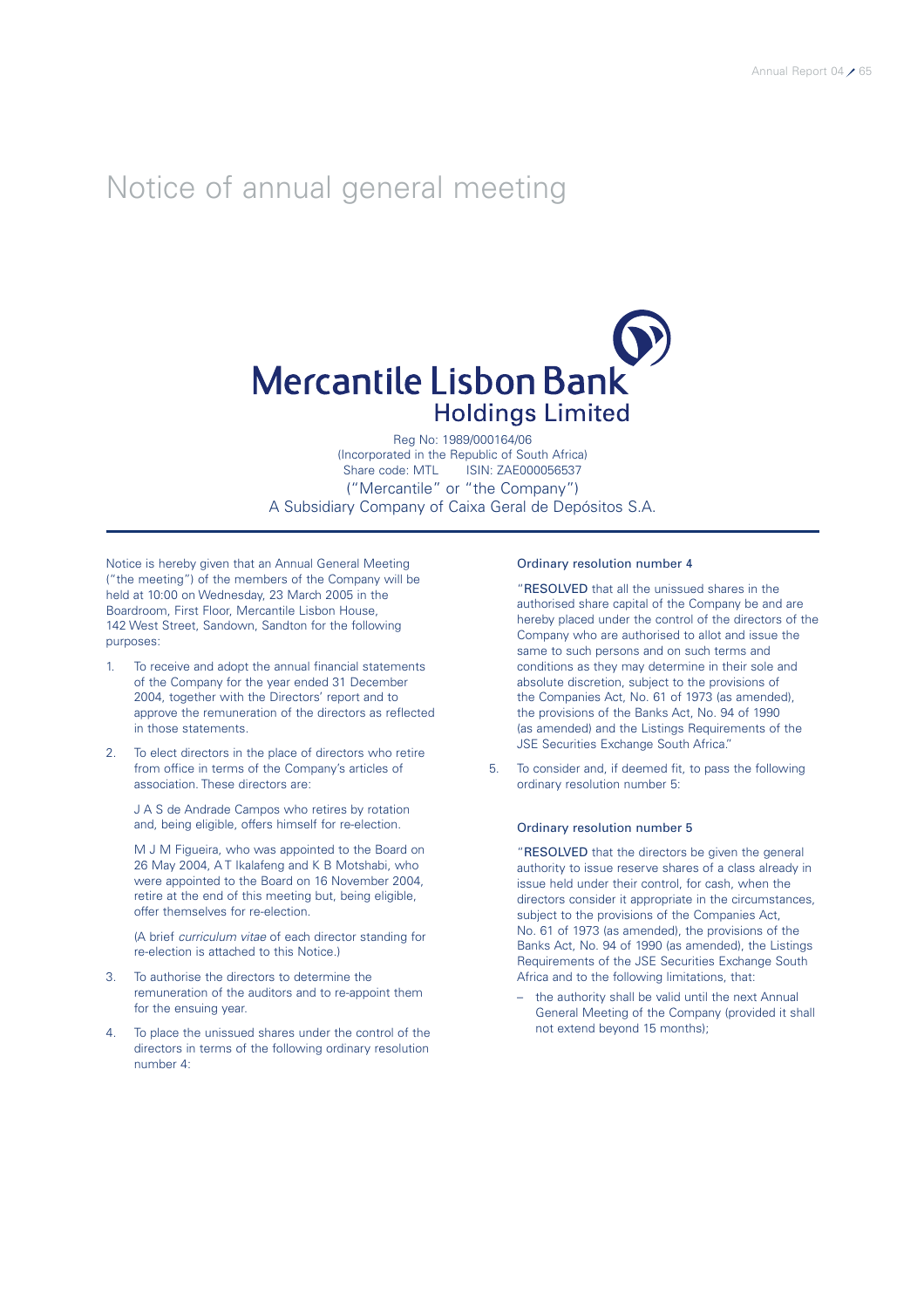# Notice of annual general meeting

**Mercantile Lisbon Bank Holdings Limited**

Reg No: 1989/000164/06
(Incorporated in the Republic of South Africa)
Share code: MTL    ISIN: ZAE000056537
("Mercantile" or "the Company")
A Subsidiary Company of Caixa Geral de Depósitos S.A.

Notice is hereby given that an Annual General Meeting ("the meeting") of the members of the Company will be held at 10:00 on Wednesday, 23 March 2005 in the Boardroom, First Floor, Mercantile Lisbon House, 142 West Street, Sandown, Sandton for the following purposes:

1. To receive and adopt the annual financial statements of the Company for the year ended 31 December 2004, together with the Directors' report and to approve the remuneration of the directors as reflected in those statements.

2. To elect directors in the place of directors who retire from office in terms of the Company's articles of association. These directors are:

   J A S de Andrade Campos who retires by rotation and, being eligible, offers himself for re-election.

   M J M Figueira, who was appointed to the Board on 26 May 2004, A T Ikalafeng and K B Motshabi, who were appointed to the Board on 16 November 2004, retire at the end of this meeting but, being eligible, offer themselves for re-election.

   (A brief *curriculum vitae* of each director standing for re-election is attached to this Notice.)

3. To authorise the directors to determine the remuneration of the auditors and to re-appoint them for the ensuing year.

4. To place the unissued shares under the control of the directors in terms of the following ordinary resolution number 4:

### Ordinary resolution number 4

"**RESOLVED** that all the unissued shares in the authorised share capital of the Company be and are hereby placed under the control of the directors of the Company who are authorised to allot and issue the same to such persons and on such terms and conditions as they may determine in their sole and absolute discretion, subject to the provisions of the Companies Act, No. 61 of 1973 (as amended), the provisions of the Banks Act, No. 94 of 1990 (as amended) and the Listings Requirements of the JSE Securities Exchange South Africa."

5. To consider and, if deemed fit, to pass the following ordinary resolution number 5:

### Ordinary resolution number 5

"**RESOLVED** that the directors be given the general authority to issue reserve shares of a class already in issue held under their control, for cash, when the directors consider it appropriate in the circumstances, subject to the provisions of the Companies Act, No. 61 of 1973 (as amended), the provisions of the Banks Act, No. 94 of 1990 (as amended), the Listings Requirements of the JSE Securities Exchange South Africa and to the following limitations, that:

- the authority shall be valid until the next Annual General Meeting of the Company (provided it shall not extend beyond 15 months);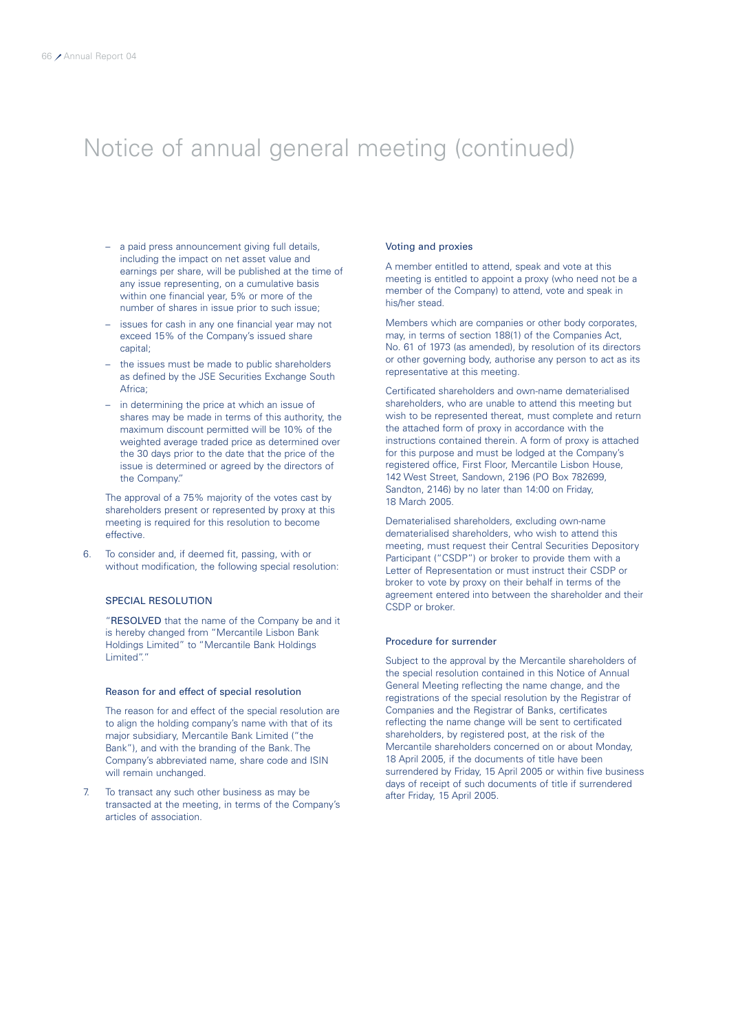# Notice of annual general meeting (continued)

- a paid press announcement giving full details, including the impact on net asset value and earnings per share, will be published at the time of any issue representing, on a cumulative basis within one financial year, 5% or more of the number of shares in issue prior to such issue;
- issues for cash in any one financial year may not exceed 15% of the Company's issued share capital;
- the issues must be made to public shareholders as defined by the JSE Securities Exchange South Africa;
- in determining the price at which an issue of shares may be made in terms of this authority, the maximum discount permitted will be 10% of the weighted average traded price as determined over the 30 days prior to the date that the price of the issue is determined or agreed by the directors of the Company."

The approval of a 75% majority of the votes cast by shareholders present or represented by proxy at this meeting is required for this resolution to become effective.

6. To consider and, if deemed fit, passing, with or without modification, the following special resolution:

### SPECIAL RESOLUTION

"**RESOLVED** that the name of the Company be and it is hereby changed from "Mercantile Lisbon Bank Holdings Limited" to "Mercantile Bank Holdings Limited"."

### Reason for and effect of special resolution

The reason for and effect of the special resolution are to align the holding company's name with that of its major subsidiary, Mercantile Bank Limited ("the Bank"), and with the branding of the Bank. The Company's abbreviated name, share code and ISIN will remain unchanged.

7. To transact any such other business as may be transacted at the meeting, in terms of the Company's articles of association.

### Voting and proxies

A member entitled to attend, speak and vote at this meeting is entitled to appoint a proxy (who need not be a member of the Company) to attend, vote and speak in his/her stead.

Members which are companies or other body corporates, may, in terms of section 188(1) of the Companies Act, No. 61 of 1973 (as amended), by resolution of its directors or other governing body, authorise any person to act as its representative at this meeting.

Certificated shareholders and own-name dematerialised shareholders, who are unable to attend this meeting but wish to be represented thereat, must complete and return the attached form of proxy in accordance with the instructions contained therein. A form of proxy is attached for this purpose and must be lodged at the Company's registered office, First Floor, Mercantile Lisbon House, 142 West Street, Sandown, 2196 (PO Box 782699, Sandton, 2146) by no later than 14:00 on Friday, 18 March 2005.

Dematerialised shareholders, excluding own-name dematerialised shareholders, who wish to attend this meeting, must request their Central Securities Depository Participant ("CSDP") or broker to provide them with a Letter of Representation or must instruct their CSDP or broker to vote by proxy on their behalf in terms of the agreement entered into between the shareholder and their CSDP or broker.

### Procedure for surrender

Subject to the approval by the Mercantile shareholders of the special resolution contained in this Notice of Annual General Meeting reflecting the name change, and the registrations of the special resolution by the Registrar of Companies and the Registrar of Banks, certificates reflecting the name change will be sent to certificated shareholders, by registered post, at the risk of the Mercantile shareholders concerned on or about Monday, 18 April 2005, if the documents of title have been surrendered by Friday, 15 April 2005 or within five business days of receipt of such documents of title if surrendered after Friday, 15 April 2005.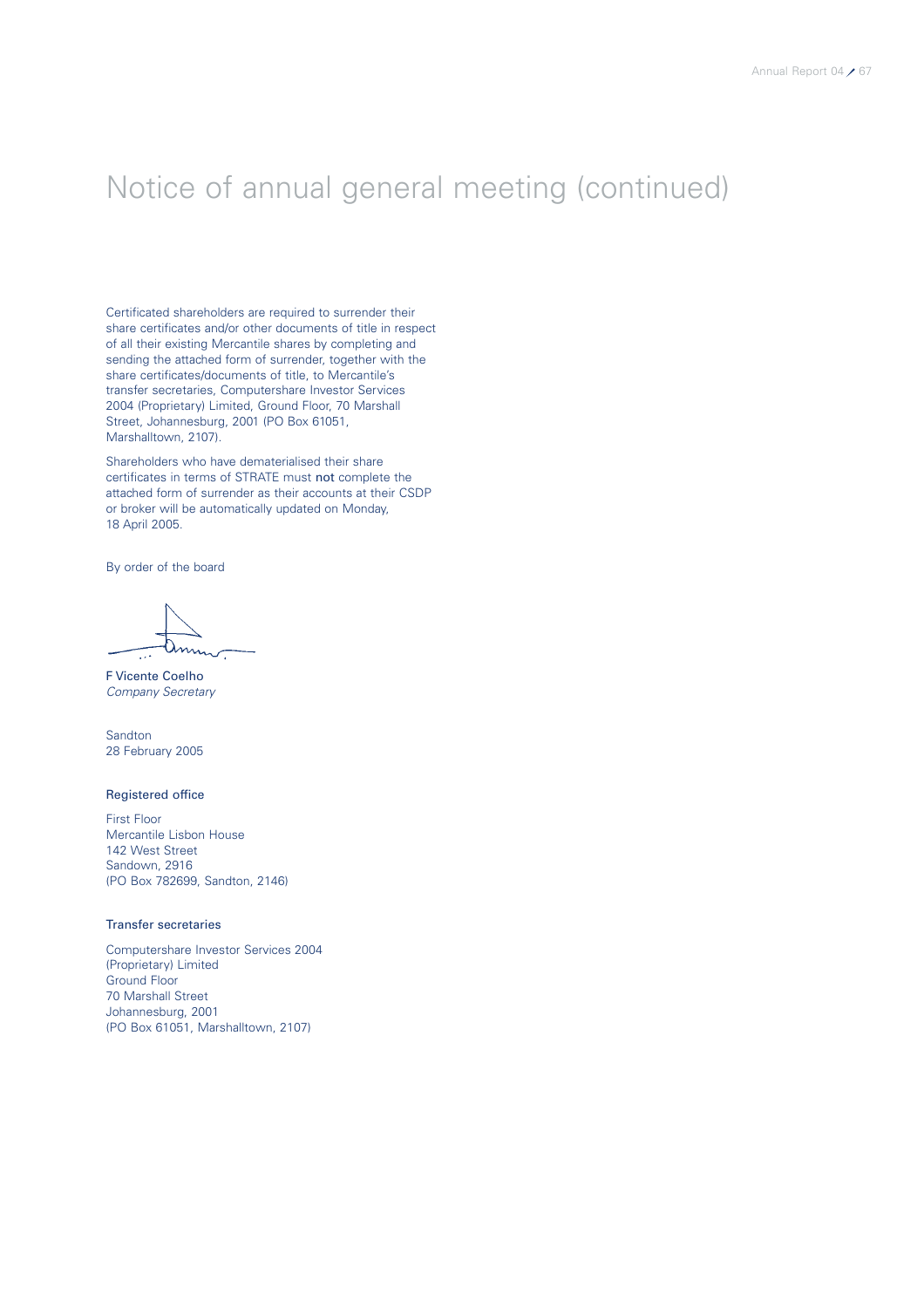# Notice of annual general meeting (continued)

Certificated shareholders are required to surrender their share certificates and/or other documents of title in respect of all their existing Mercantile shares by completing and sending the attached form of surrender, together with the share certificates/documents of title, to Mercantile's transfer secretaries, Computershare Investor Services 2004 (Proprietary) Limited, Ground Floor, 70 Marshall Street, Johannesburg, 2001 (PO Box 61051, Marshalltown, 2107).

Shareholders who have dematerialised their share certificates in terms of STRATE must **not** complete the attached form of surrender as their accounts at their CSDP or broker will be automatically updated on Monday, 18 April 2005.

By order of the board

F Vicente Coelho
*Company Secretary*

Sandton
28 February 2005

### Registered office

First Floor
Mercantile Lisbon House
142 West Street
Sandown, 2916
(PO Box 782699, Sandton, 2146)

### Transfer secretaries

Computershare Investor Services 2004
(Proprietary) Limited
Ground Floor
70 Marshall Street
Johannesburg, 2001
(PO Box 61051, Marshalltown, 2107)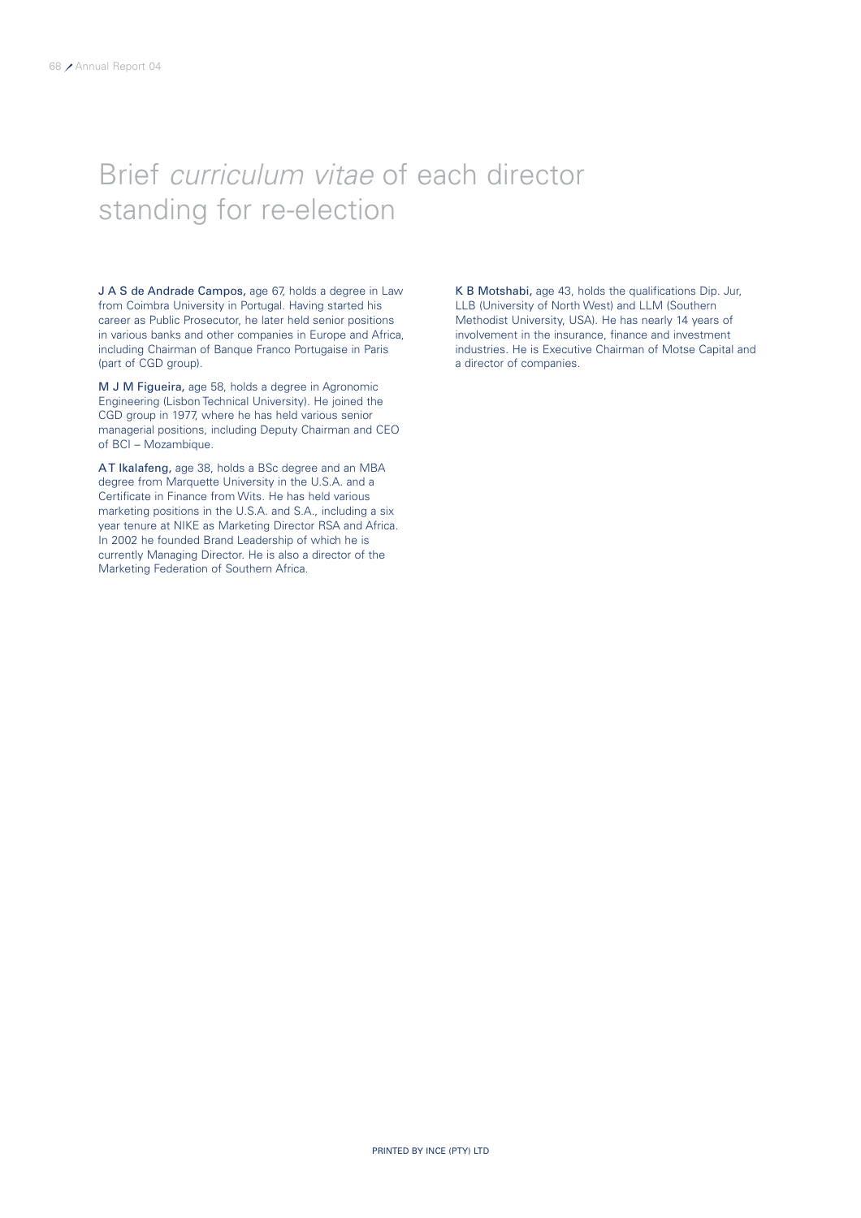# Brief *curriculum vitae* of each director standing for re-election

**J A S de Andrade Campos,** age 67, holds a degree in Law from Coimbra University in Portugal. Having started his career as Public Prosecutor, he later held senior positions in various banks and other companies in Europe and Africa, including Chairman of Banque Franco Portugaise in Paris (part of CGD group).

**M J M Figueira,** age 58, holds a degree in Agronomic Engineering (Lisbon Technical University). He joined the CGD group in 1977, where he has held various senior managerial positions, including Deputy Chairman and CEO of BCI – Mozambique.

**A T Ikalafeng,** age 38, holds a BSc degree and an MBA degree from Marquette University in the U.S.A. and a Certificate in Finance from Wits. He has held various marketing positions in the U.S.A. and S.A., including a six year tenure at NIKE as Marketing Director RSA and Africa. In 2002 he founded Brand Leadership of which he is currently Managing Director. He is also a director of the Marketing Federation of Southern Africa.

**K B Motshabi,** age 43, holds the qualifications Dip. Jur, LLB (University of North West) and LLM (Southern Methodist University, USA). He has nearly 14 years of involvement in the insurance, finance and investment industries. He is Executive Chairman of Motse Capital and a director of companies.

PRINTED BY INCE (PTY) LTD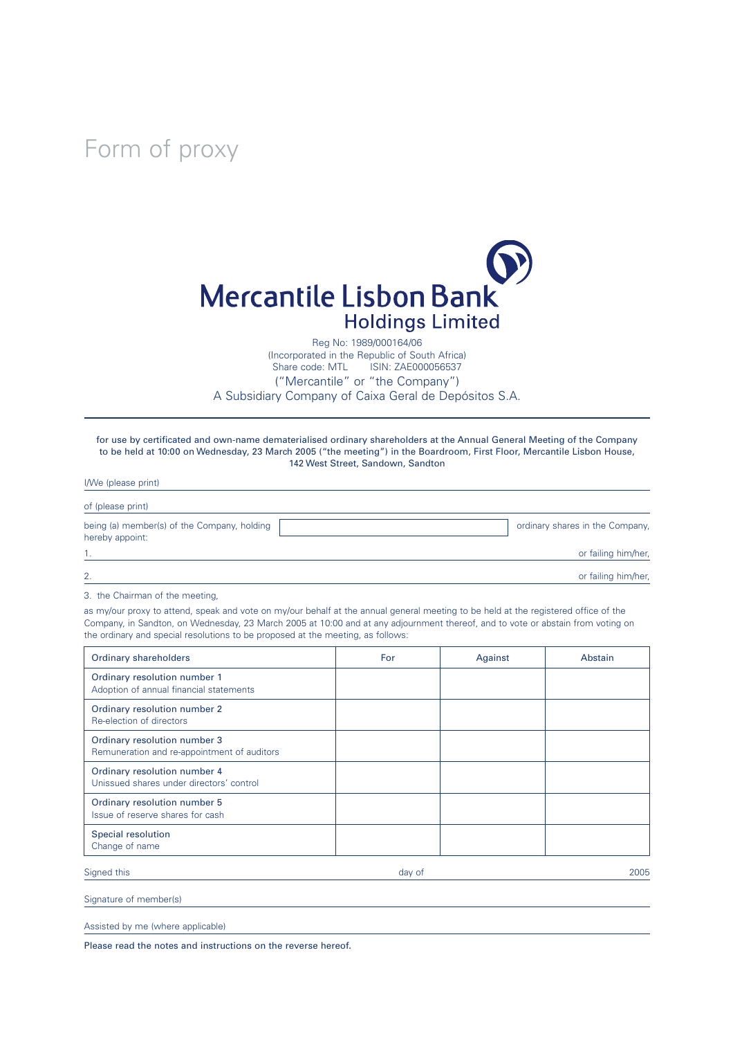# Form of proxy

**Mercantile Lisbon Bank Holdings Limited**

Reg No: 1989/000164/06
(Incorporated in the Republic of South Africa)
Share code: MTL ISIN: ZAE000056537
("Mercantile" or "the Company")
A Subsidiary Company of Caixa Geral de Depósitos S.A.

for use by certificated and own-name dematerialised ordinary shareholders at the Annual General Meeting of the Company to be held at 10:00 on Wednesday, 23 March 2005 ("the meeting") in the Boardroom, First Floor, Mercantile Lisbon House, 142 West Street, Sandown, Sandton

I/We (please print) ______________________________

of (please print) ______________________________

being (a) member(s) of the Company, holding ______________ ordinary shares in the Company, hereby appoint:

1. ______________________________ or failing him/her,

2. ______________________________ or failing him/her,

3. the Chairman of the meeting,

as my/our proxy to attend, speak and vote on my/our behalf at the annual general meeting to be held at the registered office of the Company, in Sandton, on Wednesday, 23 March 2005 at 10:00 and at any adjournment thereof, and to vote or abstain from voting on the ordinary and special resolutions to be proposed at the meeting, as follows:

| Ordinary shareholders | For | Against | Abstain |
|---|---|---|---|
| Ordinary resolution number 1<br>Adoption of annual financial statements | | | |
| Ordinary resolution number 2<br>Re-election of directors | | | |
| Ordinary resolution number 3<br>Remuneration and re-appointment of auditors | | | |
| Ordinary resolution number 4<br>Unissued shares under directors' control | | | |
| Ordinary resolution number 5<br>Issue of reserve shares for cash | | | |
| Special resolution<br>Change of name | | | |

Signed this ______________ day of ______________ 2005

Signature of member(s) ______________________________

Assisted by me (where applicable) ______________________________

Please read the notes and instructions on the reverse hereof.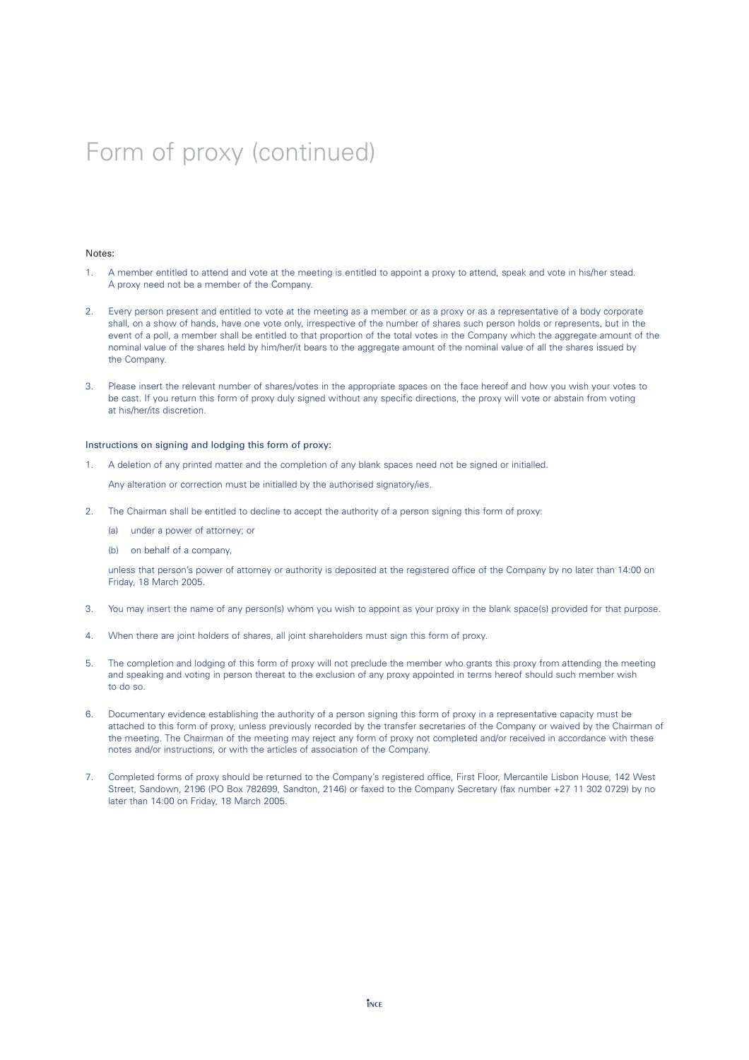# Form of proxy (continued)

Notes:

1. A member entitled to attend and vote at the meeting is entitled to appoint a proxy to attend, speak and vote in his/her stead. A proxy need not be a member of the Company.

2. Every person present and entitled to vote at the meeting as a member or as a proxy or as a representative of a body corporate shall, on a show of hands, have one vote only, irrespective of the number of shares such person holds or represents, but in the event of a poll, a member shall be entitled to that proportion of the total votes in the Company which the aggregate amount of the nominal value of the shares held by him/her/it bears to the aggregate amount of the nominal value of all the shares issued by the Company.

3. Please insert the relevant number of shares/votes in the appropriate spaces on the face hereof and how you wish your votes to be cast. If you return this form of proxy duly signed without any specific directions, the proxy will vote or abstain from voting at his/her/its discretion.

## Instructions on signing and lodging this form of proxy:

1. A deletion of any printed matter and the completion of any blank spaces need not be signed or initialled.

   Any alteration or correction must be initialled by the authorised signatory/ies.

2. The Chairman shall be entitled to decline to accept the authority of a person signing this form of proxy:

   (a) under a power of attorney; or

   (b) on behalf of a company,

   unless that person's power of attorney or authority is deposited at the registered office of the Company by no later than 14:00 on Friday, 18 March 2005.

3. You may insert the name of any person(s) whom you wish to appoint as your proxy in the blank space(s) provided for that purpose.

4. When there are joint holders of shares, all joint shareholders must sign this form of proxy.

5. The completion and lodging of this form of proxy will not preclude the member who grants this proxy from attending the meeting and speaking and voting in person thereat to the exclusion of any proxy appointed in terms hereof should such member wish to do so.

6. Documentary evidence establishing the authority of a person signing this form of proxy in a representative capacity must be attached to this form of proxy, unless previously recorded by the transfer secretaries of the Company or waived by the Chairman of the meeting. The Chairman of the meeting may reject any form of proxy not completed and/or received in accordance with these notes and/or instructions, or with the articles of association of the Company.

7. Completed forms of proxy should be returned to the Company's registered office, First Floor, Mercantile Lisbon House, 142 West Street, Sandown, 2196 (PO Box 782699, Sandton, 2146) or faxed to the Company Secretary (fax number +27 11 302 0729) by no later than 14:00 on Friday, 18 March 2005.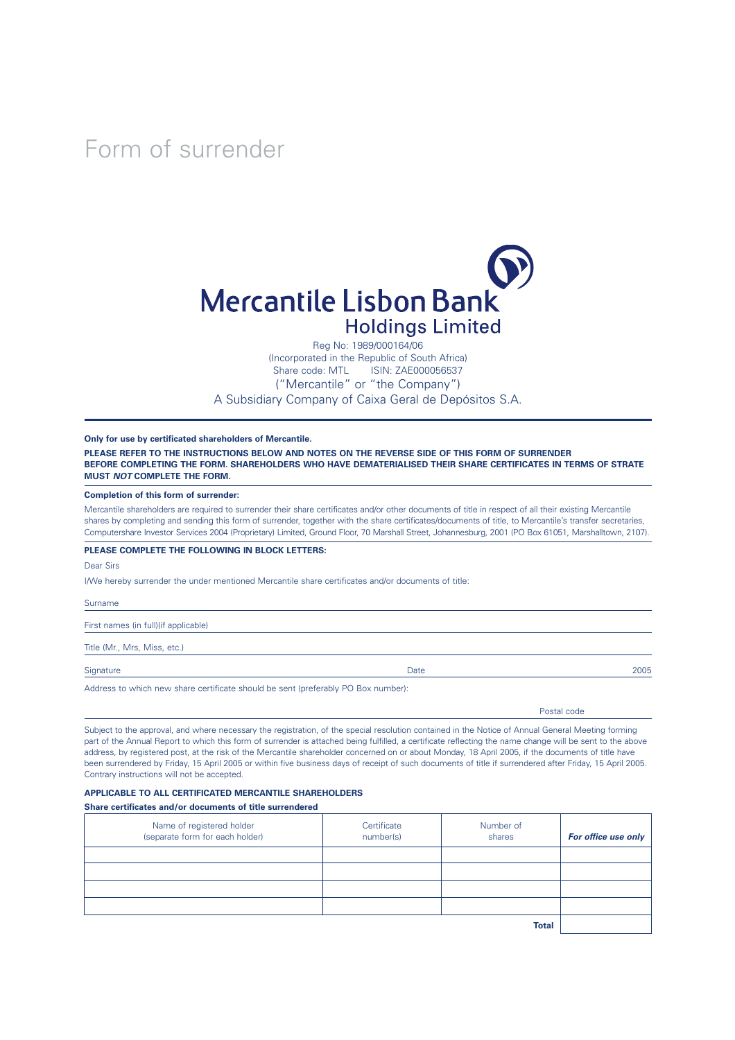# Form of surrender

**Mercantile Lisbon Bank**
**Holdings Limited**

Reg No: 1989/000164/06
(Incorporated in the Republic of South Africa)
Share code: MTL ISIN: ZAE000056537
("Mercantile" or "the Company")
A Subsidiary Company of Caixa Geral de Depósitos S.A.

**Only for use by certificated shareholders of Mercantile.**

**PLEASE REFER TO THE INSTRUCTIONS BELOW AND NOTES ON THE REVERSE SIDE OF THIS FORM OF SURRENDER BEFORE COMPLETING THE FORM. SHAREHOLDERS WHO HAVE DEMATERIALISED THEIR SHARE CERTIFICATES IN TERMS OF STRATE MUST *NOT* COMPLETE THE FORM.**

**Completion of this form of surrender:**

Mercantile shareholders are required to surrender their share certificates and/or other documents of title in respect of all their existing Mercantile shares by completing and sending this form of surrender, together with the share certificates/documents of title, to Mercantile's transfer secretaries, Computershare Investor Services 2004 (Proprietary) Limited, Ground Floor, 70 Marshall Street, Johannesburg, 2001 (PO Box 61051, Marshalltown, 2107).

**PLEASE COMPLETE THE FOLLOWING IN BLOCK LETTERS:**

Dear Sirs

I/We hereby surrender the under mentioned Mercantile share certificates and/or documents of title:

Surname

First names (in full)(if applicable)

Title (Mr., Mrs, Miss, etc.)

Signature Date 2005

Address to which new share certificate should be sent (preferably PO Box number):

Postal code

Subject to the approval, and where necessary the registration, of the special resolution contained in the Notice of Annual General Meeting forming part of the Annual Report to which this form of surrender is attached being fulfilled, a certificate reflecting the name change will be sent to the above address, by registered post, at the risk of the Mercantile shareholder concerned on or about Monday, 18 April 2005, if the documents of title have been surrendered by Friday, 15 April 2005 or within five business days of receipt of such documents of title if surrendered after Friday, 15 April 2005. Contrary instructions will not be accepted.

**APPLICABLE TO ALL CERTIFICATED MERCANTILE SHAREHOLDERS**

**Share certificates and/or documents of title surrendered**

| Name of registered holder (separate form for each holder) | Certificate number(s) | Number of shares | ***For office use only*** |
|---|---|---|---|
| | | | |
| | | | |
| | | | |
| | | | |
| | | **Total** | |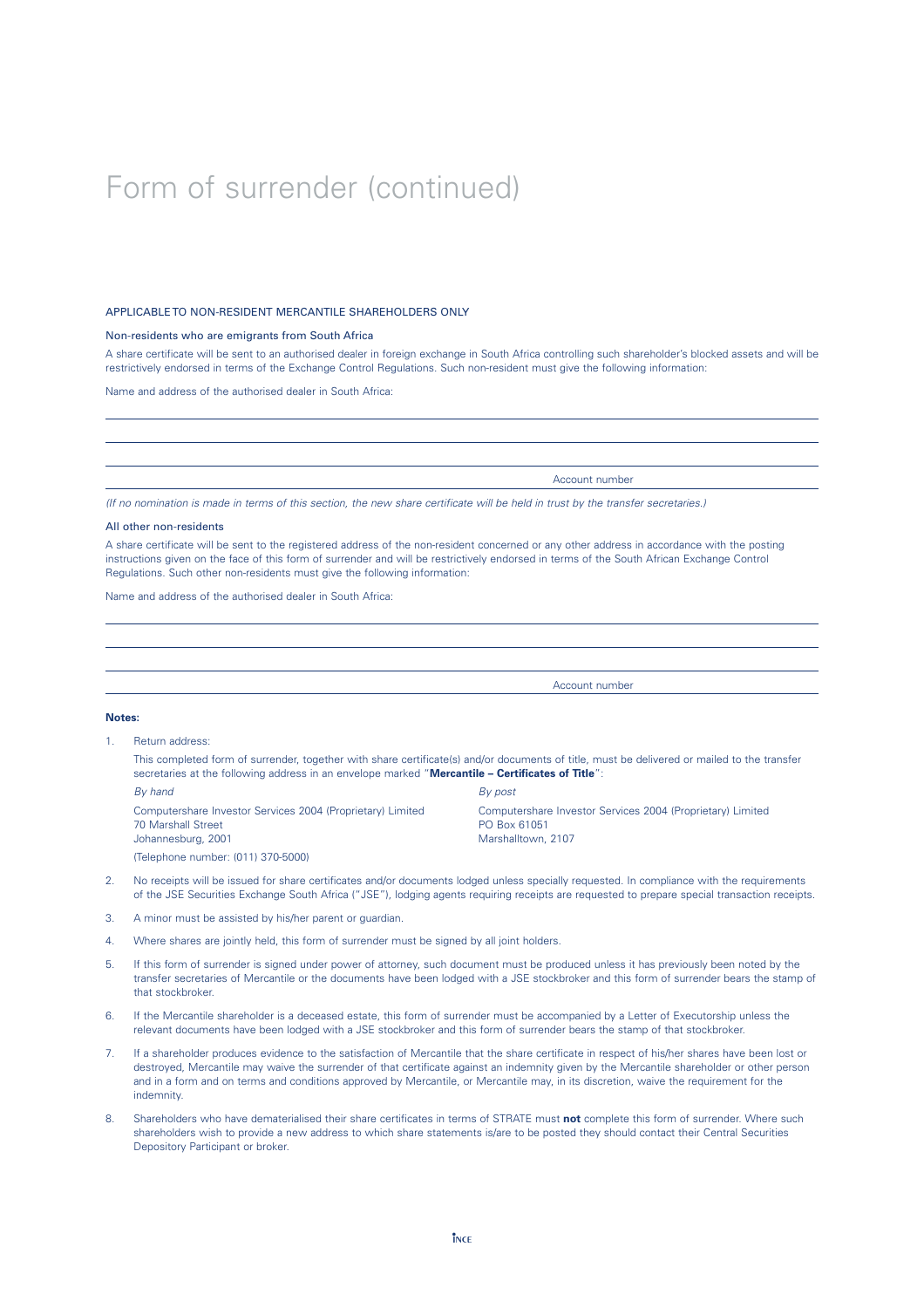# Form of surrender (continued)

APPLICABLE TO NON-RESIDENT MERCANTILE SHAREHOLDERS ONLY

### Non-residents who are emigrants from South Africa

A share certificate will be sent to an authorised dealer in foreign exchange in South Africa controlling such shareholder's blocked assets and will be restrictively endorsed in terms of the Exchange Control Regulations. Such non-resident must give the following information:

Name and address of the authorised dealer in South Africa:

\_\_\_\_\_\_\_\_\_\_\_\_\_\_\_\_\_\_\_\_\_\_\_\_\_\_\_\_\_\_\_\_\_\_\_\_\_\_\_\_

\_\_\_\_\_\_\_\_\_\_\_\_\_\_\_\_\_\_\_\_\_\_\_\_\_\_\_\_\_\_\_\_\_\_\_\_\_\_\_\_

\_\_\_\_\_\_\_\_\_\_\_\_\_\_\_\_\_\_\_\_\_\_\_\_\_\_\_\_\_\_\_\_\_\_\_\_\_\_\_\_

Account number \_\_\_\_\_\_\_\_\_\_\_\_\_\_\_\_\_\_\_\_

*(If no nomination is made in terms of this section, the new share certificate will be held in trust by the transfer secretaries.)*

### All other non-residents

A share certificate will be sent to the registered address of the non-resident concerned or any other address in accordance with the posting instructions given on the face of this form of surrender and will be restrictively endorsed in terms of the South African Exchange Control Regulations. Such other non-residents must give the following information:

Name and address of the authorised dealer in South Africa:

\_\_\_\_\_\_\_\_\_\_\_\_\_\_\_\_\_\_\_\_\_\_\_\_\_\_\_\_\_\_\_\_\_\_\_\_\_\_\_\_

\_\_\_\_\_\_\_\_\_\_\_\_\_\_\_\_\_\_\_\_\_\_\_\_\_\_\_\_\_\_\_\_\_\_\_\_\_\_\_\_

\_\_\_\_\_\_\_\_\_\_\_\_\_\_\_\_\_\_\_\_\_\_\_\_\_\_\_\_\_\_\_\_\_\_\_\_\_\_\_\_

Account number \_\_\_\_\_\_\_\_\_\_\_\_\_\_\_\_\_\_\_\_

**Notes:**

1. Return address:

   This completed form of surrender, together with share certificate(s) and/or documents of title, must be delivered or mailed to the transfer secretaries at the following address in an envelope marked "**Mercantile – Certificates of Title**":

   *By hand*

   Computershare Investor Services 2004 (Proprietary) Limited
   70 Marshall Street
   Johannesburg, 2001
   (Telephone number: (011) 370-5000)

   *By post*

   Computershare Investor Services 2004 (Proprietary) Limited
   PO Box 61051
   Marshalltown, 2107

2. No receipts will be issued for share certificates and/or documents lodged unless specially requested. In compliance with the requirements of the JSE Securities Exchange South Africa ("JSE"), lodging agents requiring receipts are requested to prepare special transaction receipts.

3. A minor must be assisted by his/her parent or guardian.

4. Where shares are jointly held, this form of surrender must be signed by all joint holders.

5. If this form of surrender is signed under power of attorney, such document must be produced unless it has previously been noted by the transfer secretaries of Mercantile or the documents have been lodged with a JSE stockbroker and this form of surrender bears the stamp of that stockbroker.

6. If the Mercantile shareholder is a deceased estate, this form of surrender must be accompanied by a Letter of Executorship unless the relevant documents have been lodged with a JSE stockbroker and this form of surrender bears the stamp of that stockbroker.

7. If a shareholder produces evidence to the satisfaction of Mercantile that the share certificate in respect of his/her shares have been lost or destroyed, Mercantile may waive the surrender of that certificate against an indemnity given by the Mercantile shareholder or other person and in a form and on terms and conditions approved by Mercantile, or Mercantile may, in its discretion, waive the requirement for the indemnity.

8. Shareholders who have dematerialised their share certificates in terms of STRATE must **not** complete this form of surrender. Where such shareholders wish to provide a new address to which share statements is/are to be posted they should contact their Central Securities Depository Participant or broker.